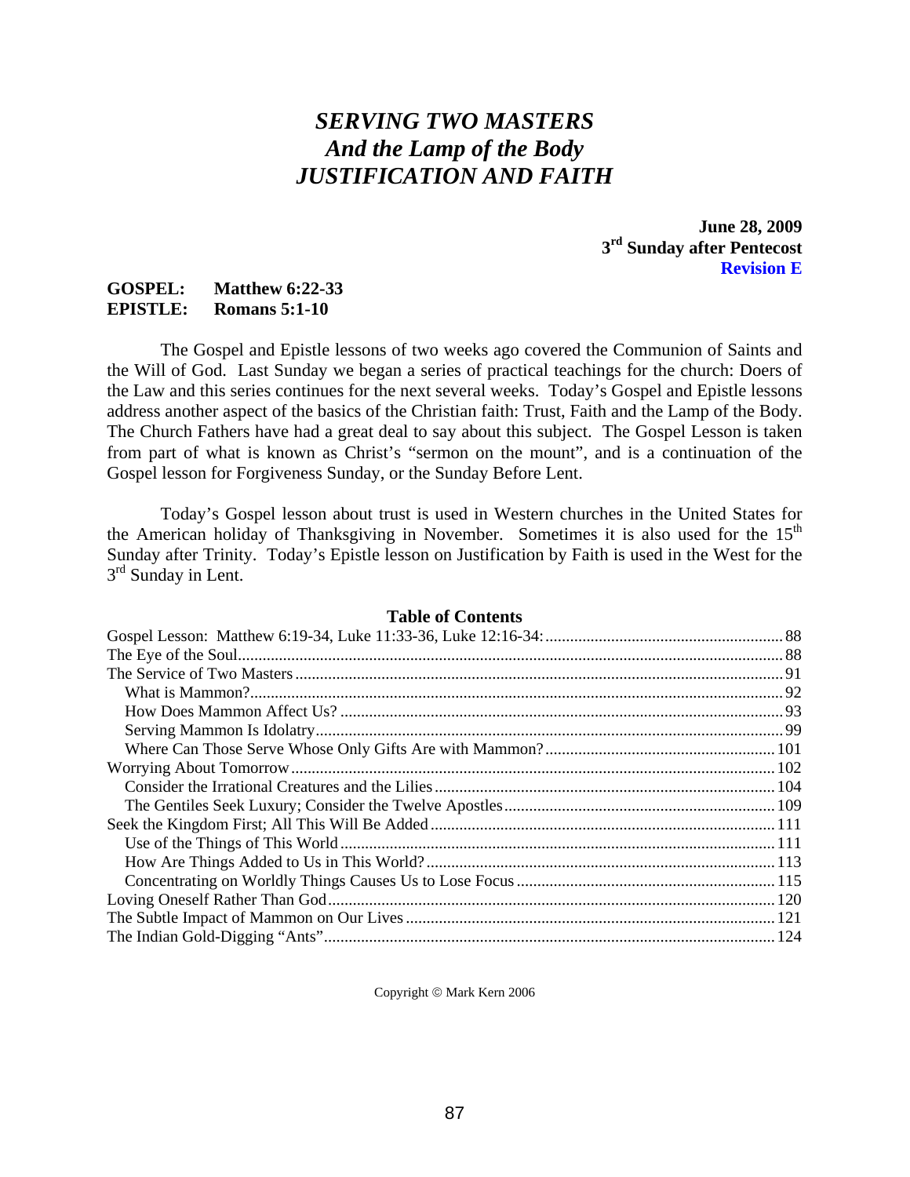# *SERVING TWO MASTERS*
# *And the Lamp of the Body*
# *JUSTIFICATION AND FAITH*

**June 28, 2009**
**3rd Sunday after Pentecost**
**Revision E**

**GOSPEL: Matthew 6:22-33**
**EPISTLE: Romans 5:1-10**

The Gospel and Epistle lessons of two weeks ago covered the Communion of Saints and the Will of God. Last Sunday we began a series of practical teachings for the church: Doers of the Law and this series continues for the next several weeks. Today's Gospel and Epistle lessons address another aspect of the basics of the Christian faith: Trust, Faith and the Lamp of the Body. The Church Fathers have had a great deal to say about this subject. The Gospel Lesson is taken from part of what is known as Christ's "sermon on the mount", and is a continuation of the Gospel lesson for Forgiveness Sunday, or the Sunday Before Lent.

Today's Gospel lesson about trust is used in Western churches in the United States for the American holiday of Thanksgiving in November. Sometimes it is also used for the 15th Sunday after Trinity. Today's Epistle lesson on Justification by Faith is used in the West for the 3rd Sunday in Lent.

**Table of Contents**

- Gospel Lesson: Matthew 6:19-34, Luke 11:33-36, Luke 12:16-34: .... 88
- The Eye of the Soul .... 88
- The Service of Two Masters .... 91
  - What is Mammon? .... 92
  - How Does Mammon Affect Us? .... 93
  - Serving Mammon Is Idolatry .... 99
  - Where Can Those Serve Whose Only Gifts are with Mammon? .... 101
- Worrying About Tomorrow .... 102
  - Consider the Irrational Creatures and the Lilies .... 104
  - The Gentiles Seek Luxury; Consider the Twelve Apostles .... 109
- Seek the Kingdom First; All This Will Be Added .... 111
  - Use of the Things of This World .... 111
  - How Are Things Added to Us in This World? .... 113
  - Concentrating on Worldly Things Causes Us to Lose Focus .... 115
- Loving Oneself Rather Than God .... 120
- The Subtle Impact of Mammon on Our Lives .... 121
- The Indian Gold-Digging "Ants" .... 124

Copyright © Mark Kern 2006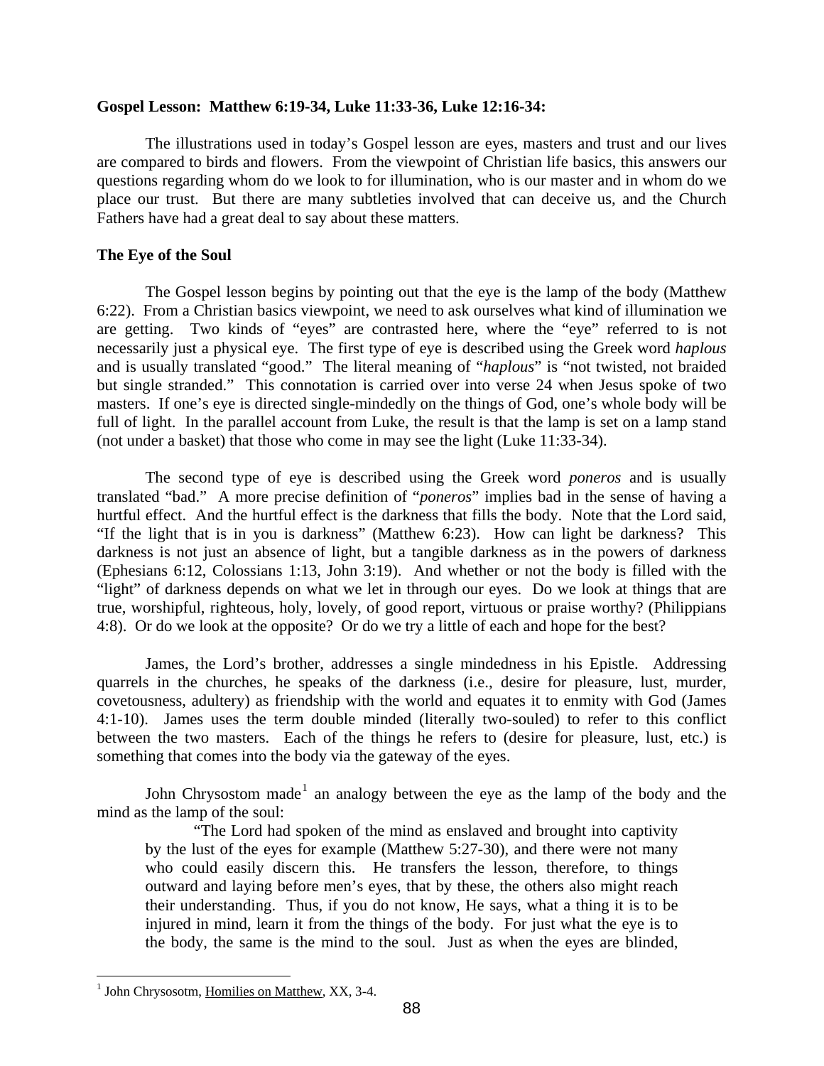**Gospel Lesson: Matthew 6:19-34, Luke 11:33-36, Luke 12:16-34:**

The illustrations used in today's Gospel lesson are eyes, masters and trust and our lives are compared to birds and flowers. From the viewpoint of Christian life basics, this answers our questions regarding whom do we look to for illumination, who is our master and in whom do we place our trust. But there are many subtleties involved that can deceive us, and the Church Fathers have had a great deal to say about these matters.

**The Eye of the Soul**

The Gospel lesson begins by pointing out that the eye is the lamp of the body (Matthew 6:22). From a Christian basics viewpoint, we need to ask ourselves what kind of illumination we are getting. Two kinds of "eyes" are contrasted here, where the "eye" referred to is not necessarily just a physical eye. The first type of eye is described using the Greek word *haplous* and is usually translated "good." The literal meaning of "*haplous*" is "not twisted, not braided but single stranded." This connotation is carried over into verse 24 when Jesus spoke of two masters. If one's eye is directed single-mindedly on the things of God, one's whole body will be full of light. In the parallel account from Luke, the result is that the lamp is set on a lamp stand (not under a basket) that those who come in may see the light (Luke 11:33-34).

The second type of eye is described using the Greek word *poneros* and is usually translated "bad." A more precise definition of "*poneros*" implies bad in the sense of having a hurtful effect. And the hurtful effect is the darkness that fills the body. Note that the Lord said, "If the light that is in you is darkness" (Matthew 6:23). How can light be darkness? This darkness is not just an absence of light, but a tangible darkness as in the powers of darkness (Ephesians 6:12, Colossians 1:13, John 3:19). And whether or not the body is filled with the "light" of darkness depends on what we let in through our eyes. Do we look at things that are true, worshipful, righteous, holy, lovely, of good report, virtuous or praise worthy? (Philippians 4:8). Or do we look at the opposite? Or do we try a little of each and hope for the best?

James, the Lord's brother, addresses a single mindedness in his Epistle. Addressing quarrels in the churches, he speaks of the darkness (i.e., desire for pleasure, lust, murder, covetousness, adultery) as friendship with the world and equates it to enmity with God (James 4:1-10). James uses the term double minded (literally two-souled) to refer to this conflict between the two masters. Each of the things he refers to (desire for pleasure, lust, etc.) is something that comes into the body via the gateway of the eyes.

John Chrysostom made[1] an analogy between the eye as the lamp of the body and the mind as the lamp of the soul:

> "The Lord had spoken of the mind as enslaved and brought into captivity by the lust of the eyes for example (Matthew 5:27-30), and there were not many who could easily discern this. He transfers the lesson, therefore, to things outward and laying before men's eyes, that by these, the others also might reach their understanding. Thus, if you do not know, He says, what a thing it is to be injured in mind, learn it from the things of the body. For just what the eye is to the body, the same is the mind to the soul. Just as when the eyes are blinded,

[1] John Chrysosotm, Homilies on Matthew, XX, 3-4.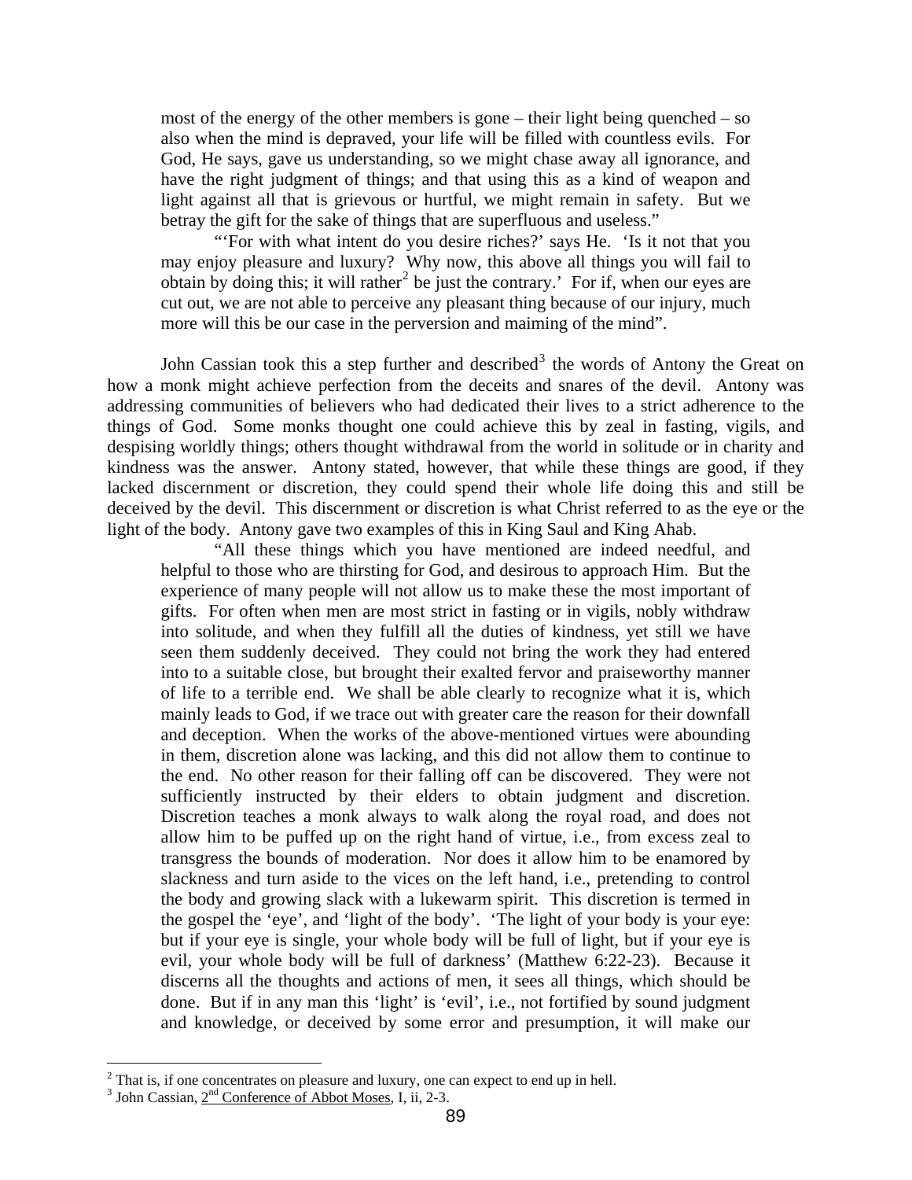> most of the energy of the other members is gone – their light being quenched – so also when the mind is depraved, your life will be filled with countless evils. For God, He says, gave us understanding, so we might chase away all ignorance, and have the right judgment of things; and that using this as a kind of weapon and light against all that is grievous or hurtful, we might remain in safety. But we betray the gift for the sake of things that are superfluous and useless."
>
> "'For with what intent do you desire riches?' says He. 'Is it not that you may enjoy pleasure and luxury? Why now, this above all things you will fail to obtain by doing this; it will rather[2] be just the contrary.' For if, when our eyes are cut out, we are not able to perceive any pleasant thing because of our injury, much more will this be our case in the perversion and maiming of the mind".

John Cassian took this a step further and described[3] the words of Antony the Great on how a monk might achieve perfection from the deceits and snares of the devil. Antony was addressing communities of believers who had dedicated their lives to a strict adherence to the things of God. Some monks thought one could achieve this by zeal in fasting, vigils, and despising worldly things; others thought withdrawal from the world in solitude or in charity and kindness was the answer. Antony stated, however, that while these things are good, if they lacked discernment or discretion, they could spend their whole life doing this and still be deceived by the devil. This discernment or discretion is what Christ referred to as the eye or the light of the body. Antony gave two examples of this in King Saul and King Ahab.

> "All these things which you have mentioned are indeed needful, and helpful to those who are thirsting for God, and desirous to approach Him. But the experience of many people will not allow us to make these the most important of gifts. For often when men are most strict in fasting or in vigils, nobly withdraw into solitude, and when they fulfill all the duties of kindness, yet still we have seen them suddenly deceived. They could not bring the work they had entered into to a suitable close, but brought their exalted fervor and praiseworthy manner of life to a terrible end. We shall be able clearly to recognize what it is, which mainly leads to God, if we trace out with greater care the reason for their downfall and deception. When the works of the above-mentioned virtues were abounding in them, discretion alone was lacking, and this did not allow them to continue to the end. No other reason for their falling off can be discovered. They were not sufficiently instructed by their elders to obtain judgment and discretion. Discretion teaches a monk always to walk along the royal road, and does not allow him to be puffed up on the right hand of virtue, i.e., from excess zeal to transgress the bounds of moderation. Nor does it allow him to be enamored by slackness and turn aside to the vices on the left hand, i.e., pretending to control the body and growing slack with a lukewarm spirit. This discretion is termed in the gospel the 'eye', and 'light of the body'. 'The light of your body is your eye: but if your eye is single, your whole body will be full of light, but if your eye is evil, your whole body will be full of darkness' (Matthew 6:22-23). Because it discerns all the thoughts and actions of men, it sees all things, which should be done. But if in any man this 'light' is 'evil', i.e., not fortified by sound judgment and knowledge, or deceived by some error and presumption, it will make our

---

[2] That is, if one concentrates on pleasure and luxury, one can expect to end up in hell.

[3] John Cassian, 2nd Conference of Abbot Moses, I, ii, 2-3.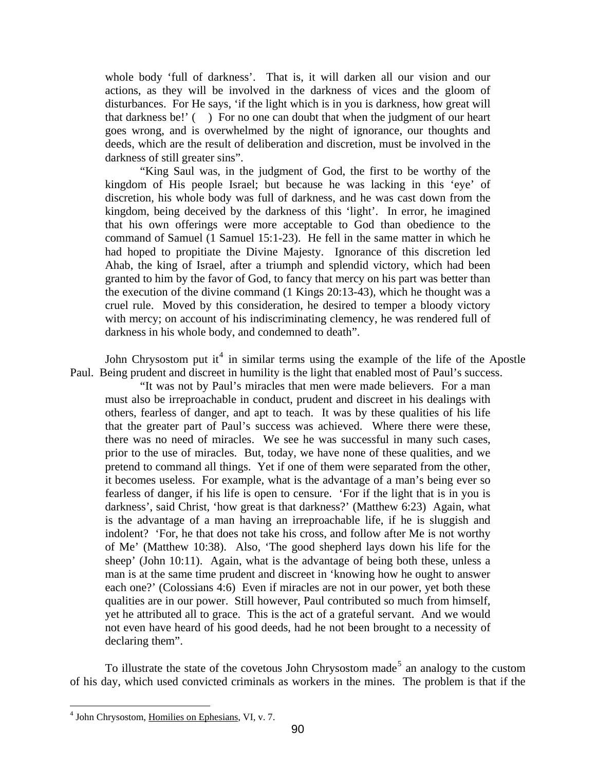> whole body 'full of darkness'. That is, it will darken all our vision and our actions, as they will be involved in the darkness of vices and the gloom of disturbances. For He says, 'if the light which is in you is darkness, how great will that darkness be!' ( ) For no one can doubt that when the judgment of our heart goes wrong, and is overwhelmed by the night of ignorance, our thoughts and deeds, which are the result of deliberation and discretion, must be involved in the darkness of still greater sins".
>
> "King Saul was, in the judgment of God, the first to be worthy of the kingdom of His people Israel; but because he was lacking in this 'eye' of discretion, his whole body was full of darkness, and he was cast down from the kingdom, being deceived by the darkness of this 'light'. In error, he imagined that his own offerings were more acceptable to God than obedience to the command of Samuel (1 Samuel 15:1-23). He fell in the same matter in which he had hoped to propitiate the Divine Majesty. Ignorance of this discretion led Ahab, the king of Israel, after a triumph and splendid victory, which had been granted to him by the favor of God, to fancy that mercy on his part was better than the execution of the divine command (1 Kings 20:13-43), which he thought was a cruel rule. Moved by this consideration, he desired to temper a bloody victory with mercy; on account of his indiscriminating clemency, he was rendered full of darkness in his whole body, and condemned to death".

John Chrysostom put it[4] in similar terms using the example of the life of the Apostle Paul. Being prudent and discreet in humility is the light that enabled most of Paul's success.

> "It was not by Paul's miracles that men were made believers. For a man must also be irreproachable in conduct, prudent and discreet in his dealings with others, fearless of danger, and apt to teach. It was by these qualities of his life that the greater part of Paul's success was achieved. Where there were these, there was no need of miracles. We see he was successful in many such cases, prior to the use of miracles. But, today, we have none of these qualities, and we pretend to command all things. Yet if one of them were separated from the other, it becomes useless. For example, what is the advantage of a man's being ever so fearless of danger, if his life is open to censure. 'For if the light that is in you is darkness', said Christ, 'how great is that darkness?' (Matthew 6:23) Again, what is the advantage of a man having an irreproachable life, if he is sluggish and indolent? 'For, he that does not take his cross, and follow after Me is not worthy of Me' (Matthew 10:38). Also, 'The good shepherd lays down his life for the sheep' (John 10:11). Again, what is the advantage of being both these, unless a man is at the same time prudent and discreet in 'knowing how he ought to answer each one?' (Colossians 4:6) Even if miracles are not in our power, yet both these qualities are in our power. Still however, Paul contributed so much from himself, yet he attributed all to grace. This is the act of a grateful servant. And we would not even have heard of his good deeds, had he not been brought to a necessity of declaring them".

To illustrate the state of the covetous John Chrysostom made[5] an analogy to the custom of his day, which used convicted criminals as workers in the mines. The problem is that if the

---

[4] John Chrysostom, Homilies on Ephesians, VI, v. 7.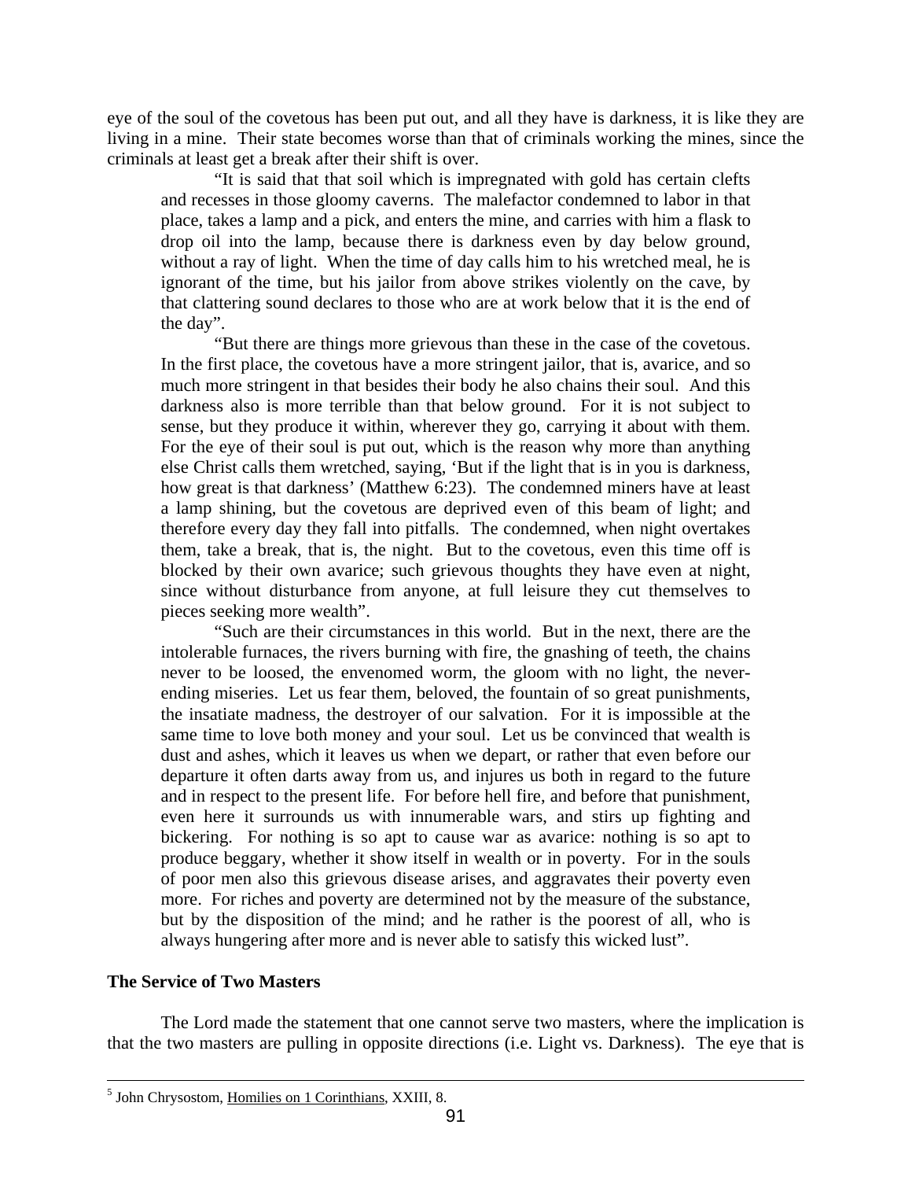eye of the soul of the covetous has been put out, and all they have is darkness, it is like they are living in a mine. Their state becomes worse than that of criminals working the mines, since the criminals at least get a break after their shift is over.

> "It is said that that soil which is impregnated with gold has certain clefts and recesses in those gloomy caverns. The malefactor condemned to labor in that place, takes a lamp and a pick, and enters the mine, and carries with him a flask to drop oil into the lamp, because there is darkness even by day below ground, without a ray of light. When the time of day calls him to his wretched meal, he is ignorant of the time, but his jailor from above strikes violently on the cave, by that clattering sound declares to those who are at work below that it is the end of the day".
>
> "But there are things more grievous than these in the case of the covetous. In the first place, the covetous have a more stringent jailor, that is, avarice, and so much more stringent in that besides their body he also chains their soul. And this darkness also is more terrible than that below ground. For it is not subject to sense, but they produce it within, wherever they go, carrying it about with them. For the eye of their soul is put out, which is the reason why more than anything else Christ calls them wretched, saying, 'But if the light that is in you is darkness, how great is that darkness' (Matthew 6:23). The condemned miners have at least a lamp shining, but the covetous are deprived even of this beam of light; and therefore every day they fall into pitfalls. The condemned, when night overtakes them, take a break, that is, the night. But to the covetous, even this time off is blocked by their own avarice; such grievous thoughts they have even at night, since without disturbance from anyone, at full leisure they cut themselves to pieces seeking more wealth".
>
> "Such are their circumstances in this world. But in the next, there are the intolerable furnaces, the rivers burning with fire, the gnashing of teeth, the chains never to be loosed, the envenomed worm, the gloom with no light, the never-ending miseries. Let us fear them, beloved, the fountain of so great punishments, the insatiate madness, the destroyer of our salvation. For it is impossible at the same time to love both money and your soul. Let us be convinced that wealth is dust and ashes, which it leaves us when we depart, or rather that even before our departure it often darts away from us, and injures us both in regard to the future and in respect to the present life. For before hell fire, and before that punishment, even here it surrounds us with innumerable wars, and stirs up fighting and bickering. For nothing is so apt to cause war as avarice: nothing is so apt to produce beggary, whether it show itself in wealth or in poverty. For in the souls of poor men also this grievous disease arises, and aggravates their poverty even more. For riches and poverty are determined not by the measure of the substance, but by the disposition of the mind; and he rather is the poorest of all, who is always hungering after more and is never able to satisfy this wicked lust".

### The Service of Two Masters

The Lord made the statement that one cannot serve two masters, where the implication is that the two masters are pulling in opposite directions (i.e. Light vs. Darkness). The eye that is

---

[5] John Chrysostom, Homilies on 1 Corinthians, XXIII, 8.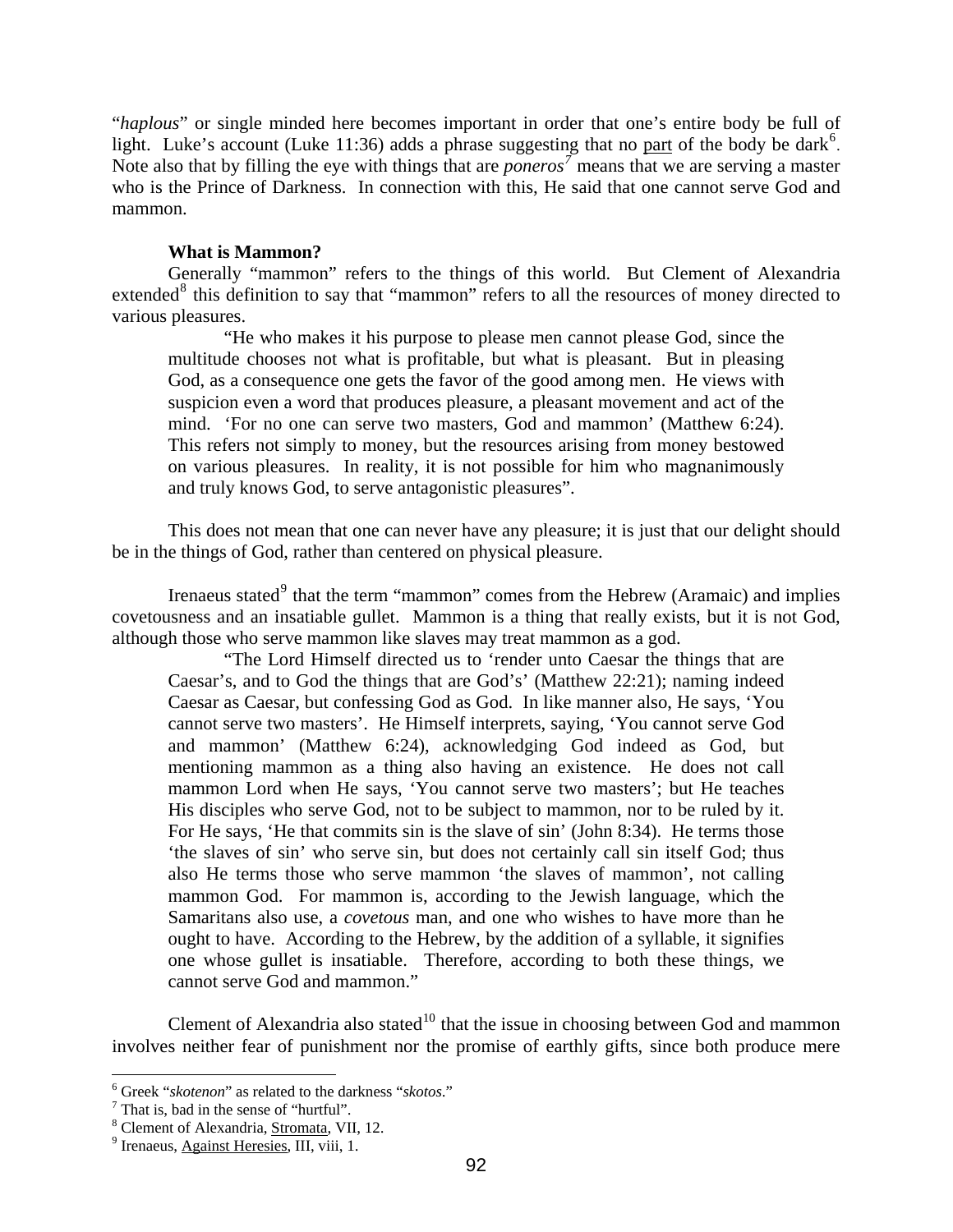"*haplous*" or single minded here becomes important in order that one's entire body be full of light. Luke's account (Luke 11:36) adds a phrase suggesting that no part of the body be dark[6]. Note also that by filling the eye with things that are *poneros*[7] means that we are serving a master who is the Prince of Darkness. In connection with this, He said that one cannot serve God and mammon.

**What is Mammon?**

Generally "mammon" refers to the things of this world. But Clement of Alexandria extended[8] this definition to say that "mammon" refers to all the resources of money directed to various pleasures.

> "He who makes it his purpose to please men cannot please God, since the multitude chooses not what is profitable, but what is pleasant. But in pleasing God, as a consequence one gets the favor of the good among men. He views with suspicion even a word that produces pleasure, a pleasant movement and act of the mind. 'For no one can serve two masters, God and mammon' (Matthew 6:24). This refers not simply to money, but the resources arising from money bestowed on various pleasures. In reality, it is not possible for him who magnanimously and truly knows God, to serve antagonistic pleasures".

This does not mean that one can never have any pleasure; it is just that our delight should be in the things of God, rather than centered on physical pleasure.

Irenaeus stated[9] that the term "mammon" comes from the Hebrew (Aramaic) and implies covetousness and an insatiable gullet. Mammon is a thing that really exists, but it is not God, although those who serve mammon like slaves may treat mammon as a god.

> "The Lord Himself directed us to 'render unto Caesar the things that are Caesar's, and to God the things that are God's' (Matthew 22:21); naming indeed Caesar as Caesar, but confessing God as God. In like manner also, He says, 'You cannot serve two masters'. He Himself interprets, saying, 'You cannot serve God and mammon' (Matthew 6:24), acknowledging God indeed as God, but mentioning mammon as a thing also having an existence. He does not call mammon Lord when He says, 'You cannot serve two masters'; but He teaches His disciples who serve God, not to be subject to mammon, nor to be ruled by it. For He says, 'He that commits sin is the slave of sin' (John 8:34). He terms those 'the slaves of sin' who serve sin, but does not certainly call sin itself God; thus also He terms those who serve mammon 'the slaves of mammon', not calling mammon God. For mammon is, according to the Jewish language, which the Samaritans also use, a *covetous* man, and one who wishes to have more than he ought to have. According to the Hebrew, by the addition of a syllable, it signifies one whose gullet is insatiable. Therefore, according to both these things, we cannot serve God and mammon."

Clement of Alexandria also stated[10] that the issue in choosing between God and mammon involves neither fear of punishment nor the promise of earthly gifts, since both produce mere

---

[6] Greek "*skotenon*" as related to the darkness "*skotos*."

[7] That is, bad in the sense of "hurtful".

[8] Clement of Alexandria, Stromata, VII, 12.

[9] Irenaeus, Against Heresies, III, viii, 1.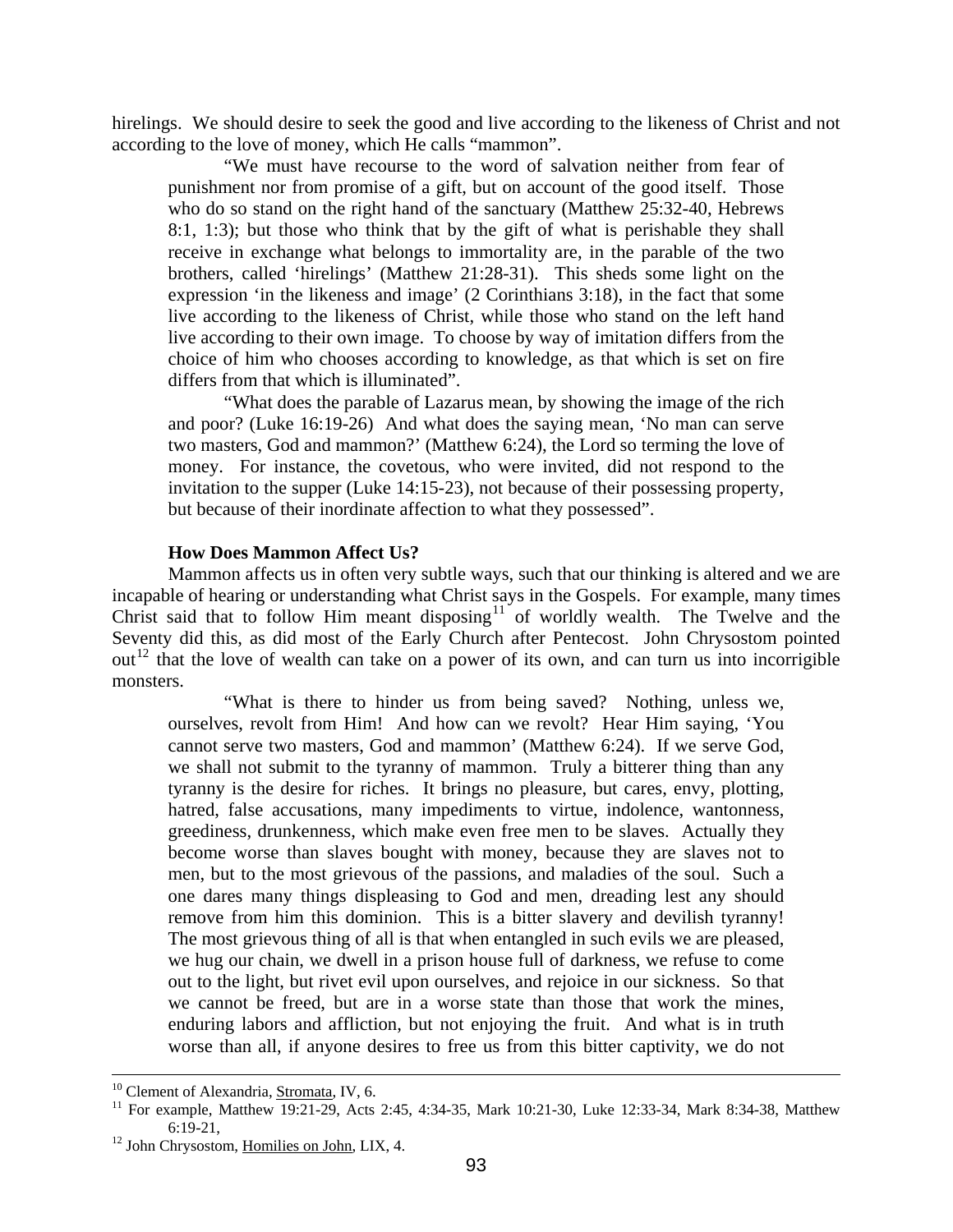hirelings. We should desire to seek the good and live according to the likeness of Christ and not according to the love of money, which He calls "mammon".

> "We must have recourse to the word of salvation neither from fear of punishment nor from promise of a gift, but on account of the good itself. Those who do so stand on the right hand of the sanctuary (Matthew 25:32-40, Hebrews 8:1, 1:3); but those who think that by the gift of what is perishable they shall receive in exchange what belongs to immortality are, in the parable of the two brothers, called 'hirelings' (Matthew 21:28-31). This sheds some light on the expression 'in the likeness and image' (2 Corinthians 3:18), in the fact that some live according to the likeness of Christ, while those who stand on the left hand live according to their own image. To choose by way of imitation differs from the choice of him who chooses according to knowledge, as that which is set on fire differs from that which is illuminated".
>
> "What does the parable of Lazarus mean, by showing the image of the rich and poor? (Luke 16:19-26) And what does the saying mean, 'No man can serve two masters, God and mammon?' (Matthew 6:24), the Lord so terming the love of money. For instance, the covetous, who were invited, did not respond to the invitation to the supper (Luke 14:15-23), not because of their possessing property, but because of their inordinate affection to what they possessed".

**How Does Mammon Affect Us?**

Mammon affects us in often very subtle ways, such that our thinking is altered and we are incapable of hearing or understanding what Christ says in the Gospels. For example, many times Christ said that to follow Him meant disposing[11] of worldly wealth. The Twelve and the Seventy did this, as did most of the Early Church after Pentecost. John Chrysostom pointed out[12] that the love of wealth can take on a power of its own, and can turn us into incorrigible monsters.

> "What is there to hinder us from being saved? Nothing, unless we, ourselves, revolt from Him! And how can we revolt? Hear Him saying, 'You cannot serve two masters, God and mammon' (Matthew 6:24). If we serve God, we shall not submit to the tyranny of mammon. Truly a bitterer thing than any tyranny is the desire for riches. It brings no pleasure, but cares, envy, plotting, hatred, false accusations, many impediments to virtue, indolence, wantonness, greediness, drunkenness, which make even free men to be slaves. Actually they become worse than slaves bought with money, because they are slaves not to men, but to the most grievous of the passions, and maladies of the soul. Such a one dares many things displeasing to God and men, dreading lest any should remove from him this dominion. This is a bitter slavery and devilish tyranny! The most grievous thing of all is that when entangled in such evils we are pleased, we hug our chain, we dwell in a prison house full of darkness, we refuse to come out to the light, but rivet evil upon ourselves, and rejoice in our sickness. So that we cannot be freed, but are in a worse state than those that work the mines, enduring labors and affliction, but not enjoying the fruit. And what is in truth worse than all, if anyone desires to free us from this bitter captivity, we do not

---

[10] Clement of Alexandria, Stromata, IV, 6.

[11] For example, Matthew 19:21-29, Acts 2:45, 4:34-35, Mark 10:21-30, Luke 12:33-34, Mark 8:34-38, Matthew 6:19-21,

[12] John Chrysostom, Homilies on John, LIX, 4.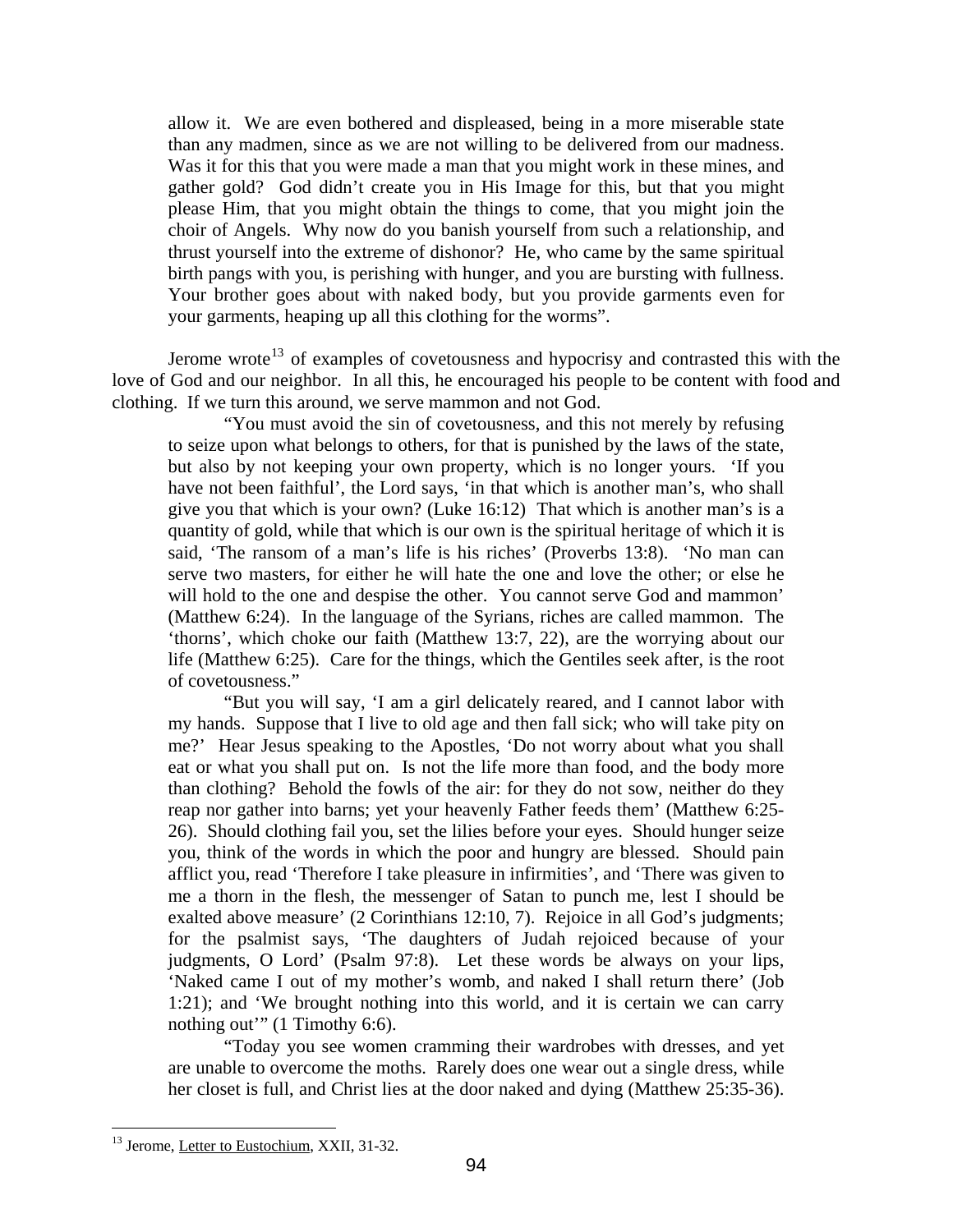> allow it. We are even bothered and displeased, being in a more miserable state than any madmen, since as we are not willing to be delivered from our madness. Was it for this that you were made a man that you might work in these mines, and gather gold? God didn't create you in His Image for this, but that you might please Him, that you might obtain the things to come, that you might join the choir of Angels. Why now do you banish yourself from such a relationship, and thrust yourself into the extreme of dishonor? He, who came by the same spiritual birth pangs with you, is perishing with hunger, and you are bursting with fullness. Your brother goes about with naked body, but you provide garments even for your garments, heaping up all this clothing for the worms".

Jerome wrote[13] of examples of covetousness and hypocrisy and contrasted this with the love of God and our neighbor. In all this, he encouraged his people to be content with food and clothing. If we turn this around, we serve mammon and not God.

> "You must avoid the sin of covetousness, and this not merely by refusing to seize upon what belongs to others, for that is punished by the laws of the state, but also by not keeping your own property, which is no longer yours. 'If you have not been faithful', the Lord says, 'in that which is another man's, who shall give you that which is your own? (Luke 16:12) That which is another man's is a quantity of gold, while that which is our own is the spiritual heritage of which it is said, 'The ransom of a man's life is his riches' (Proverbs 13:8). 'No man can serve two masters, for either he will hate the one and love the other; or else he will hold to the one and despise the other. You cannot serve God and mammon' (Matthew 6:24). In the language of the Syrians, riches are called mammon. The 'thorns', which choke our faith (Matthew 13:7, 22), are the worrying about our life (Matthew 6:25). Care for the things, which the Gentiles seek after, is the root of covetousness."
>
> "But you will say, 'I am a girl delicately reared, and I cannot labor with my hands. Suppose that I live to old age and then fall sick; who will take pity on me?' Hear Jesus speaking to the Apostles, 'Do not worry about what you shall eat or what you shall put on. Is not the life more than food, and the body more than clothing? Behold the fowls of the air: for they do not sow, neither do they reap nor gather into barns; yet your heavenly Father feeds them' (Matthew 6:25-26). Should clothing fail you, set the lilies before your eyes. Should hunger seize you, think of the words in which the poor and hungry are blessed. Should pain afflict you, read 'Therefore I take pleasure in infirmities', and 'There was given to me a thorn in the flesh, the messenger of Satan to punch me, lest I should be exalted above measure' (2 Corinthians 12:10, 7). Rejoice in all God's judgments; for the psalmist says, 'The daughters of Judah rejoiced because of your judgments, O Lord' (Psalm 97:8). Let these words be always on your lips, 'Naked came I out of my mother's womb, and naked I shall return there' (Job 1:21); and 'We brought nothing into this world, and it is certain we can carry nothing out'" (1 Timothy 6:6).
>
> "Today you see women cramming their wardrobes with dresses, and yet are unable to overcome the moths. Rarely does one wear out a single dress, while her closet is full, and Christ lies at the door naked and dying (Matthew 25:35-36).

---

[13] Jerome, Letter to Eustochium, XXII, 31-32.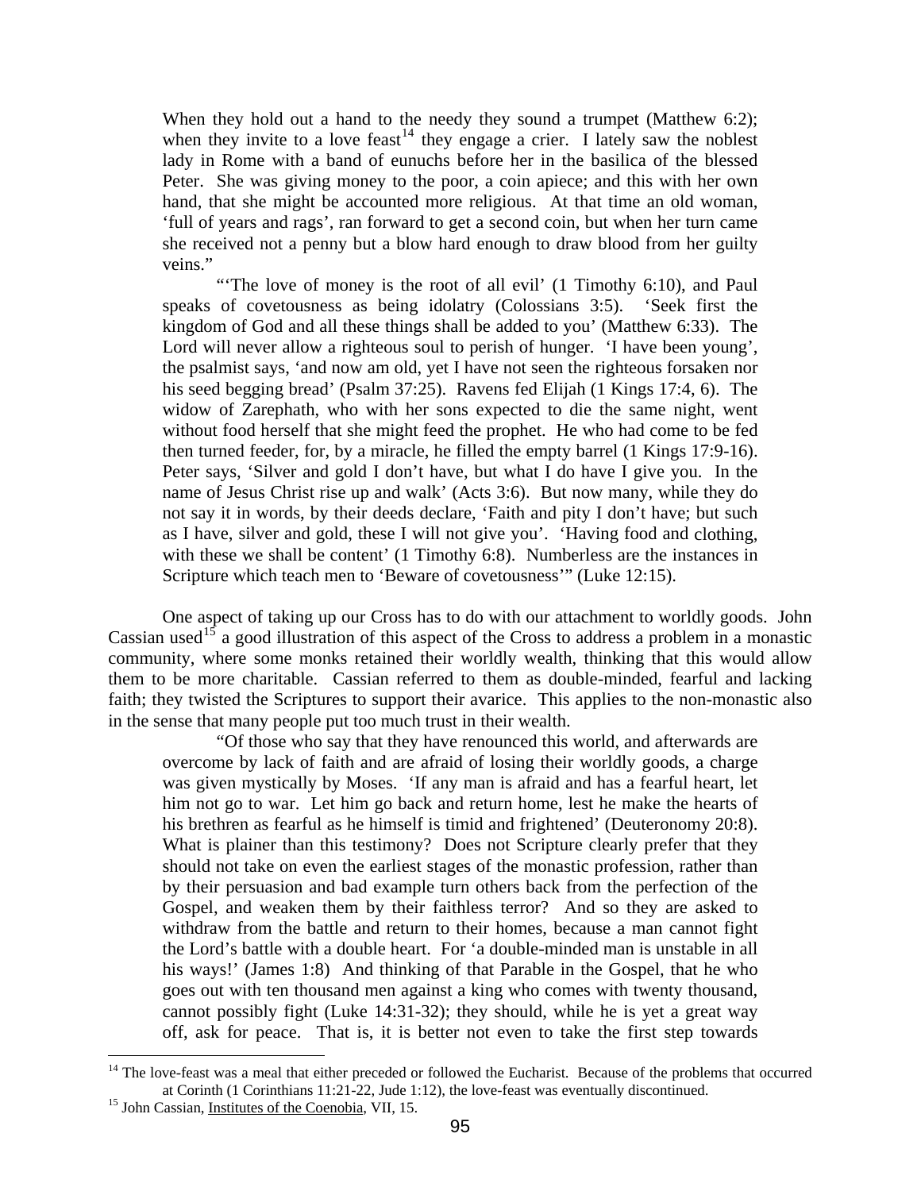When they hold out a hand to the needy they sound a trumpet (Matthew 6:2); when they invite to a love feast[14] they engage a crier. I lately saw the noblest lady in Rome with a band of eunuchs before her in the basilica of the blessed Peter. She was giving money to the poor, a coin apiece; and this with her own hand, that she might be accounted more religious. At that time an old woman, 'full of years and rags', ran forward to get a second coin, but when her turn came she received not a penny but a blow hard enough to draw blood from her guilty veins."

"'The love of money is the root of all evil' (1 Timothy 6:10), and Paul speaks of covetousness as being idolatry (Colossians 3:5). 'Seek first the kingdom of God and all these things shall be added to you' (Matthew 6:33). The Lord will never allow a righteous soul to perish of hunger. 'I have been young', the psalmist says, 'and now am old, yet I have not seen the righteous forsaken nor his seed begging bread' (Psalm 37:25). Ravens fed Elijah (1 Kings 17:4, 6). The widow of Zarephath, who with her sons expected to die the same night, went without food herself that she might feed the prophet. He who had come to be fed then turned feeder, for, by a miracle, he filled the empty barrel (1 Kings 17:9-16). Peter says, 'Silver and gold I don't have, but what I do have I give you. In the name of Jesus Christ rise up and walk' (Acts 3:6). But now many, while they do not say it in words, by their deeds declare, 'Faith and pity I don't have; but such as I have, silver and gold, these I will not give you'. 'Having food and clothing, with these we shall be content' (1 Timothy 6:8). Numberless are the instances in Scripture which teach men to 'Beware of covetousness'" (Luke 12:15).

One aspect of taking up our Cross has to do with our attachment to worldly goods. John Cassian used[15] a good illustration of this aspect of the Cross to address a problem in a monastic community, where some monks retained their worldly wealth, thinking that this would allow them to be more charitable. Cassian referred to them as double-minded, fearful and lacking faith; they twisted the Scriptures to support their avarice. This applies to the non-monastic also in the sense that many people put too much trust in their wealth.

"Of those who say that they have renounced this world, and afterwards are overcome by lack of faith and are afraid of losing their worldly goods, a charge was given mystically by Moses. 'If any man is afraid and has a fearful heart, let him not go to war. Let him go back and return home, lest he make the hearts of his brethren as fearful as he himself is timid and frightened' (Deuteronomy 20:8). What is plainer than this testimony? Does not Scripture clearly prefer that they should not take on even the earliest stages of the monastic profession, rather than by their persuasion and bad example turn others back from the perfection of the Gospel, and weaken them by their faithless terror? And so they are asked to withdraw from the battle and return to their homes, because a man cannot fight the Lord's battle with a double heart. For 'a double-minded man is unstable in all his ways!' (James 1:8) And thinking of that Parable in the Gospel, that he who goes out with ten thousand men against a king who comes with twenty thousand, cannot possibly fight (Luke 14:31-32); they should, while he is yet a great way off, ask for peace. That is, it is better not even to take the first step towards

---

[14] The love-feast was a meal that either preceded or followed the Eucharist. Because of the problems that occurred at Corinth (1 Corinthians 11:21-22, Jude 1:12), the love-feast was eventually discontinued.

[15] John Cassian, Institutes of the Coenobia, VII, 15.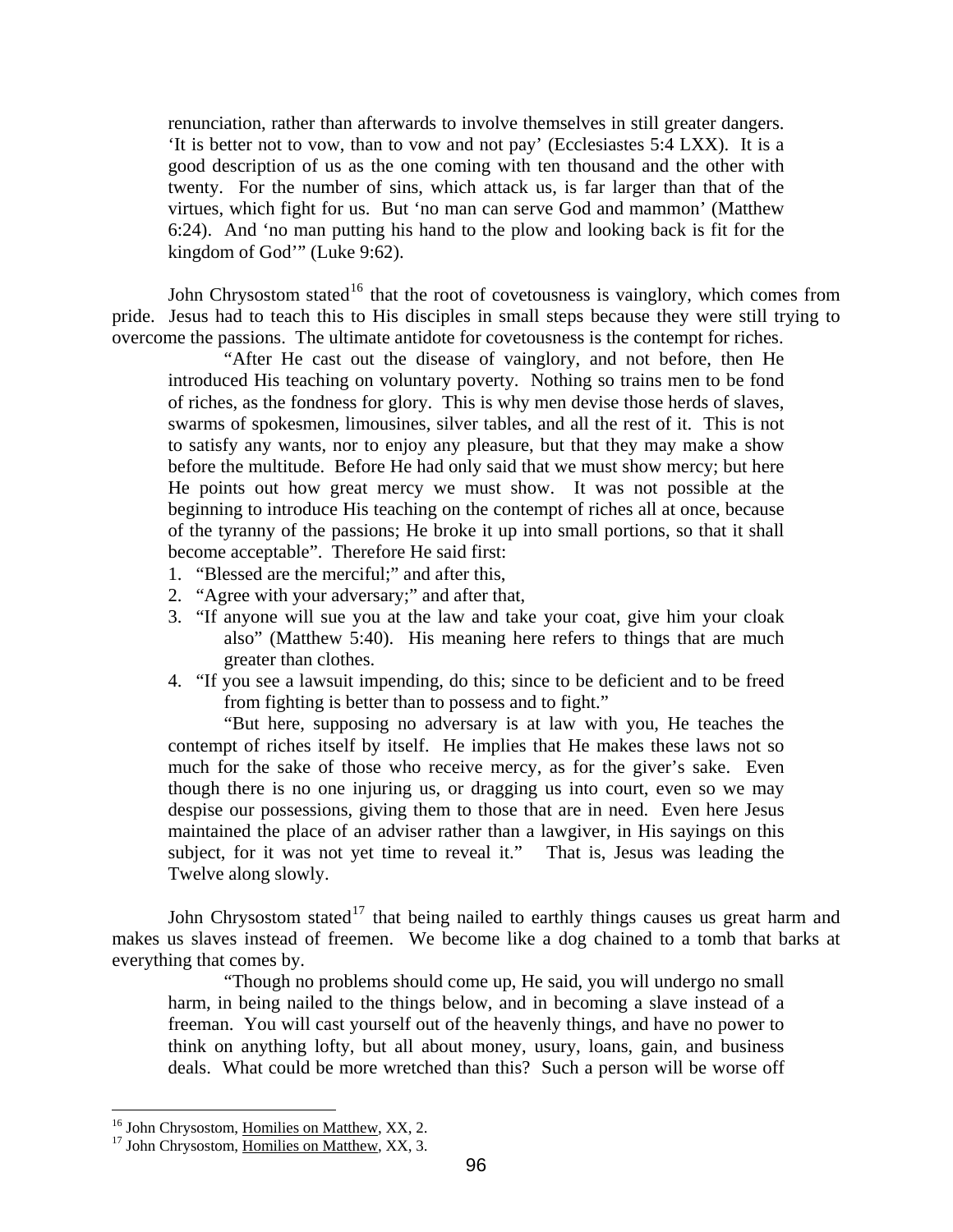> renunciation, rather than afterwards to involve themselves in still greater dangers. 'It is better not to vow, than to vow and not pay' (Ecclesiastes 5:4 LXX). It is a good description of us as the one coming with ten thousand and the other with twenty. For the number of sins, which attack us, is far larger than that of the virtues, which fight for us. But 'no man can serve God and mammon' (Matthew 6:24). And 'no man putting his hand to the plow and looking back is fit for the kingdom of God'" (Luke 9:62).

John Chrysostom stated[16] that the root of covetousness is vainglory, which comes from pride. Jesus had to teach this to His disciples in small steps because they were still trying to overcome the passions. The ultimate antidote for covetousness is the contempt for riches.

> "After He cast out the disease of vainglory, and not before, then He introduced His teaching on voluntary poverty. Nothing so trains men to be fond of riches, as the fondness for glory. This is why men devise those herds of slaves, swarms of spokesmen, limousines, silver tables, and all the rest of it. This is not to satisfy any wants, nor to enjoy any pleasure, but that they may make a show before the multitude. Before He had only said that we must show mercy; but here He points out how great mercy we must show. It was not possible at the beginning to introduce His teaching on the contempt of riches all at once, because of the tyranny of the passions; He broke it up into small portions, so that it shall become acceptable". Therefore He said first:
>
> 1. "Blessed are the merciful;" and after this,
> 2. "Agree with your adversary;" and after that,
> 3. "If anyone will sue you at the law and take your coat, give him your cloak also" (Matthew 5:40). His meaning here refers to things that are much greater than clothes.
> 4. "If you see a lawsuit impending, do this; since to be deficient and to be freed from fighting is better than to possess and to fight."
>
> "But here, supposing no adversary is at law with you, He teaches the contempt of riches itself by itself. He implies that He makes these laws not so much for the sake of those who receive mercy, as for the giver's sake. Even though there is no one injuring us, or dragging us into court, even so we may despise our possessions, giving them to those that are in need. Even here Jesus maintained the place of an adviser rather than a lawgiver, in His sayings on this subject, for it was not yet time to reveal it." That is, Jesus was leading the Twelve along slowly.

John Chrysostom stated[17] that being nailed to earthly things causes us great harm and makes us slaves instead of freemen. We become like a dog chained to a tomb that barks at everything that comes by.

> "Though no problems should come up, He said, you will undergo no small harm, in being nailed to the things below, and in becoming a slave instead of a freeman. You will cast yourself out of the heavenly things, and have no power to think on anything lofty, but all about money, usury, loans, gain, and business deals. What could be more wretched than this? Such a person will be worse off

---

[16] John Chrysostom, Homilies on Matthew, XX, 2.

[17] John Chrysostom, Homilies on Matthew, XX, 3.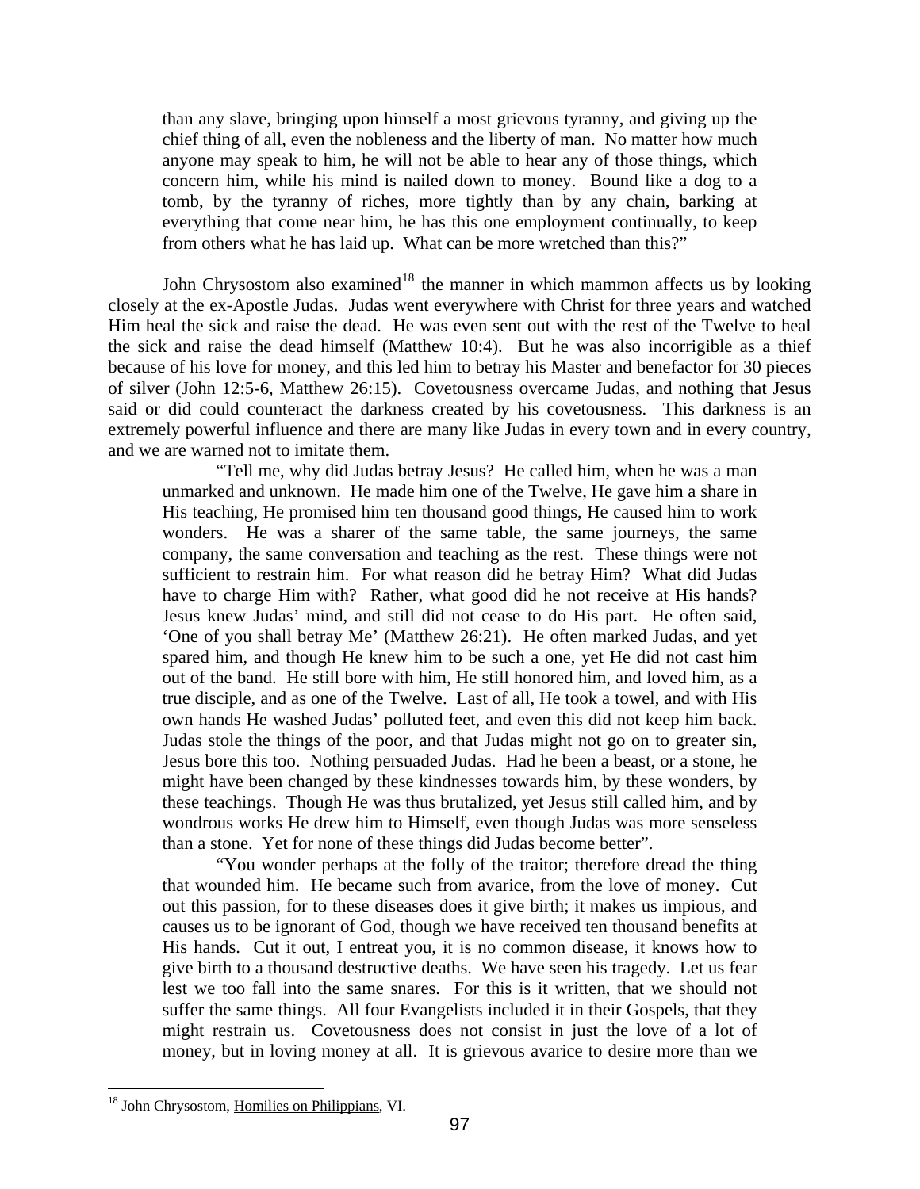> than any slave, bringing upon himself a most grievous tyranny, and giving up the chief thing of all, even the nobleness and the liberty of man. No matter how much anyone may speak to him, he will not be able to hear any of those things, which concern him, while his mind is nailed down to money. Bound like a dog to a tomb, by the tyranny of riches, more tightly than by any chain, barking at everything that come near him, he has this one employment continually, to keep from others what he has laid up. What can be more wretched than this?"

John Chrysostom also examined[18] the manner in which mammon affects us by looking closely at the ex-Apostle Judas. Judas went everywhere with Christ for three years and watched Him heal the sick and raise the dead. He was even sent out with the rest of the Twelve to heal the sick and raise the dead himself (Matthew 10:4). But he was also incorrigible as a thief because of his love for money, and this led him to betray his Master and benefactor for 30 pieces of silver (John 12:5-6, Matthew 26:15). Covetousness overcame Judas, and nothing that Jesus said or did could counteract the darkness created by his covetousness. This darkness is an extremely powerful influence and there are many like Judas in every town and in every country, and we are warned not to imitate them.

> "Tell me, why did Judas betray Jesus? He called him, when he was a man unmarked and unknown. He made him one of the Twelve, He gave him a share in His teaching, He promised him ten thousand good things, He caused him to work wonders. He was a sharer of the same table, the same journeys, the same company, the same conversation and teaching as the rest. These things were not sufficient to restrain him. For what reason did he betray Him? What did Judas have to charge Him with? Rather, what good did he not receive at His hands? Jesus knew Judas' mind, and still did not cease to do His part. He often said, 'One of you shall betray Me' (Matthew 26:21). He often marked Judas, and yet spared him, and though He knew him to be such a one, yet He did not cast him out of the band. He still bore with him, He still honored him, and loved him, as a true disciple, and as one of the Twelve. Last of all, He took a towel, and with His own hands He washed Judas' polluted feet, and even this did not keep him back. Judas stole the things of the poor, and that Judas might not go on to greater sin, Jesus bore this too. Nothing persuaded Judas. Had he been a beast, or a stone, he might have been changed by these kindnesses towards him, by these wonders, by these teachings. Though He was thus brutalized, yet Jesus still called him, and by wondrous works He drew him to Himself, even though Judas was more senseless than a stone. Yet for none of these things did Judas become better".
>
> "You wonder perhaps at the folly of the traitor; therefore dread the thing that wounded him. He became such from avarice, from the love of money. Cut out this passion, for to these diseases does it give birth; it makes us impious, and causes us to be ignorant of God, though we have received ten thousand benefits at His hands. Cut it out, I entreat you, it is no common disease, it knows how to give birth to a thousand destructive deaths. We have seen his tragedy. Let us fear lest we too fall into the same snares. For this is it written, that we should not suffer the same things. All four Evangelists included it in their Gospels, that they might restrain us. Covetousness does not consist in just the love of a lot of money, but in loving money at all. It is grievous avarice to desire more than we

---

[18] John Chrysostom, Homilies on Philippians, VI.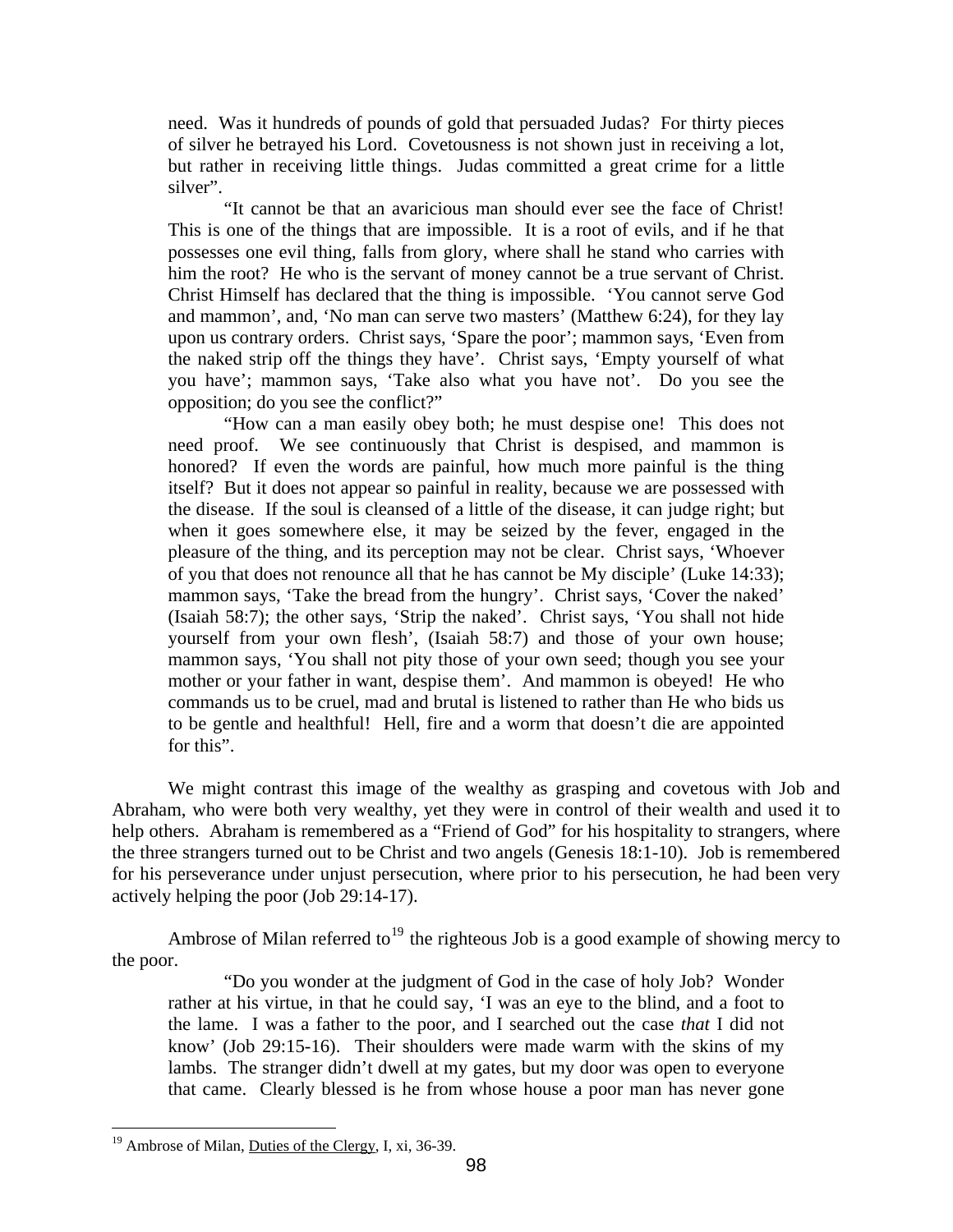> need. Was it hundreds of pounds of gold that persuaded Judas? For thirty pieces of silver he betrayed his Lord. Covetousness is not shown just in receiving a lot, but rather in receiving little things. Judas committed a great crime for a little silver".
>
> "It cannot be that an avaricious man should ever see the face of Christ! This is one of the things that are impossible. It is a root of evils, and if he that possesses one evil thing, falls from glory, where shall he stand who carries with him the root? He who is the servant of money cannot be a true servant of Christ. Christ Himself has declared that the thing is impossible. 'You cannot serve God and mammon', and, 'No man can serve two masters' (Matthew 6:24), for they lay upon us contrary orders. Christ says, 'Spare the poor'; mammon says, 'Even from the naked strip off the things they have'. Christ says, 'Empty yourself of what you have'; mammon says, 'Take also what you have not'. Do you see the opposition; do you see the conflict?"
>
> "How can a man easily obey both; he must despise one! This does not need proof. We see continuously that Christ is despised, and mammon is honored? If even the words are painful, how much more painful is the thing itself? But it does not appear so painful in reality, because we are possessed with the disease. If the soul is cleansed of a little of the disease, it can judge right; but when it goes somewhere else, it may be seized by the fever, engaged in the pleasure of the thing, and its perception may not be clear. Christ says, 'Whoever of you that does not renounce all that he has cannot be My disciple' (Luke 14:33); mammon says, 'Take the bread from the hungry'. Christ says, 'Cover the naked' (Isaiah 58:7); the other says, 'Strip the naked'. Christ says, 'You shall not hide yourself from your own flesh', (Isaiah 58:7) and those of your own house; mammon says, 'You shall not pity those of your own seed; though you see your mother or your father in want, despise them'. And mammon is obeyed! He who commands us to be cruel, mad and brutal is listened to rather than He who bids us to be gentle and healthful! Hell, fire and a worm that doesn't die are appointed for this".

We might contrast this image of the wealthy as grasping and covetous with Job and Abraham, who were both very wealthy, yet they were in control of their wealth and used it to help others. Abraham is remembered as a "Friend of God" for his hospitality to strangers, where the three strangers turned out to be Christ and two angels (Genesis 18:1-10). Job is remembered for his perseverance under unjust persecution, where prior to his persecution, he had been very actively helping the poor (Job 29:14-17).

Ambrose of Milan referred to[19] the righteous Job is a good example of showing mercy to the poor.

> "Do you wonder at the judgment of God in the case of holy Job? Wonder rather at his virtue, in that he could say, 'I was an eye to the blind, and a foot to the lame. I was a father to the poor, and I searched out the case *that* I did not know' (Job 29:15-16). Their shoulders were made warm with the skins of my lambs. The stranger didn't dwell at my gates, but my door was open to everyone that came. Clearly blessed is he from whose house a poor man has never gone

[19] Ambrose of Milan, Duties of the Clergy, I, xi, 36-39.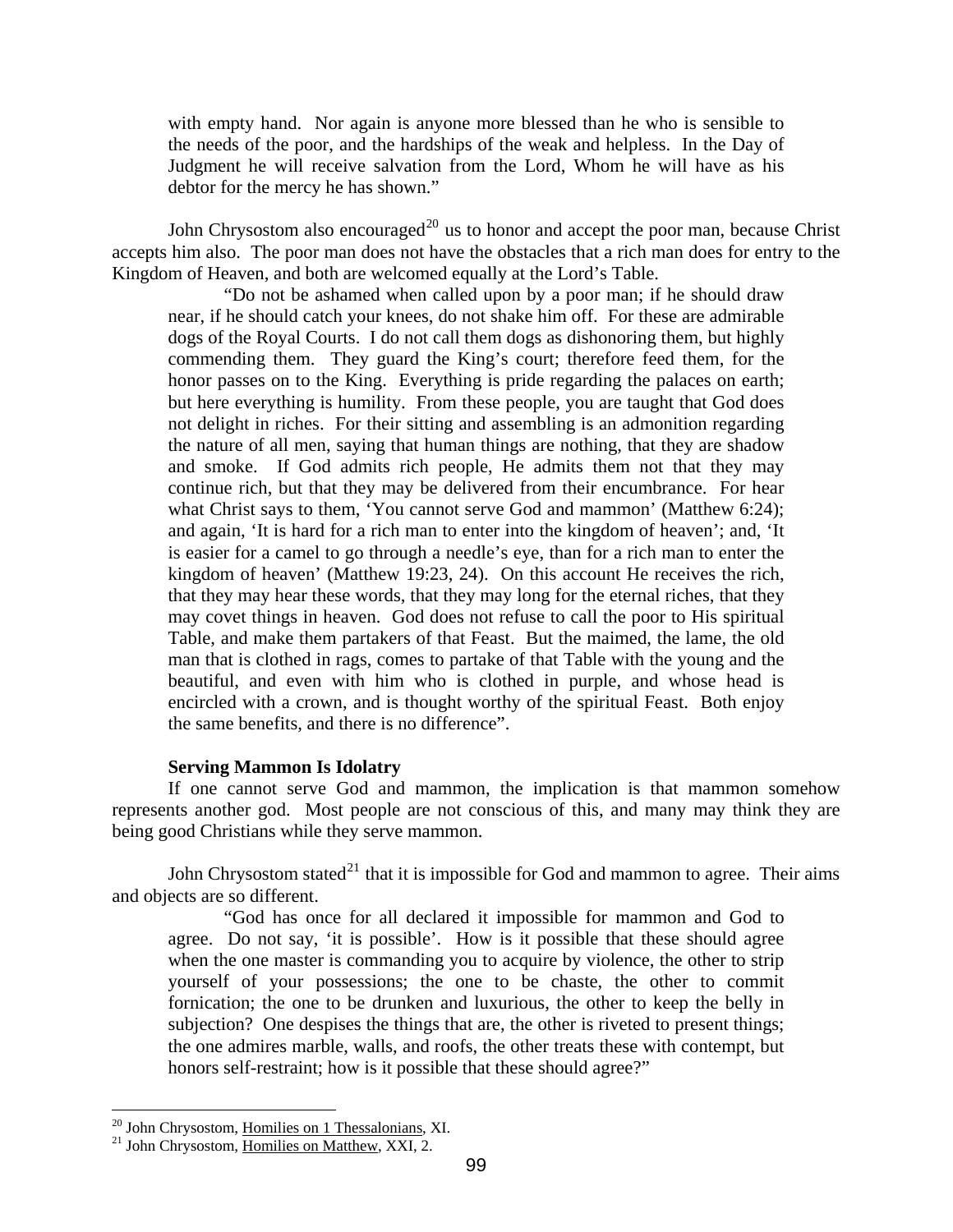> with empty hand. Nor again is anyone more blessed than he who is sensible to the needs of the poor, and the hardships of the weak and helpless. In the Day of Judgment he will receive salvation from the Lord, Whom he will have as his debtor for the mercy he has shown."

John Chrysostom also encouraged[20] us to honor and accept the poor man, because Christ accepts him also. The poor man does not have the obstacles that a rich man does for entry to the Kingdom of Heaven, and both are welcomed equally at the Lord's Table.

> "Do not be ashamed when called upon by a poor man; if he should draw near, if he should catch your knees, do not shake him off. For these are admirable dogs of the Royal Courts. I do not call them dogs as dishonoring them, but highly commending them. They guard the King's court; therefore feed them, for the honor passes on to the King. Everything is pride regarding the palaces on earth; but here everything is humility. From these people, you are taught that God does not delight in riches. For their sitting and assembling is an admonition regarding the nature of all men, saying that human things are nothing, that they are shadow and smoke. If God admits rich people, He admits them not that they may continue rich, but that they may be delivered from their encumbrance. For hear what Christ says to them, 'You cannot serve God and mammon' (Matthew 6:24); and again, 'It is hard for a rich man to enter into the kingdom of heaven'; and, 'It is easier for a camel to go through a needle's eye, than for a rich man to enter the kingdom of heaven' (Matthew 19:23, 24). On this account He receives the rich, that they may hear these words, that they may long for the eternal riches, that they may covet things in heaven. God does not refuse to call the poor to His spiritual Table, and make them partakers of that Feast. But the maimed, the lame, the old man that is clothed in rags, comes to partake of that Table with the young and the beautiful, and even with him who is clothed in purple, and whose head is encircled with a crown, and is thought worthy of the spiritual Feast. Both enjoy the same benefits, and there is no difference".

**Serving Mammon Is Idolatry**

If one cannot serve God and mammon, the implication is that mammon somehow represents another god. Most people are not conscious of this, and many may think they are being good Christians while they serve mammon.

John Chrysostom stated[21] that it is impossible for God and mammon to agree. Their aims and objects are so different.

> "God has once for all declared it impossible for mammon and God to agree. Do not say, 'it is possible'. How is it possible that these should agree when the one master is commanding you to acquire by violence, the other to strip yourself of your possessions; the one to be chaste, the other to commit fornication; the one to be drunken and luxurious, the other to keep the belly in subjection? One despises the things that are, the other is riveted to present things; the one admires marble, walls, and roofs, the other treats these with contempt, but honors self-restraint; how is it possible that these should agree?"

---

[20] John Chrysostom, Homilies on 1 Thessalonians, XI.

[21] John Chrysostom, Homilies on Matthew, XXI, 2.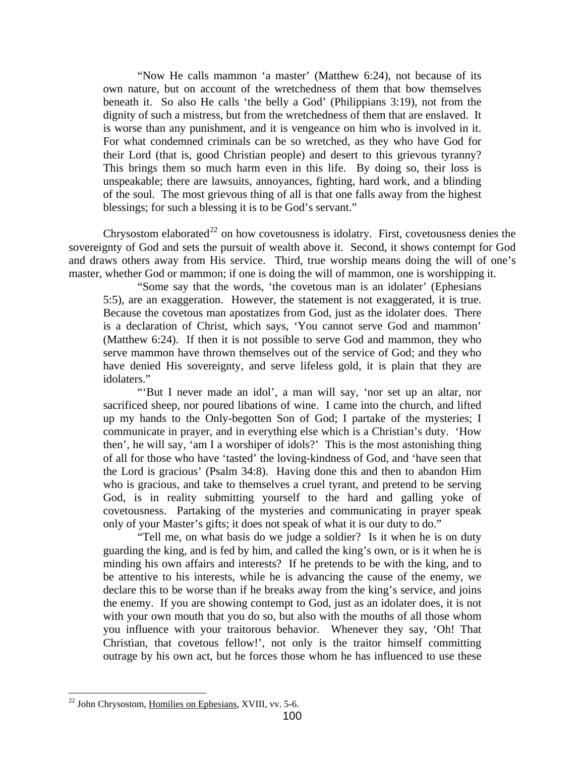> "Now He calls mammon 'a master' (Matthew 6:24), not because of its own nature, but on account of the wretchedness of them that bow themselves beneath it. So also He calls 'the belly a God' (Philippians 3:19), not from the dignity of such a mistress, but from the wretchedness of them that are enslaved. It is worse than any punishment, and it is vengeance on him who is involved in it. For what condemned criminals can be so wretched, as they who have God for their Lord (that is, good Christian people) and desert to this grievous tyranny? This brings them so much harm even in this life. By doing so, their loss is unspeakable; there are lawsuits, annoyances, fighting, hard work, and a blinding of the soul. The most grievous thing of all is that one falls away from the highest blessings; for such a blessing it is to be God's servant."

Chrysostom elaborated[22] on how covetousness is idolatry. First, covetousness denies the sovereignty of God and sets the pursuit of wealth above it. Second, it shows contempt for God and draws others away from His service. Third, true worship means doing the will of one's master, whether God or mammon; if one is doing the will of mammon, one is worshipping it.

> "Some say that the words, 'the covetous man is an idolater' (Ephesians 5:5), are an exaggeration. However, the statement is not exaggerated, it is true. Because the covetous man apostatizes from God, just as the idolater does. There is a declaration of Christ, which says, 'You cannot serve God and mammon' (Matthew 6:24). If then it is not possible to serve God and mammon, they who serve mammon have thrown themselves out of the service of God; and they who have denied His sovereignty, and serve lifeless gold, it is plain that they are idolaters."
>
> "'But I never made an idol', a man will say, 'nor set up an altar, nor sacrificed sheep, nor poured libations of wine. I came into the church, and lifted up my hands to the Only-begotten Son of God; I partake of the mysteries; I communicate in prayer, and in everything else which is a Christian's duty. 'How then', he will say, 'am I a worshiper of idols?' This is the most astonishing thing of all for those who have 'tasted' the loving-kindness of God, and 'have seen that the Lord is gracious' (Psalm 34:8). Having done this and then to abandon Him who is gracious, and take to themselves a cruel tyrant, and pretend to be serving God, is in reality submitting yourself to the hard and galling yoke of covetousness. Partaking of the mysteries and communicating in prayer speak only of your Master's gifts; it does not speak of what it is our duty to do."
>
> "Tell me, on what basis do we judge a soldier? Is it when he is on duty guarding the king, and is fed by him, and called the king's own, or is it when he is minding his own affairs and interests? If he pretends to be with the king, and to be attentive to his interests, while he is advancing the cause of the enemy, we declare this to be worse than if he breaks away from the king's service, and joins the enemy. If you are showing contempt to God, just as an idolater does, it is not with your own mouth that you do so, but also with the mouths of all those whom you influence with your traitorous behavior. Whenever they say, 'Oh! That Christian, that covetous fellow!', not only is the traitor himself committing outrage by his own act, but he forces those whom he has influenced to use these

---

[22] John Chrysostom, Homilies on Ephesians, XVIII, vv. 5-6.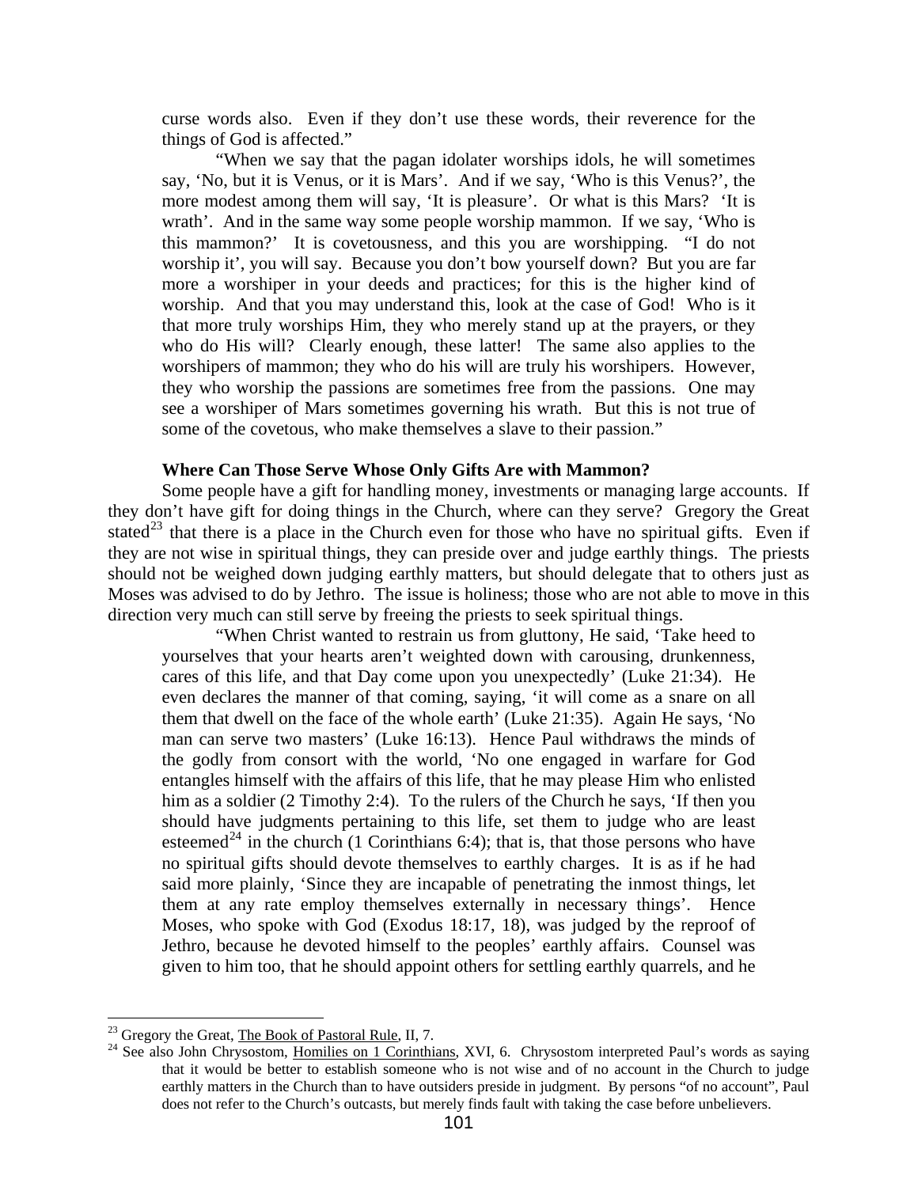curse words also. Even if they don't use these words, their reverence for the things of God is affected."

"When we say that the pagan idolater worships idols, he will sometimes say, 'No, but it is Venus, or it is Mars'. And if we say, 'Who is this Venus?', the more modest among them will say, 'It is pleasure'. Or what is this Mars? 'It is wrath'. And in the same way some people worship mammon. If we say, 'Who is this mammon?' It is covetousness, and this you are worshipping. "I do not worship it', you will say. Because you don't bow yourself down? But you are far more a worshiper in your deeds and practices; for this is the higher kind of worship. And that you may understand this, look at the case of God! Who is it that more truly worships Him, they who merely stand up at the prayers, or they who do His will? Clearly enough, these latter! The same also applies to the worshipers of mammon; they who do his will are truly his worshipers. However, they who worship the passions are sometimes free from the passions. One may see a worshiper of Mars sometimes governing his wrath. But this is not true of some of the covetous, who make themselves a slave to their passion."

**Where Can Those Serve Whose Only Gifts Are with Mammon?**

Some people have a gift for handling money, investments or managing large accounts. If they don't have gift for doing things in the Church, where can they serve? Gregory the Great stated[23] that there is a place in the Church even for those who have no spiritual gifts. Even if they are not wise in spiritual things, they can preside over and judge earthly things. The priests should not be weighed down judging earthly matters, but should delegate that to others just as Moses was advised to do by Jethro. The issue is holiness; those who are not able to move in this direction very much can still serve by freeing the priests to seek spiritual things.

"When Christ wanted to restrain us from gluttony, He said, 'Take heed to yourselves that your hearts aren't weighted down with carousing, drunkenness, cares of this life, and that Day come upon you unexpectedly' (Luke 21:34). He even declares the manner of that coming, saying, 'it will come as a snare on all them that dwell on the face of the whole earth' (Luke 21:35). Again He says, 'No man can serve two masters' (Luke 16:13). Hence Paul withdraws the minds of the godly from consort with the world, 'No one engaged in warfare for God entangles himself with the affairs of this life, that he may please Him who enlisted him as a soldier (2 Timothy 2:4). To the rulers of the Church he says, 'If then you should have judgments pertaining to this life, set them to judge who are least esteemed[24] in the church (1 Corinthians 6:4); that is, that those persons who have no spiritual gifts should devote themselves to earthly charges. It is as if he had said more plainly, 'Since they are incapable of penetrating the inmost things, let them at any rate employ themselves externally in necessary things'. Hence Moses, who spoke with God (Exodus 18:17, 18), was judged by the reproof of Jethro, because he devoted himself to the peoples' earthly affairs. Counsel was given to him too, that he should appoint others for settling earthly quarrels, and he

---

[23] Gregory the Great, The Book of Pastoral Rule, II, 7.

[24] See also John Chrysostom, Homilies on 1 Corinthians, XVI, 6. Chrysostom interpreted Paul's words as saying that it would be better to establish someone who is not wise and of no account in the Church to judge earthly matters in the Church than to have outsiders preside in judgment. By persons "of no account", Paul does not refer to the Church's outcasts, but merely finds fault with taking the case before unbelievers.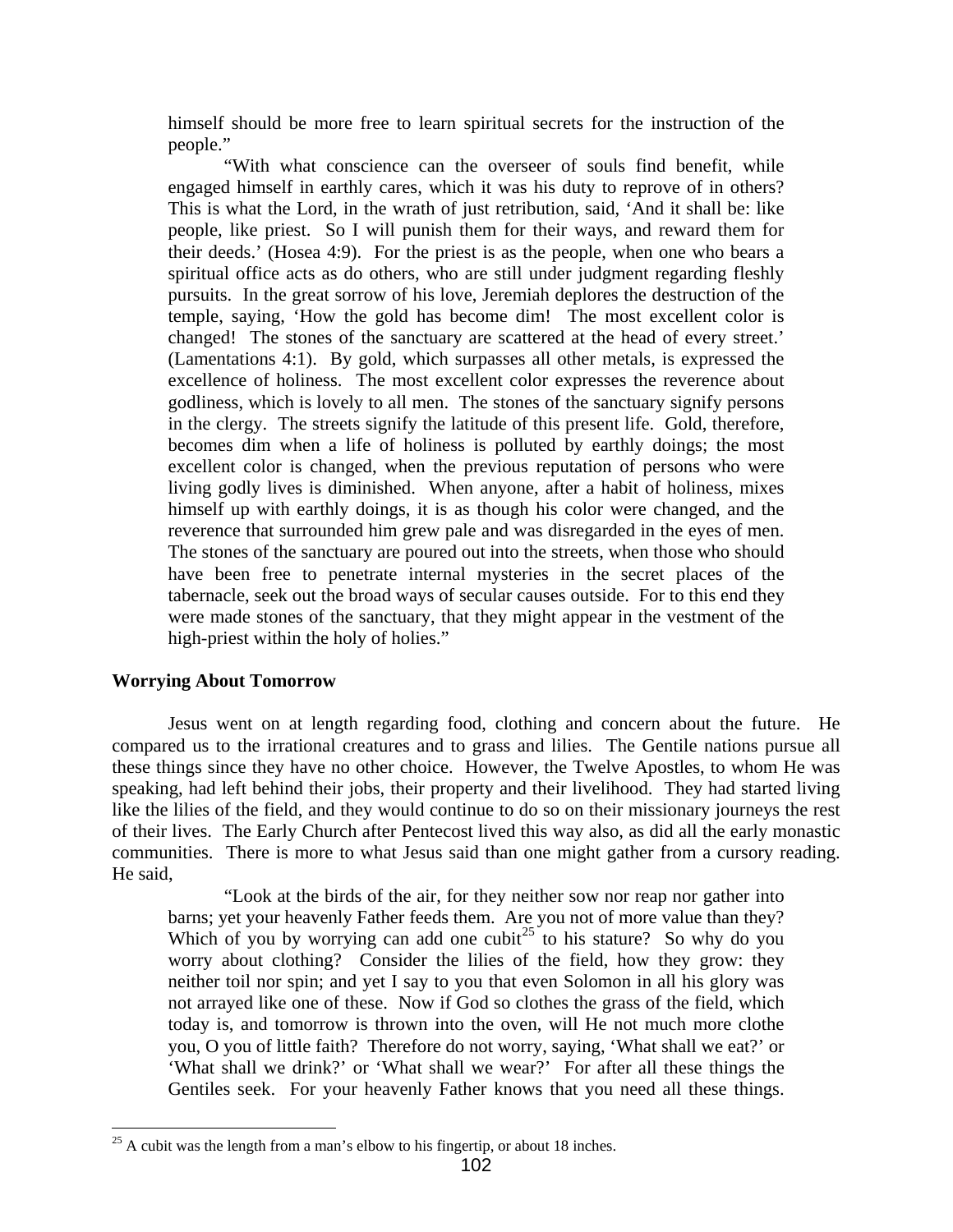himself should be more free to learn spiritual secrets for the instruction of the people."

> "With what conscience can the overseer of souls find benefit, while engaged himself in earthly cares, which it was his duty to reprove of in others? This is what the Lord, in the wrath of just retribution, said, 'And it shall be: like people, like priest. So I will punish them for their ways, and reward them for their deeds.' (Hosea 4:9). For the priest is as the people, when one who bears a spiritual office acts as do others, who are still under judgment regarding fleshly pursuits. In the great sorrow of his love, Jeremiah deplores the destruction of the temple, saying, 'How the gold has become dim! The most excellent color is changed! The stones of the sanctuary are scattered at the head of every street.' (Lamentations 4:1). By gold, which surpasses all other metals, is expressed the excellence of holiness. The most excellent color expresses the reverence about godliness, which is lovely to all men. The stones of the sanctuary signify persons in the clergy. The streets signify the latitude of this present life. Gold, therefore, becomes dim when a life of holiness is polluted by earthly doings; the most excellent color is changed, when the previous reputation of persons who were living godly lives is diminished. When anyone, after a habit of holiness, mixes himself up with earthly doings, it is as though his color were changed, and the reverence that surrounded him grew pale and was disregarded in the eyes of men. The stones of the sanctuary are poured out into the streets, when those who should have been free to penetrate internal mysteries in the secret places of the tabernacle, seek out the broad ways of secular causes outside. For to this end they were made stones of the sanctuary, that they might appear in the vestment of the high-priest within the holy of holies."

**Worrying About Tomorrow**

Jesus went on at length regarding food, clothing and concern about the future. He compared us to the irrational creatures and to grass and lilies. The Gentile nations pursue all these things since they have no other choice. However, the Twelve Apostles, to whom He was speaking, had left behind their jobs, their property and their livelihood. They had started living like the lilies of the field, and they would continue to do so on their missionary journeys the rest of their lives. The Early Church after Pentecost lived this way also, as did all the early monastic communities. There is more to what Jesus said than one might gather from a cursory reading. He said,

> "Look at the birds of the air, for they neither sow nor reap nor gather into barns; yet your heavenly Father feeds them. Are you not of more value than they? Which of you by worrying can add one cubit[25] to his stature? So why do you worry about clothing? Consider the lilies of the field, how they grow: they neither toil nor spin; and yet I say to you that even Solomon in all his glory was not arrayed like one of these. Now if God so clothes the grass of the field, which today is, and tomorrow is thrown into the oven, will He not much more clothe you, O you of little faith? Therefore do not worry, saying, 'What shall we eat?' or 'What shall we drink?' or 'What shall we wear?' For after all these things the Gentiles seek. For your heavenly Father knows that you need all these things.

[25] A cubit was the length from a man's elbow to his fingertip, or about 18 inches.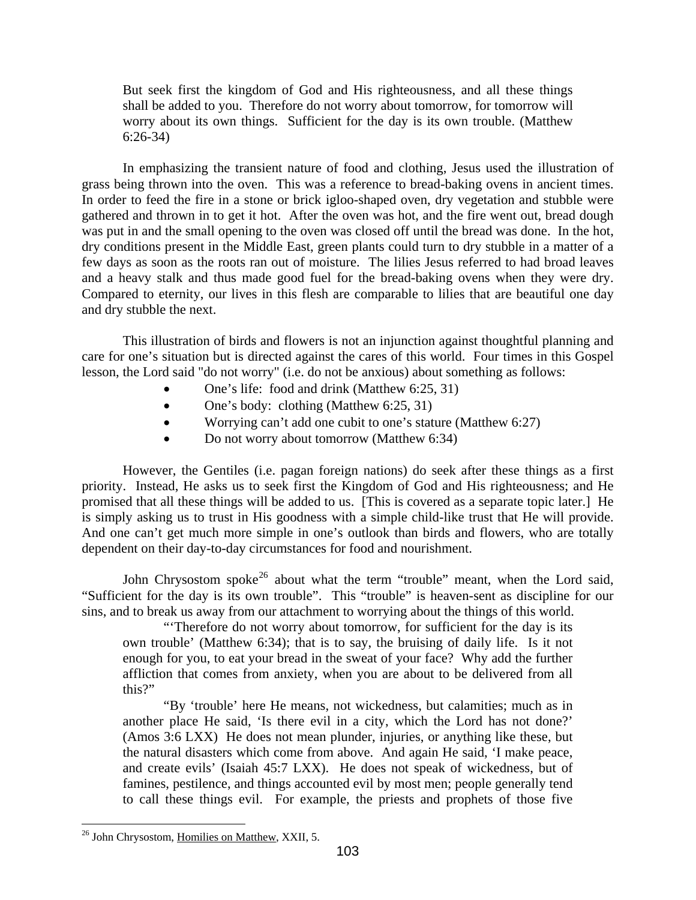> But seek first the kingdom of God and His righteousness, and all these things shall be added to you. Therefore do not worry about tomorrow, for tomorrow will worry about its own things. Sufficient for the day is its own trouble. (Matthew 6:26-34)

In emphasizing the transient nature of food and clothing, Jesus used the illustration of grass being thrown into the oven. This was a reference to bread-baking ovens in ancient times. In order to feed the fire in a stone or brick igloo-shaped oven, dry vegetation and stubble were gathered and thrown in to get it hot. After the oven was hot, and the fire went out, bread dough was put in and the small opening to the oven was closed off until the bread was done. In the hot, dry conditions present in the Middle East, green plants could turn to dry stubble in a matter of a few days as soon as the roots ran out of moisture. The lilies Jesus referred to had broad leaves and a heavy stalk and thus made good fuel for the bread-baking ovens when they were dry. Compared to eternity, our lives in this flesh are comparable to lilies that are beautiful one day and dry stubble the next.

This illustration of birds and flowers is not an injunction against thoughtful planning and care for one's situation but is directed against the cares of this world. Four times in this Gospel lesson, the Lord said "do not worry" (i.e. do not be anxious) about something as follows:

- One's life: food and drink (Matthew 6:25, 31)
- One's body: clothing (Matthew 6:25, 31)
- Worrying can't add one cubit to one's stature (Matthew 6:27)
- Do not worry about tomorrow (Matthew 6:34)

However, the Gentiles (i.e. pagan foreign nations) do seek after these things as a first priority. Instead, He asks us to seek first the Kingdom of God and His righteousness; and He promised that all these things will be added to us. [This is covered as a separate topic later.] He is simply asking us to trust in His goodness with a simple child-like trust that He will provide. And one can't get much more simple in one's outlook than birds and flowers, who are totally dependent on their day-to-day circumstances for food and nourishment.

John Chrysostom spoke[26] about what the term "trouble" meant, when the Lord said, "Sufficient for the day is its own trouble". This "trouble" is heaven-sent as discipline for our sins, and to break us away from our attachment to worrying about the things of this world.

> "'Therefore do not worry about tomorrow, for sufficient for the day is its own trouble' (Matthew 6:34); that is to say, the bruising of daily life. Is it not enough for you, to eat your bread in the sweat of your face? Why add the further affliction that comes from anxiety, when you are about to be delivered from all this?"
>
> "By 'trouble' here He means, not wickedness, but calamities; much as in another place He said, 'Is there evil in a city, which the Lord has not done?' (Amos 3:6 LXX) He does not mean plunder, injuries, or anything like these, but the natural disasters which come from above. And again He said, 'I make peace, and create evils' (Isaiah 45:7 LXX). He does not speak of wickedness, but of famines, pestilence, and things accounted evil by most men; people generally tend to call these things evil. For example, the priests and prophets of those five

---

[26] John Chrysostom, Homilies on Matthew, XXII, 5.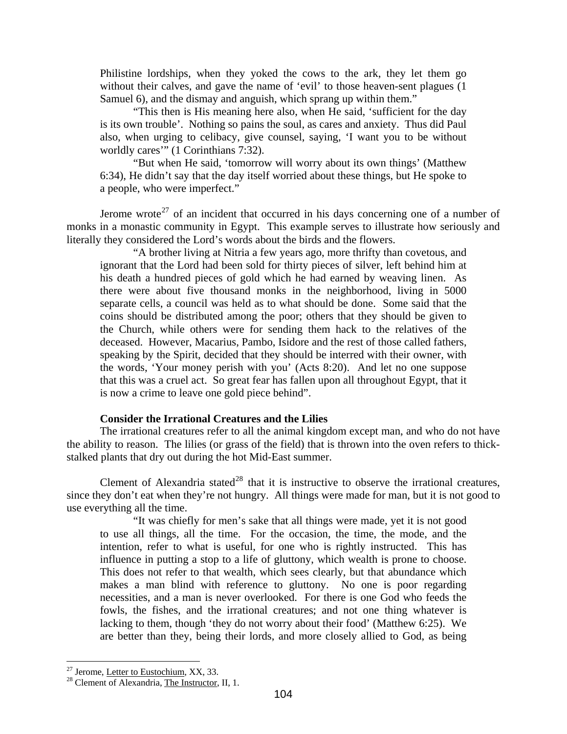Philistine lordships, when they yoked the cows to the ark, they let them go without their calves, and gave the name of 'evil' to those heaven-sent plagues (1 Samuel 6), and the dismay and anguish, which sprang up within them."

"This then is His meaning here also, when He said, 'sufficient for the day is its own trouble'. Nothing so pains the soul, as cares and anxiety. Thus did Paul also, when urging to celibacy, give counsel, saying, 'I want you to be without worldly cares'" (1 Corinthians 7:32).

"But when He said, 'tomorrow will worry about its own things' (Matthew 6:34), He didn't say that the day itself worried about these things, but He spoke to a people, who were imperfect."

Jerome wrote[27] of an incident that occurred in his days concerning one of a number of monks in a monastic community in Egypt. This example serves to illustrate how seriously and literally they considered the Lord's words about the birds and the flowers.

"A brother living at Nitria a few years ago, more thrifty than covetous, and ignorant that the Lord had been sold for thirty pieces of silver, left behind him at his death a hundred pieces of gold which he had earned by weaving linen. As there were about five thousand monks in the neighborhood, living in 5000 separate cells, a council was held as to what should be done. Some said that the coins should be distributed among the poor; others that they should be given to the Church, while others were for sending them hack to the relatives of the deceased. However, Macarius, Pambo, Isidore and the rest of those called fathers, speaking by the Spirit, decided that they should be interred with their owner, with the words, 'Your money perish with you' (Acts 8:20). And let no one suppose that this was a cruel act. So great fear has fallen upon all throughout Egypt, that it is now a crime to leave one gold piece behind".

**Consider the Irrational Creatures and the Lilies**

The irrational creatures refer to all the animal kingdom except man, and who do not have the ability to reason. The lilies (or grass of the field) that is thrown into the oven refers to thick-stalked plants that dry out during the hot Mid-East summer.

Clement of Alexandria stated[28] that it is instructive to observe the irrational creatures, since they don't eat when they're not hungry. All things were made for man, but it is not good to use everything all the time.

"It was chiefly for men's sake that all things were made, yet it is not good to use all things, all the time. For the occasion, the time, the mode, and the intention, refer to what is useful, for one who is rightly instructed. This has influence in putting a stop to a life of gluttony, which wealth is prone to choose. This does not refer to that wealth, which sees clearly, but that abundance which makes a man blind with reference to gluttony. No one is poor regarding necessities, and a man is never overlooked. For there is one God who feeds the fowls, the fishes, and the irrational creatures; and not one thing whatever is lacking to them, though 'they do not worry about their food' (Matthew 6:25). We are better than they, being their lords, and more closely allied to God, as being

[27] Jerome, Letter to Eustochium, XX, 33.

[28] Clement of Alexandria, The Instructor, II, 1.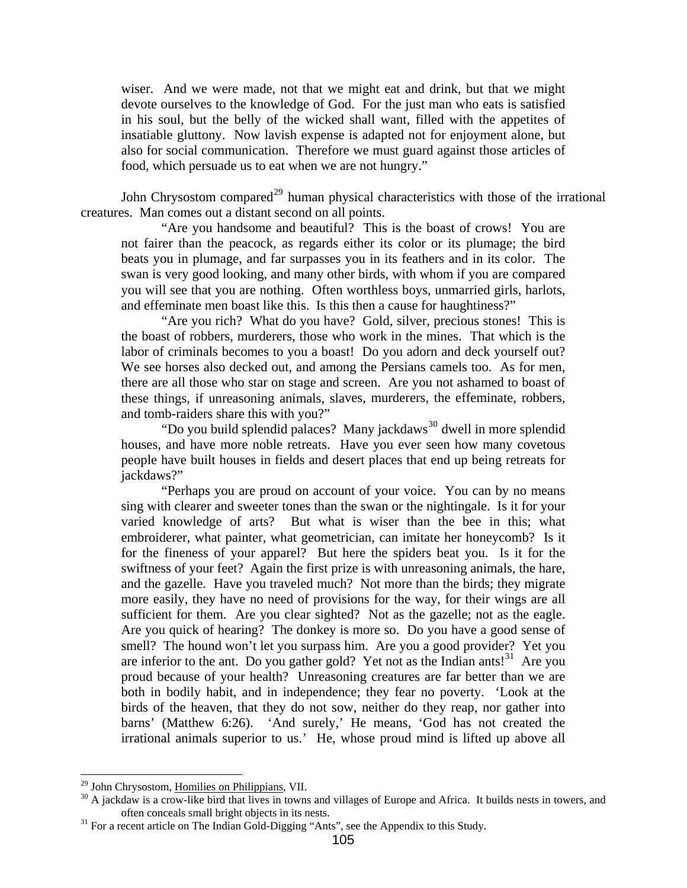wiser. And we were made, not that we might eat and drink, but that we might devote ourselves to the knowledge of God. For the just man who eats is satisfied in his soul, but the belly of the wicked shall want, filled with the appetites of insatiable gluttony. Now lavish expense is adapted not for enjoyment alone, but also for social communication. Therefore we must guard against those articles of food, which persuade us to eat when we are not hungry."

John Chrysostom compared[29] human physical characteristics with those of the irrational creatures. Man comes out a distant second on all points.

> "Are you handsome and beautiful? This is the boast of crows! You are not fairer than the peacock, as regards either its color or its plumage; the bird beats you in plumage, and far surpasses you in its feathers and in its color. The swan is very good looking, and many other birds, with whom if you are compared you will see that you are nothing. Often worthless boys, unmarried girls, harlots, and effeminate men boast like this. Is this then a cause for haughtiness?"
>
> "Are you rich? What do you have? Gold, silver, precious stones! This is the boast of robbers, murderers, those who work in the mines. That which is the labor of criminals becomes to you a boast! Do you adorn and deck yourself out? We see horses also decked out, and among the Persians camels too. As for men, there are all those who star on stage and screen. Are you not ashamed to boast of these things, if unreasoning animals, slaves, murderers, the effeminate, robbers, and tomb-raiders share this with you?"
>
> "Do you build splendid palaces? Many jackdaws[30] dwell in more splendid houses, and have more noble retreats. Have you ever seen how many covetous people have built houses in fields and desert places that end up being retreats for jackdaws?"
>
> "Perhaps you are proud on account of your voice. You can by no means sing with clearer and sweeter tones than the swan or the nightingale. Is it for your varied knowledge of arts? But what is wiser than the bee in this; what embroiderer, what painter, what geometrician, can imitate her honeycomb? Is it for the fineness of your apparel? But here the spiders beat you. Is it for the swiftness of your feet? Again the first prize is with unreasoning animals, the hare, and the gazelle. Have you traveled much? Not more than the birds; they migrate more easily, they have no need of provisions for the way, for their wings are all sufficient for them. Are you clear sighted? Not as the gazelle; not as the eagle. Are you quick of hearing? The donkey is more so. Do you have a good sense of smell? The hound won't let you surpass him. Are you a good provider? Yet you are inferior to the ant. Do you gather gold? Yet not as the Indian ants![31] Are you proud because of your health? Unreasoning creatures are far better than we are both in bodily habit, and in independence; they fear no poverty. 'Look at the birds of the heaven, that they do not sow, neither do they reap, nor gather into barns' (Matthew 6:26). 'And surely,' He means, 'God has not created the irrational animals superior to us.' He, whose proud mind is lifted up above all

---

[29] John Chrysostom, Homilies on Philippians, VII.

[30] A jackdaw is a crow-like bird that lives in towns and villages of Europe and Africa. It builds nests in towers, and often conceals small bright objects in its nests.

[31] For a recent article on The Indian Gold-Digging "Ants", see the Appendix to this Study.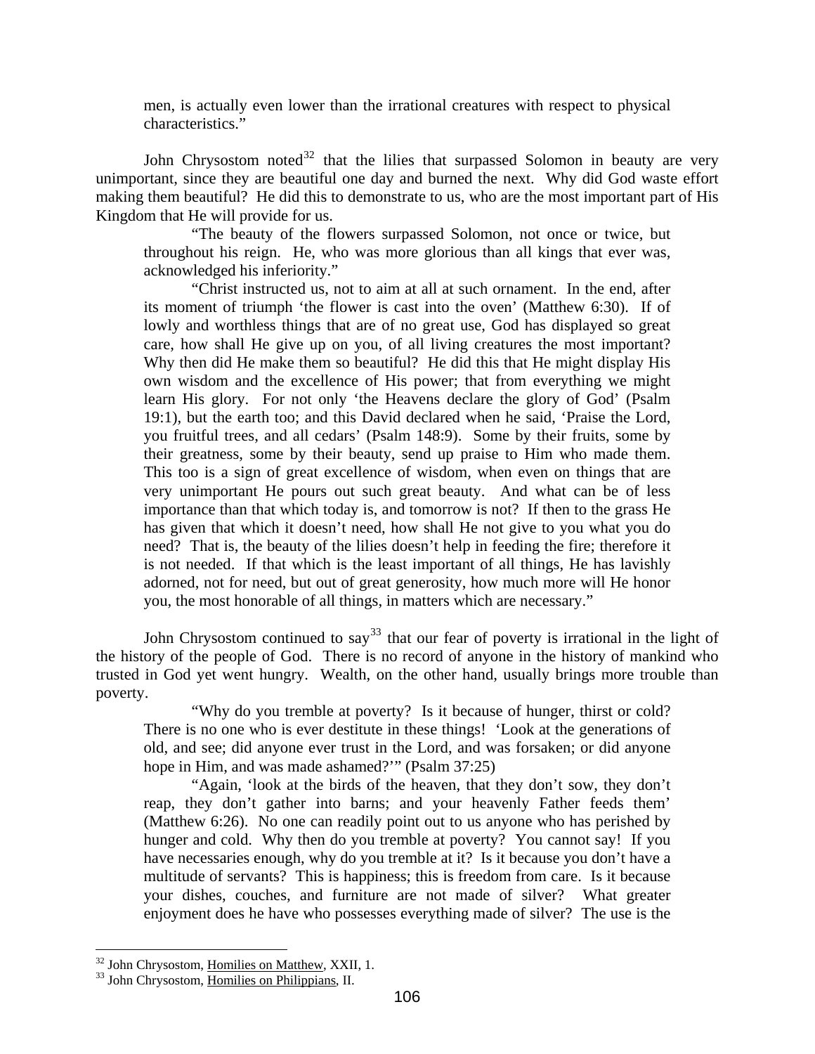men, is actually even lower than the irrational creatures with respect to physical characteristics."

John Chrysostom noted[32] that the lilies that surpassed Solomon in beauty are very unimportant, since they are beautiful one day and burned the next. Why did God waste effort making them beautiful? He did this to demonstrate to us, who are the most important part of His Kingdom that He will provide for us.

> "The beauty of the flowers surpassed Solomon, not once or twice, but throughout his reign. He, who was more glorious than all kings that ever was, acknowledged his inferiority."
>
> "Christ instructed us, not to aim at all at such ornament. In the end, after its moment of triumph 'the flower is cast into the oven' (Matthew 6:30). If of lowly and worthless things that are of no great use, God has displayed so great care, how shall He give up on you, of all living creatures the most important? Why then did He make them so beautiful? He did this that He might display His own wisdom and the excellence of His power; that from everything we might learn His glory. For not only 'the Heavens declare the glory of God' (Psalm 19:1), but the earth too; and this David declared when he said, 'Praise the Lord, you fruitful trees, and all cedars' (Psalm 148:9). Some by their fruits, some by their greatness, some by their beauty, send up praise to Him who made them. This too is a sign of great excellence of wisdom, when even on things that are very unimportant He pours out such great beauty. And what can be of less importance than that which today is, and tomorrow is not? If then to the grass He has given that which it doesn't need, how shall He not give to you what you do need? That is, the beauty of the lilies doesn't help in feeding the fire; therefore it is not needed. If that which is the least important of all things, He has lavishly adorned, not for need, but out of great generosity, how much more will He honor you, the most honorable of all things, in matters which are necessary."

John Chrysostom continued to say[33] that our fear of poverty is irrational in the light of the history of the people of God. There is no record of anyone in the history of mankind who trusted in God yet went hungry. Wealth, on the other hand, usually brings more trouble than poverty.

> "Why do you tremble at poverty? Is it because of hunger, thirst or cold? There is no one who is ever destitute in these things! 'Look at the generations of old, and see; did anyone ever trust in the Lord, and was forsaken; or did anyone hope in Him, and was made ashamed?'" (Psalm 37:25)
>
> "Again, 'look at the birds of the heaven, that they don't sow, they don't reap, they don't gather into barns; and your heavenly Father feeds them' (Matthew 6:26). No one can readily point out to us anyone who has perished by hunger and cold. Why then do you tremble at poverty? You cannot say! If you have necessaries enough, why do you tremble at it? Is it because you don't have a multitude of servants? This is happiness; this is freedom from care. Is it because your dishes, couches, and furniture are not made of silver? What greater enjoyment does he have who possesses everything made of silver? The use is the

---

[32] John Chrysostom, Homilies on Matthew, XXII, 1.

[33] John Chrysostom, Homilies on Philippians, II.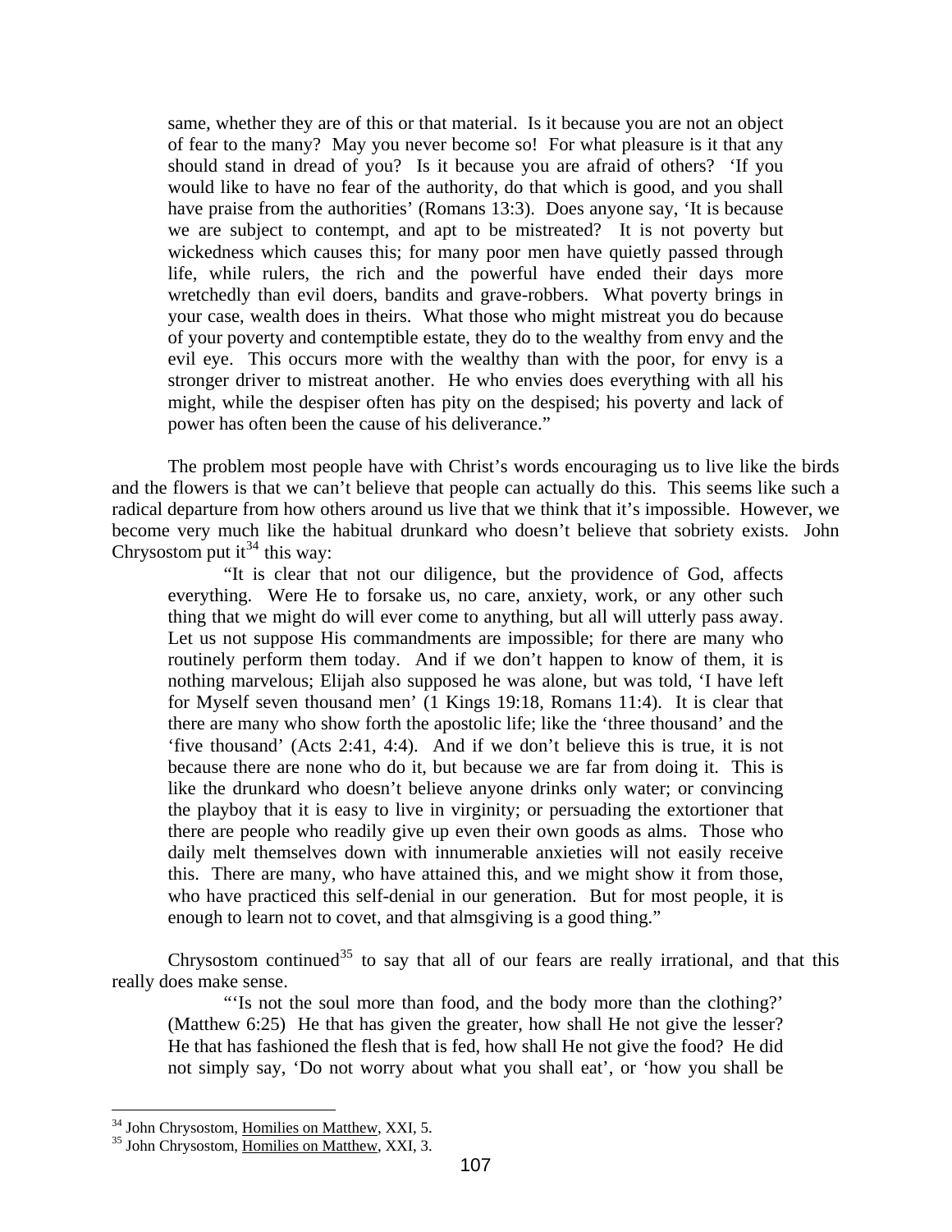same, whether they are of this or that material. Is it because you are not an object of fear to the many? May you never become so! For what pleasure is it that any should stand in dread of you? Is it because you are afraid of others? 'If you would like to have no fear of the authority, do that which is good, and you shall have praise from the authorities' (Romans 13:3). Does anyone say, 'It is because we are subject to contempt, and apt to be mistreated? It is not poverty but wickedness which causes this; for many poor men have quietly passed through life, while rulers, the rich and the powerful have ended their days more wretchedly than evil doers, bandits and grave-robbers. What poverty brings in your case, wealth does in theirs. What those who might mistreat you do because of your poverty and contemptible estate, they do to the wealthy from envy and the evil eye. This occurs more with the wealthy than with the poor, for envy is a stronger driver to mistreat another. He who envies does everything with all his might, while the despiser often has pity on the despised; his poverty and lack of power has often been the cause of his deliverance."

The problem most people have with Christ's words encouraging us to live like the birds and the flowers is that we can't believe that people can actually do this. This seems like such a radical departure from how others around us live that we think that it's impossible. However, we become very much like the habitual drunkard who doesn't believe that sobriety exists. John Chrysostom put it[34] this way:

> "It is clear that not our diligence, but the providence of God, affects everything. Were He to forsake us, no care, anxiety, work, or any other such thing that we might do will ever come to anything, but all will utterly pass away. Let us not suppose His commandments are impossible; for there are many who routinely perform them today. And if we don't happen to know of them, it is nothing marvelous; Elijah also supposed he was alone, but was told, 'I have left for Myself seven thousand men' (1 Kings 19:18, Romans 11:4). It is clear that there are many who show forth the apostolic life; like the 'three thousand' and the 'five thousand' (Acts 2:41, 4:4). And if we don't believe this is true, it is not because there are none who do it, but because we are far from doing it. This is like the drunkard who doesn't believe anyone drinks only water; or convincing the playboy that it is easy to live in virginity; or persuading the extortioner that there are people who readily give up even their own goods as alms. Those who daily melt themselves down with innumerable anxieties will not easily receive this. There are many, who have attained this, and we might show it from those, who have practiced this self-denial in our generation. But for most people, it is enough to learn not to covet, and that almsgiving is a good thing."

Chrysostom continued[35] to say that all of our fears are really irrational, and that this really does make sense.

> "'Is not the soul more than food, and the body more than the clothing?' (Matthew 6:25) He that has given the greater, how shall He not give the lesser? He that has fashioned the flesh that is fed, how shall He not give the food? He did not simply say, 'Do not worry about what you shall eat', or 'how you shall be

---

[34] John Chrysostom, Homilies on Matthew, XXI, 5.

[35] John Chrysostom, Homilies on Matthew, XXI, 3.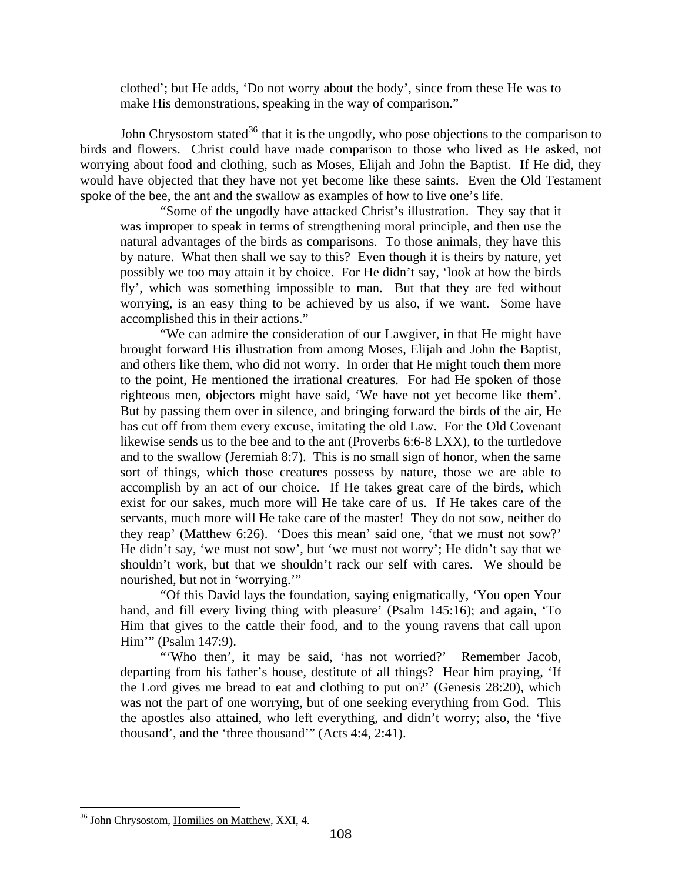clothed'; but He adds, 'Do not worry about the body', since from these He was to make His demonstrations, speaking in the way of comparison."

John Chrysostom stated[36] that it is the ungodly, who pose objections to the comparison to birds and flowers. Christ could have made comparison to those who lived as He asked, not worrying about food and clothing, such as Moses, Elijah and John the Baptist. If He did, they would have objected that they have not yet become like these saints. Even the Old Testament spoke of the bee, the ant and the swallow as examples of how to live one's life.

> "Some of the ungodly have attacked Christ's illustration. They say that it was improper to speak in terms of strengthening moral principle, and then use the natural advantages of the birds as comparisons. To those animals, they have this by nature. What then shall we say to this? Even though it is theirs by nature, yet possibly we too may attain it by choice. For He didn't say, 'look at how the birds fly', which was something impossible to man. But that they are fed without worrying, is an easy thing to be achieved by us also, if we want. Some have accomplished this in their actions."
>
> "We can admire the consideration of our Lawgiver, in that He might have brought forward His illustration from among Moses, Elijah and John the Baptist, and others like them, who did not worry. In order that He might touch them more to the point, He mentioned the irrational creatures. For had He spoken of those righteous men, objectors might have said, 'We have not yet become like them'. But by passing them over in silence, and bringing forward the birds of the air, He has cut off from them every excuse, imitating the old Law. For the Old Covenant likewise sends us to the bee and to the ant (Proverbs 6:6-8 LXX), to the turtledove and to the swallow (Jeremiah 8:7). This is no small sign of honor, when the same sort of things, which those creatures possess by nature, those we are able to accomplish by an act of our choice. If He takes great care of the birds, which exist for our sakes, much more will He take care of us. If He takes care of the servants, much more will He take care of the master! They do not sow, neither do they reap' (Matthew 6:26). 'Does this mean' said one, 'that we must not sow?' He didn't say, 'we must not sow', but 'we must not worry'; He didn't say that we shouldn't work, but that we shouldn't rack our self with cares. We should be nourished, but not in 'worrying.'"
>
> "Of this David lays the foundation, saying enigmatically, 'You open Your hand, and fill every living thing with pleasure' (Psalm 145:16); and again, 'To Him that gives to the cattle their food, and to the young ravens that call upon Him'" (Psalm 147:9).
>
> "'Who then', it may be said, 'has not worried?' Remember Jacob, departing from his father's house, destitute of all things? Hear him praying, 'If the Lord gives me bread to eat and clothing to put on?' (Genesis 28:20), which was not the part of one worrying, but of one seeking everything from God. This the apostles also attained, who left everything, and didn't worry; also, the 'five thousand', and the 'three thousand'" (Acts 4:4, 2:41).

---

[36] John Chrysostom, Homilies on Matthew, XXI, 4.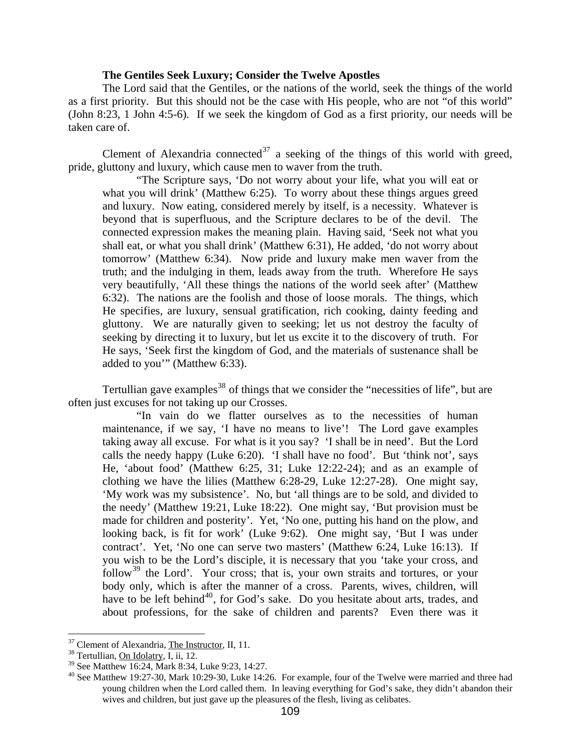### The Gentiles Seek Luxury; Consider the Twelve Apostles

The Lord said that the Gentiles, or the nations of the world, seek the things of the world as a first priority. But this should not be the case with His people, who are not "of this world" (John 8:23, 1 John 4:5-6). If we seek the kingdom of God as a first priority, our needs will be taken care of.

Clement of Alexandria connected[37] a seeking of the things of this world with greed, pride, gluttony and luxury, which cause men to waver from the truth.

> "The Scripture says, 'Do not worry about your life, what you will eat or what you will drink' (Matthew 6:25). To worry about these things argues greed and luxury. Now eating, considered merely by itself, is a necessity. Whatever is beyond that is superfluous, and the Scripture declares to be of the devil. The connected expression makes the meaning plain. Having said, 'Seek not what you shall eat, or what you shall drink' (Matthew 6:31), He added, 'do not worry about tomorrow' (Matthew 6:34). Now pride and luxury make men waver from the truth; and the indulging in them, leads away from the truth. Wherefore He says very beautifully, 'All these things the nations of the world seek after' (Matthew 6:32). The nations are the foolish and those of loose morals. The things, which He specifies, are luxury, sensual gratification, rich cooking, dainty feeding and gluttony. We are naturally given to seeking; let us not destroy the faculty of seeking by directing it to luxury, but let us excite it to the discovery of truth. For He says, 'Seek first the kingdom of God, and the materials of sustenance shall be added to you'" (Matthew 6:33).

Tertullian gave examples[38] of things that we consider the "necessities of life", but are often just excuses for not taking up our Crosses.

> "In vain do we flatter ourselves as to the necessities of human maintenance, if we say, 'I have no means to live'! The Lord gave examples taking away all excuse. For what is it you say? 'I shall be in need'. But the Lord calls the needy happy (Luke 6:20). 'I shall have no food'. But 'think not', says He, 'about food' (Matthew 6:25, 31; Luke 12:22-24); and as an example of clothing we have the lilies (Matthew 6:28-29, Luke 12:27-28). One might say, 'My work was my subsistence'. No, but 'all things are to be sold, and divided to the needy' (Matthew 19:21, Luke 18:22). One might say, 'But provision must be made for children and posterity'. Yet, 'No one, putting his hand on the plow, and looking back, is fit for work' (Luke 9:62). One might say, 'But I was under contract'. Yet, 'No one can serve two masters' (Matthew 6:24, Luke 16:13). If you wish to be the Lord's disciple, it is necessary that you 'take your cross, and follow[39] the Lord'. Your cross; that is, your own straits and tortures, or your body only, which is after the manner of a cross. Parents, wives, children, will have to be left behind[40], for God's sake. Do you hesitate about arts, trades, and about professions, for the sake of children and parents? Even there was it

---

[37] Clement of Alexandria, The Instructor, II, 11.

[38] Tertullian, On Idolatry, I, ii, 12.

[39] See Matthew 16:24, Mark 8:34, Luke 9:23, 14:27.

[40] See Matthew 19:27-30, Mark 10:29-30, Luke 14:26. For example, four of the Twelve were married and three had young children when the Lord called them. In leaving everything for God's sake, they didn't abandon their wives and children, but just gave up the pleasures of the flesh, living as celibates.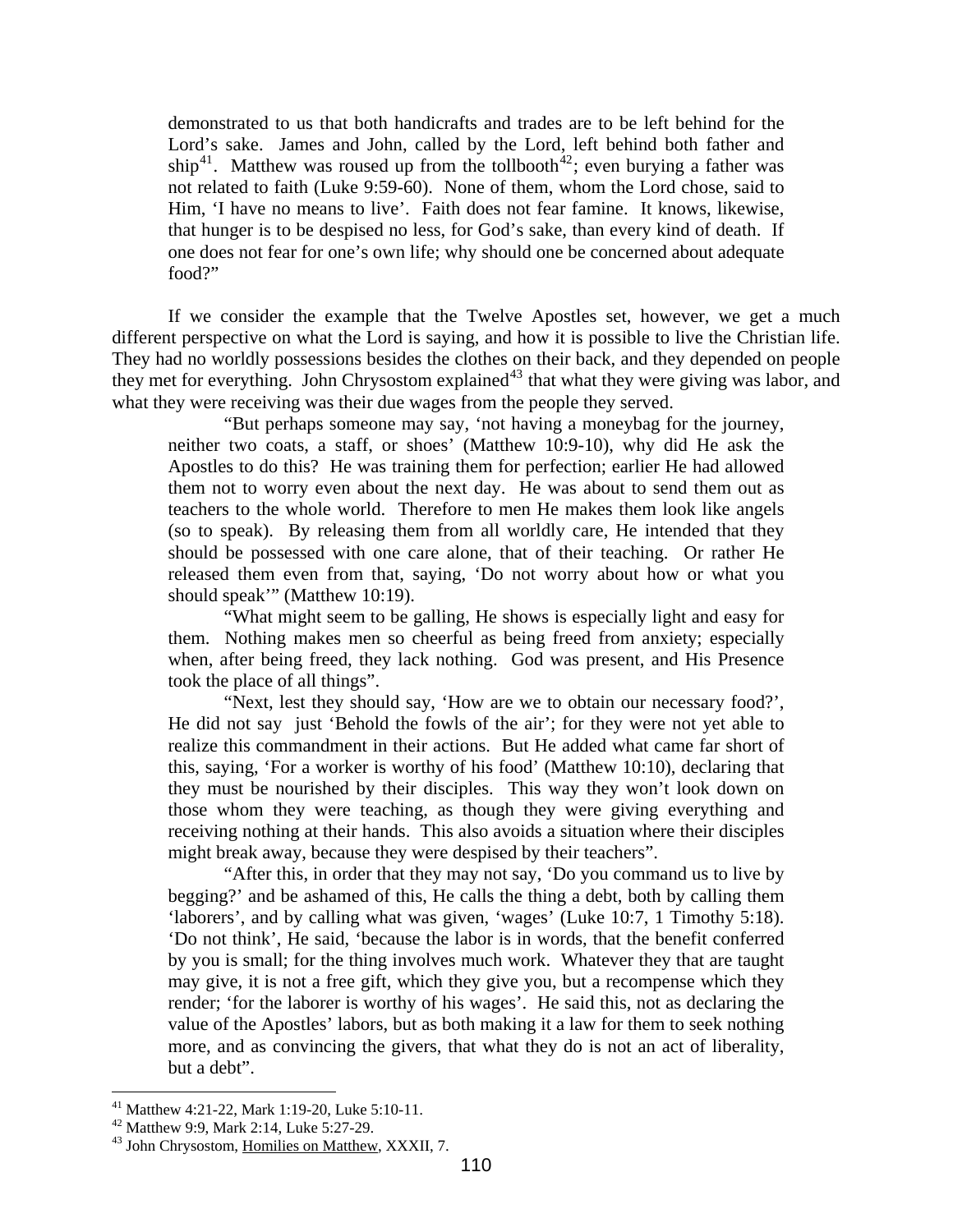demonstrated to us that both handicrafts and trades are to be left behind for the Lord's sake. James and John, called by the Lord, left behind both father and ship[41]. Matthew was roused up from the tollbooth[42]; even burying a father was not related to faith (Luke 9:59-60). None of them, whom the Lord chose, said to Him, 'I have no means to live'. Faith does not fear famine. It knows, likewise, that hunger is to be despised no less, for God's sake, than every kind of death. If one does not fear for one's own life; why should one be concerned about adequate food?"

If we consider the example that the Twelve Apostles set, however, we get a much different perspective on what the Lord is saying, and how it is possible to live the Christian life. They had no worldly possessions besides the clothes on their back, and they depended on people they met for everything. John Chrysostom explained[43] that what they were giving was labor, and what they were receiving was their due wages from the people they served.

> "But perhaps someone may say, 'not having a moneybag for the journey, neither two coats, a staff, or shoes' (Matthew 10:9-10), why did He ask the Apostles to do this? He was training them for perfection; earlier He had allowed them not to worry even about the next day. He was about to send them out as teachers to the whole world. Therefore to men He makes them look like angels (so to speak). By releasing them from all worldly care, He intended that they should be possessed with one care alone, that of their teaching. Or rather He released them even from that, saying, 'Do not worry about how or what you should speak'" (Matthew 10:19).
>
> "What might seem to be galling, He shows is especially light and easy for them. Nothing makes men so cheerful as being freed from anxiety; especially when, after being freed, they lack nothing. God was present, and His Presence took the place of all things".
>
> "Next, lest they should say, 'How are we to obtain our necessary food?', He did not say just 'Behold the fowls of the air'; for they were not yet able to realize this commandment in their actions. But He added what came far short of this, saying, 'For a worker is worthy of his food' (Matthew 10:10), declaring that they must be nourished by their disciples. This way they won't look down on those whom they were teaching, as though they were giving everything and receiving nothing at their hands. This also avoids a situation where their disciples might break away, because they were despised by their teachers".
>
> "After this, in order that they may not say, 'Do you command us to live by begging?' and be ashamed of this, He calls the thing a debt, both by calling them 'laborers', and by calling what was given, 'wages' (Luke 10:7, 1 Timothy 5:18). 'Do not think', He said, 'because the labor is in words, that the benefit conferred by you is small; for the thing involves much work. Whatever they that are taught may give, it is not a free gift, which they give you, but a recompense which they render; 'for the laborer is worthy of his wages'. He said this, not as declaring the value of the Apostles' labors, but as both making it a law for them to seek nothing more, and as convincing the givers, that what they do is not an act of liberality, but a debt".

---

[41] Matthew 4:21-22, Mark 1:19-20, Luke 5:10-11.

[42] Matthew 9:9, Mark 2:14, Luke 5:27-29.

[43] John Chrysostom, Homilies on Matthew, XXXII, 7.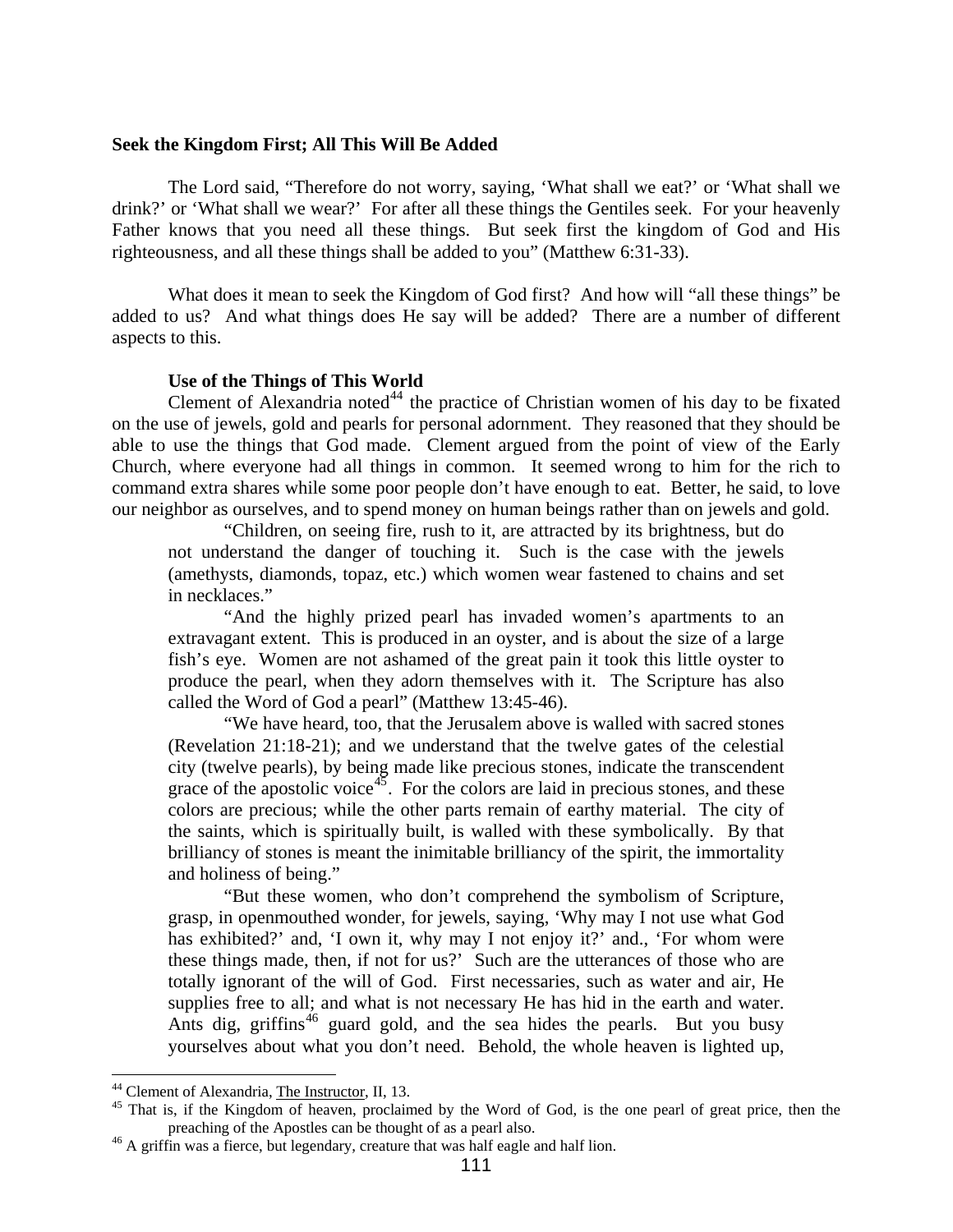## Seek the Kingdom First; All This Will Be Added

The Lord said, "Therefore do not worry, saying, 'What shall we eat?' or 'What shall we drink?' or 'What shall we wear?' For after all these things the Gentiles seek. For your heavenly Father knows that you need all these things. But seek first the kingdom of God and His righteousness, and all these things shall be added to you" (Matthew 6:31-33).

What does it mean to seek the Kingdom of God first? And how will "all these things" be added to us? And what things does He say will be added? There are a number of different aspects to this.

### Use of the Things of This World

Clement of Alexandria noted[44] the practice of Christian women of his day to be fixated on the use of jewels, gold and pearls for personal adornment. They reasoned that they should be able to use the things that God made. Clement argued from the point of view of the Early Church, where everyone had all things in common. It seemed wrong to him for the rich to command extra shares while some poor people don't have enough to eat. Better, he said, to love our neighbor as ourselves, and to spend money on human beings rather than on jewels and gold.

> "Children, on seeing fire, rush to it, are attracted by its brightness, but do not understand the danger of touching it. Such is the case with the jewels (amethysts, diamonds, topaz, etc.) which women wear fastened to chains and set in necklaces."
>
> "And the highly prized pearl has invaded women's apartments to an extravagant extent. This is produced in an oyster, and is about the size of a large fish's eye. Women are not ashamed of the great pain it took this little oyster to produce the pearl, when they adorn themselves with it. The Scripture has also called the Word of God a pearl" (Matthew 13:45-46).
>
> "We have heard, too, that the Jerusalem above is walled with sacred stones (Revelation 21:18-21); and we understand that the twelve gates of the celestial city (twelve pearls), by being made like precious stones, indicate the transcendent grace of the apostolic voice[45]. For the colors are laid in precious stones, and these colors are precious; while the other parts remain of earthy material. The city of the saints, which is spiritually built, is walled with these symbolically. By that brilliancy of stones is meant the inimitable brilliancy of the spirit, the immortality and holiness of being."
>
> "But these women, who don't comprehend the symbolism of Scripture, grasp, in openmouthed wonder, for jewels, saying, 'Why may I not use what God has exhibited?' and, 'I own it, why may I not enjoy it?' and., 'For whom were these things made, then, if not for us?' Such are the utterances of those who are totally ignorant of the will of God. First necessaries, such as water and air, He supplies free to all; and what is not necessary He has hid in the earth and water. Ants dig, griffins[46] guard gold, and the sea hides the pearls. But you busy yourselves about what you don't need. Behold, the whole heaven is lighted up,

---

[44] Clement of Alexandria, The Instructor, II, 13.

[45] That is, if the Kingdom of heaven, proclaimed by the Word of God, is the one pearl of great price, then the preaching of the Apostles can be thought of as a pearl also.

[46] A griffin was a fierce, but legendary, creature that was half eagle and half lion.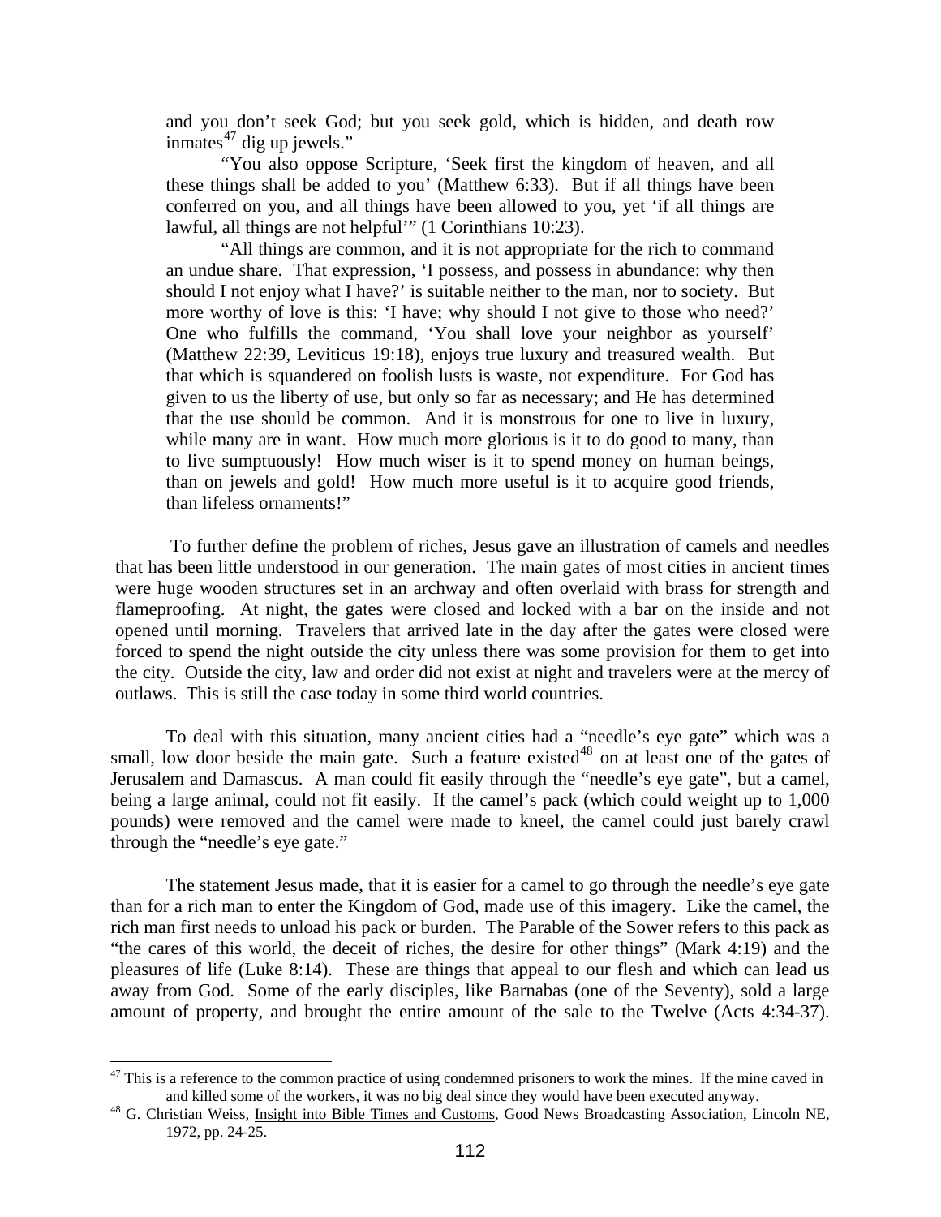and you don't seek God; but you seek gold, which is hidden, and death row inmates[47] dig up jewels."

"You also oppose Scripture, 'Seek first the kingdom of heaven, and all these things shall be added to you' (Matthew 6:33). But if all things have been conferred on you, and all things have been allowed to you, yet 'if all things are lawful, all things are not helpful'" (1 Corinthians 10:23).

"All things are common, and it is not appropriate for the rich to command an undue share. That expression, 'I possess, and possess in abundance: why then should I not enjoy what I have?' is suitable neither to the man, nor to society. But more worthy of love is this: 'I have; why should I not give to those who need?' One who fulfills the command, 'You shall love your neighbor as yourself' (Matthew 22:39, Leviticus 19:18), enjoys true luxury and treasured wealth. But that which is squandered on foolish lusts is waste, not expenditure. For God has given to us the liberty of use, but only so far as necessary; and He has determined that the use should be common. And it is monstrous for one to live in luxury, while many are in want. How much more glorious is it to do good to many, than to live sumptuously! How much wiser is it to spend money on human beings, than on jewels and gold! How much more useful is it to acquire good friends, than lifeless ornaments!"

To further define the problem of riches, Jesus gave an illustration of camels and needles that has been little understood in our generation. The main gates of most cities in ancient times were huge wooden structures set in an archway and often overlaid with brass for strength and flameproofing. At night, the gates were closed and locked with a bar on the inside and not opened until morning. Travelers that arrived late in the day after the gates were closed were forced to spend the night outside the city unless there was some provision for them to get into the city. Outside the city, law and order did not exist at night and travelers were at the mercy of outlaws. This is still the case today in some third world countries.

To deal with this situation, many ancient cities had a "needle's eye gate" which was a small, low door beside the main gate. Such a feature existed[48] on at least one of the gates of Jerusalem and Damascus. A man could fit easily through the "needle's eye gate", but a camel, being a large animal, could not fit easily. If the camel's pack (which could weight up to 1,000 pounds) were removed and the camel were made to kneel, the camel could just barely crawl through the "needle's eye gate."

The statement Jesus made, that it is easier for a camel to go through the needle's eye gate than for a rich man to enter the Kingdom of God, made use of this imagery. Like the camel, the rich man first needs to unload his pack or burden. The Parable of the Sower refers to this pack as "the cares of this world, the deceit of riches, the desire for other things" (Mark 4:19) and the pleasures of life (Luke 8:14). These are things that appeal to our flesh and which can lead us away from God. Some of the early disciples, like Barnabas (one of the Seventy), sold a large amount of property, and brought the entire amount of the sale to the Twelve (Acts 4:34-37).

---

[47] This is a reference to the common practice of using condemned prisoners to work the mines. If the mine caved in and killed some of the workers, it was no big deal since they would have been executed anyway.

[48] G. Christian Weiss, Insight into Bible Times and Customs, Good News Broadcasting Association, Lincoln NE, 1972, pp. 24-25.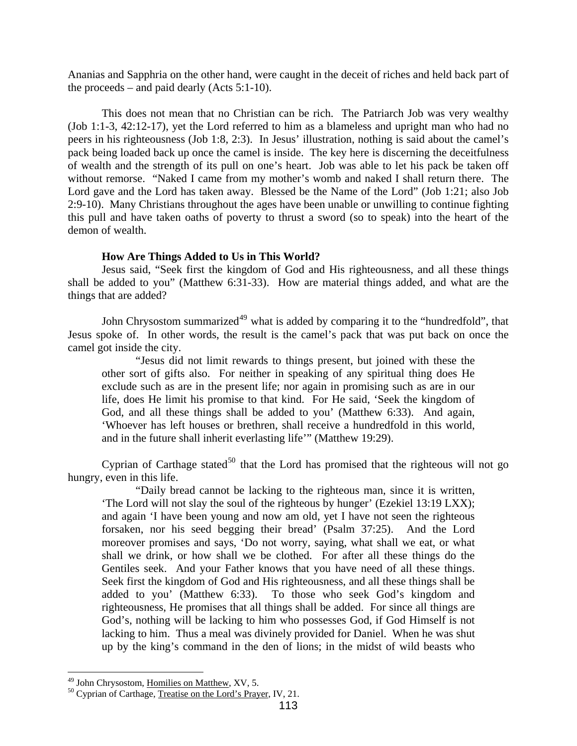Ananias and Sapphria on the other hand, were caught in the deceit of riches and held back part of the proceeds – and paid dearly (Acts 5:1-10).

This does not mean that no Christian can be rich. The Patriarch Job was very wealthy (Job 1:1-3, 42:12-17), yet the Lord referred to him as a blameless and upright man who had no peers in his righteousness (Job 1:8, 2:3). In Jesus' illustration, nothing is said about the camel's pack being loaded back up once the camel is inside. The key here is discerning the deceitfulness of wealth and the strength of its pull on one's heart. Job was able to let his pack be taken off without remorse. "Naked I came from my mother's womb and naked I shall return there. The Lord gave and the Lord has taken away. Blessed be the Name of the Lord" (Job 1:21; also Job 2:9-10). Many Christians throughout the ages have been unable or unwilling to continue fighting this pull and have taken oaths of poverty to thrust a sword (so to speak) into the heart of the demon of wealth.

**How Are Things Added to Us in This World?**

Jesus said, "Seek first the kingdom of God and His righteousness, and all these things shall be added to you" (Matthew 6:31-33). How are material things added, and what are the things that are added?

John Chrysostom summarized[49] what is added by comparing it to the "hundredfold", that Jesus spoke of. In other words, the result is the camel's pack that was put back on once the camel got inside the city.

> "Jesus did not limit rewards to things present, but joined with these the other sort of gifts also. For neither in speaking of any spiritual thing does He exclude such as are in the present life; nor again in promising such as are in our life, does He limit his promise to that kind. For He said, 'Seek the kingdom of God, and all these things shall be added to you' (Matthew 6:33). And again, 'Whoever has left houses or brethren, shall receive a hundredfold in this world, and in the future shall inherit everlasting life'" (Matthew 19:29).

Cyprian of Carthage stated[50] that the Lord has promised that the righteous will not go hungry, even in this life.

> "Daily bread cannot be lacking to the righteous man, since it is written, 'The Lord will not slay the soul of the righteous by hunger' (Ezekiel 13:19 LXX); and again 'I have been young and now am old, yet I have not seen the righteous forsaken, nor his seed begging their bread' (Psalm 37:25). And the Lord moreover promises and says, 'Do not worry, saying, what shall we eat, or what shall we drink, or how shall we be clothed. For after all these things do the Gentiles seek. And your Father knows that you have need of all these things. Seek first the kingdom of God and His righteousness, and all these things shall be added to you' (Matthew 6:33). To those who seek God's kingdom and righteousness, He promises that all things shall be added. For since all things are God's, nothing will be lacking to him who possesses God, if God Himself is not lacking to him. Thus a meal was divinely provided for Daniel. When he was shut up by the king's command in the den of lions; in the midst of wild beasts who

---

[49] John Chrysostom, Homilies on Matthew, XV, 5.

[50] Cyprian of Carthage, Treatise on the Lord's Prayer, IV, 21.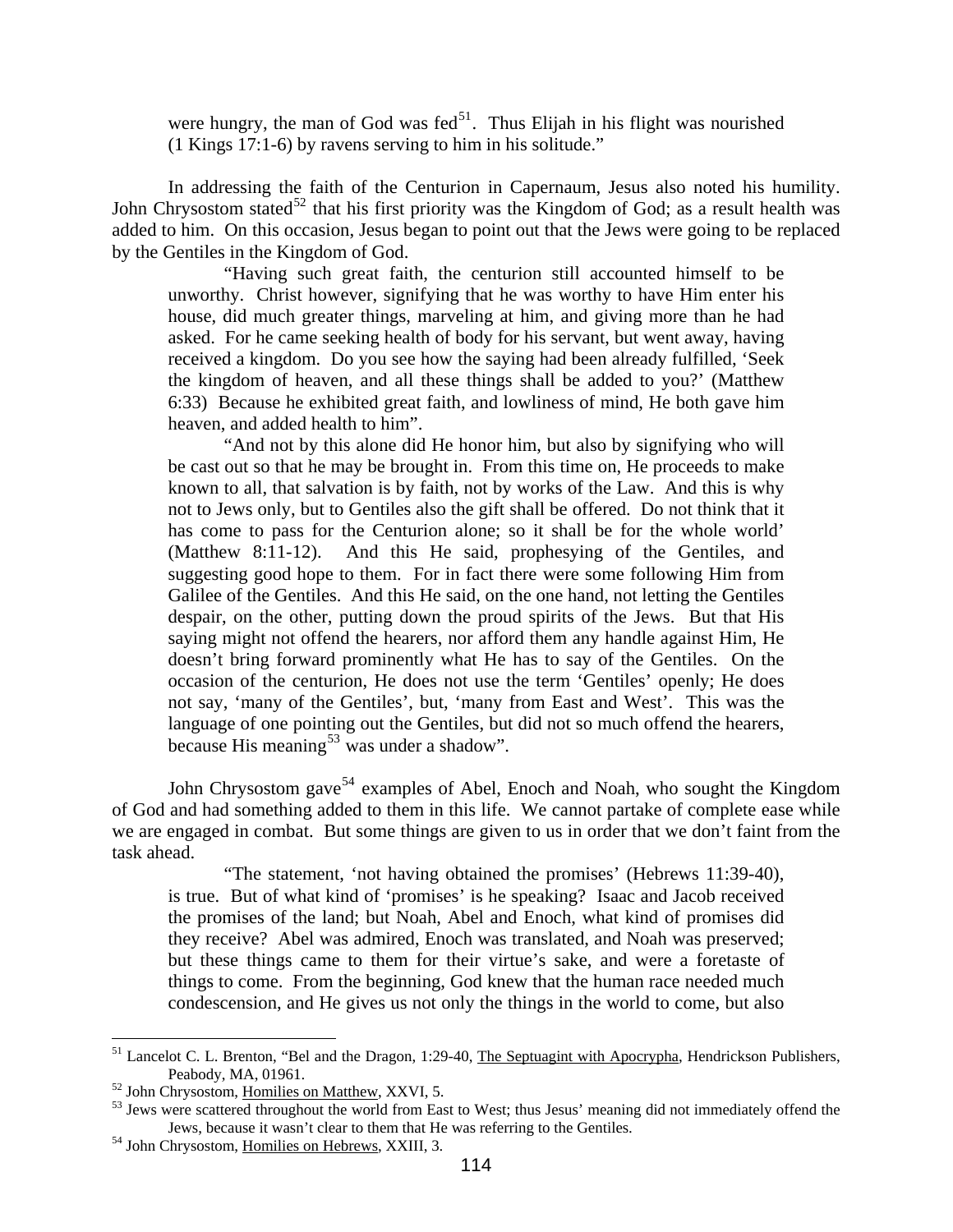were hungry, the man of God was fed[51]. Thus Elijah in his flight was nourished (1 Kings 17:1-6) by ravens serving to him in his solitude."

In addressing the faith of the Centurion in Capernaum, Jesus also noted his humility. John Chrysostom stated[52] that his first priority was the Kingdom of God; as a result health was added to him. On this occasion, Jesus began to point out that the Jews were going to be replaced by the Gentiles in the Kingdom of God.

> "Having such great faith, the centurion still accounted himself to be unworthy. Christ however, signifying that he was worthy to have Him enter his house, did much greater things, marveling at him, and giving more than he had asked. For he came seeking health of body for his servant, but went away, having received a kingdom. Do you see how the saying had been already fulfilled, 'Seek the kingdom of heaven, and all these things shall be added to you?' (Matthew 6:33) Because he exhibited great faith, and lowliness of mind, He both gave him heaven, and added health to him".
>
> "And not by this alone did He honor him, but also by signifying who will be cast out so that he may be brought in. From this time on, He proceeds to make known to all, that salvation is by faith, not by works of the Law. And this is why not to Jews only, but to Gentiles also the gift shall be offered. Do not think that it has come to pass for the Centurion alone; so it shall be for the whole world' (Matthew 8:11-12). And this He said, prophesying of the Gentiles, and suggesting good hope to them. For in fact there were some following Him from Galilee of the Gentiles. And this He said, on the one hand, not letting the Gentiles despair, on the other, putting down the proud spirits of the Jews. But that His saying might not offend the hearers, nor afford them any handle against Him, He doesn't bring forward prominently what He has to say of the Gentiles. On the occasion of the centurion, He does not use the term 'Gentiles' openly; He does not say, 'many of the Gentiles', but, 'many from East and West'. This was the language of one pointing out the Gentiles, but did not so much offend the hearers, because His meaning[53] was under a shadow".

John Chrysostom gave[54] examples of Abel, Enoch and Noah, who sought the Kingdom of God and had something added to them in this life. We cannot partake of complete ease while we are engaged in combat. But some things are given to us in order that we don't faint from the task ahead.

> "The statement, 'not having obtained the promises' (Hebrews 11:39-40), is true. But of what kind of 'promises' is he speaking? Isaac and Jacob received the promises of the land; but Noah, Abel and Enoch, what kind of promises did they receive? Abel was admired, Enoch was translated, and Noah was preserved; but these things came to them for their virtue's sake, and were a foretaste of things to come. From the beginning, God knew that the human race needed much condescension, and He gives us not only the things in the world to come, but also

---

[51] Lancelot C. L. Brenton, "Bel and the Dragon, 1:29-40, The Septuagint with Apocrypha, Hendrickson Publishers, Peabody, MA, 01961.

[52] John Chrysostom, Homilies on Matthew, XXVI, 5.

[53] Jews were scattered throughout the world from East to West; thus Jesus' meaning did not immediately offend the Jews, because it wasn't clear to them that He was referring to the Gentiles.

[54] John Chrysostom, Homilies on Hebrews, XXIII, 3.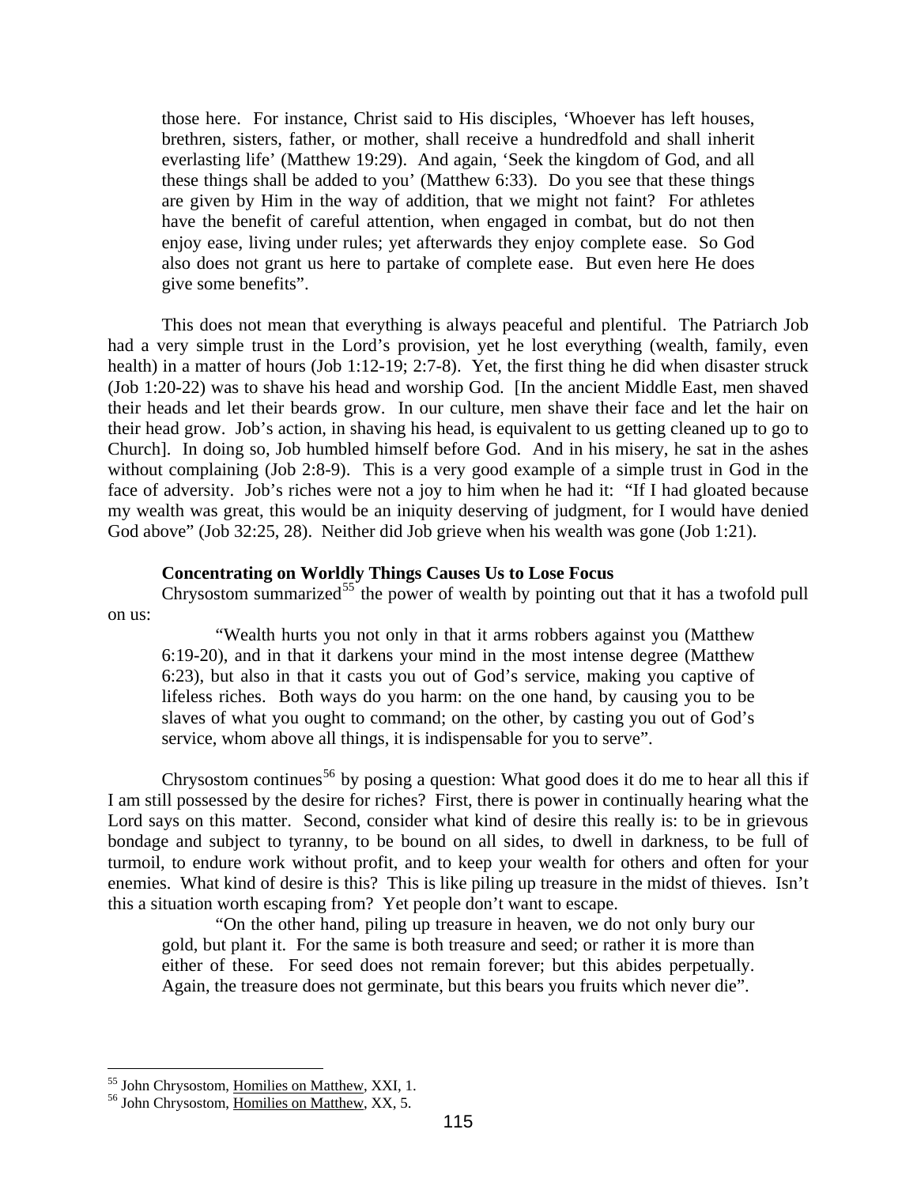> those here. For instance, Christ said to His disciples, 'Whoever has left houses, brethren, sisters, father, or mother, shall receive a hundredfold and shall inherit everlasting life' (Matthew 19:29). And again, 'Seek the kingdom of God, and all these things shall be added to you' (Matthew 6:33). Do you see that these things are given by Him in the way of addition, that we might not faint? For athletes have the benefit of careful attention, when engaged in combat, but do not then enjoy ease, living under rules; yet afterwards they enjoy complete ease. So God also does not grant us here to partake of complete ease. But even here He does give some benefits".

This does not mean that everything is always peaceful and plentiful. The Patriarch Job had a very simple trust in the Lord's provision, yet he lost everything (wealth, family, even health) in a matter of hours (Job 1:12-19; 2:7-8). Yet, the first thing he did when disaster struck (Job 1:20-22) was to shave his head and worship God. [In the ancient Middle East, men shaved their heads and let their beards grow. In our culture, men shave their face and let the hair on their head grow. Job's action, in shaving his head, is equivalent to us getting cleaned up to go to Church]. In doing so, Job humbled himself before God. And in his misery, he sat in the ashes without complaining (Job 2:8-9). This is a very good example of a simple trust in God in the face of adversity. Job's riches were not a joy to him when he had it: "If I had gloated because my wealth was great, this would be an iniquity deserving of judgment, for I would have denied God above" (Job 32:25, 28). Neither did Job grieve when his wealth was gone (Job 1:21).

**Concentrating on Worldly Things Causes Us to Lose Focus**

Chrysostom summarized[55] the power of wealth by pointing out that it has a twofold pull on us:

> "Wealth hurts you not only in that it arms robbers against you (Matthew 6:19-20), and in that it darkens your mind in the most intense degree (Matthew 6:23), but also in that it casts you out of God's service, making you captive of lifeless riches. Both ways do you harm: on the one hand, by causing you to be slaves of what you ought to command; on the other, by casting you out of God's service, whom above all things, it is indispensable for you to serve".

Chrysostom continues[56] by posing a question: What good does it do me to hear all this if I am still possessed by the desire for riches? First, there is power in continually hearing what the Lord says on this matter. Second, consider what kind of desire this really is: to be in grievous bondage and subject to tyranny, to be bound on all sides, to dwell in darkness, to be full of turmoil, to endure work without profit, and to keep your wealth for others and often for your enemies. What kind of desire is this? This is like piling up treasure in the midst of thieves. Isn't this a situation worth escaping from? Yet people don't want to escape.

> "On the other hand, piling up treasure in heaven, we do not only bury our gold, but plant it. For the same is both treasure and seed; or rather it is more than either of these. For seed does not remain forever; but this abides perpetually. Again, the treasure does not germinate, but this bears you fruits which never die".

---

[55] John Chrysostom, Homilies on Matthew, XXI, 1.

[56] John Chrysostom, Homilies on Matthew, XX, 5.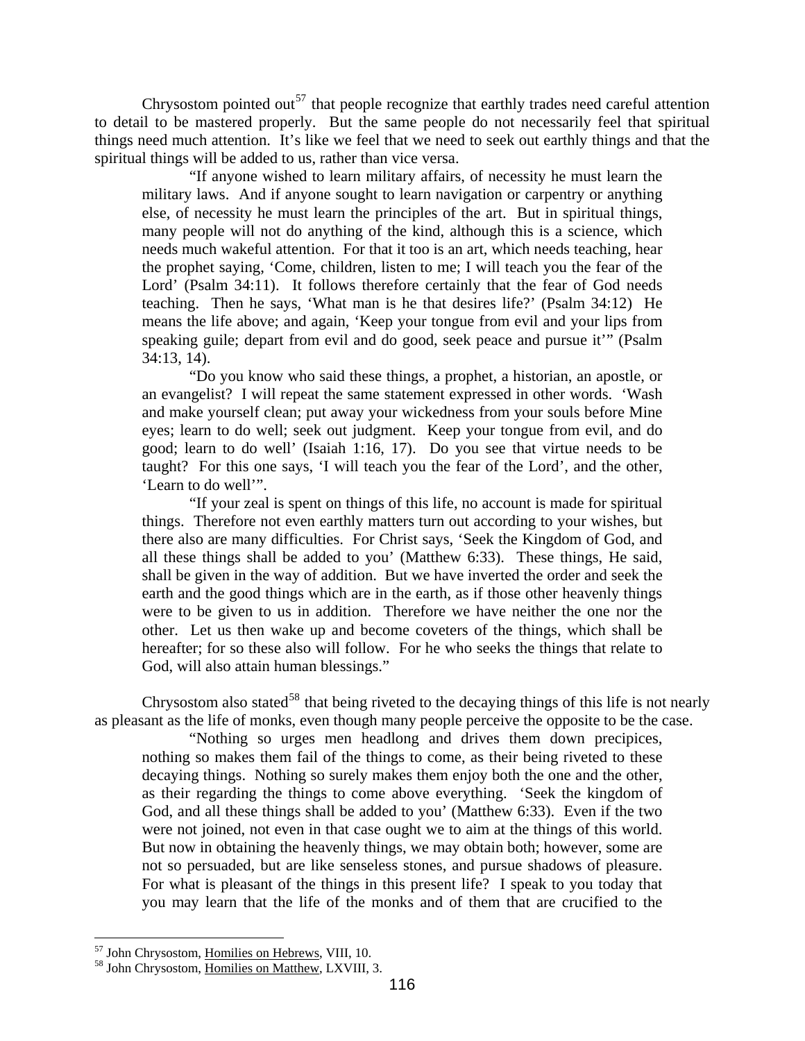Chrysostom pointed out[57] that people recognize that earthly trades need careful attention to detail to be mastered properly. But the same people do not necessarily feel that spiritual things need much attention. It's like we feel that we need to seek out earthly things and that the spiritual things will be added to us, rather than vice versa.

> "If anyone wished to learn military affairs, of necessity he must learn the military laws. And if anyone sought to learn navigation or carpentry or anything else, of necessity he must learn the principles of the art. But in spiritual things, many people will not do anything of the kind, although this is a science, which needs much wakeful attention. For that it too is an art, which needs teaching, hear the prophet saying, 'Come, children, listen to me; I will teach you the fear of the Lord' (Psalm 34:11). It follows therefore certainly that the fear of God needs teaching. Then he says, 'What man is he that desires life?' (Psalm 34:12) He means the life above; and again, 'Keep your tongue from evil and your lips from speaking guile; depart from evil and do good, seek peace and pursue it'" (Psalm 34:13, 14).
>
> "Do you know who said these things, a prophet, a historian, an apostle, or an evangelist? I will repeat the same statement expressed in other words. 'Wash and make yourself clean; put away your wickedness from your souls before Mine eyes; learn to do well; seek out judgment. Keep your tongue from evil, and do good; learn to do well' (Isaiah 1:16, 17). Do you see that virtue needs to be taught? For this one says, 'I will teach you the fear of the Lord', and the other, 'Learn to do well'".
>
> "If your zeal is spent on things of this life, no account is made for spiritual things. Therefore not even earthly matters turn out according to your wishes, but there also are many difficulties. For Christ says, 'Seek the Kingdom of God, and all these things shall be added to you' (Matthew 6:33). These things, He said, shall be given in the way of addition. But we have inverted the order and seek the earth and the good things which are in the earth, as if those other heavenly things were to be given to us in addition. Therefore we have neither the one nor the other. Let us then wake up and become coveters of the things, which shall be hereafter; for so these also will follow. For he who seeks the things that relate to God, will also attain human blessings."

Chrysostom also stated[58] that being riveted to the decaying things of this life is not nearly as pleasant as the life of monks, even though many people perceive the opposite to be the case.

> "Nothing so urges men headlong and drives them down precipices, nothing so makes them fail of the things to come, as their being riveted to these decaying things. Nothing so surely makes them enjoy both the one and the other, as their regarding the things to come above everything. 'Seek the kingdom of God, and all these things shall be added to you' (Matthew 6:33). Even if the two were not joined, not even in that case ought we to aim at the things of this world. But now in obtaining the heavenly things, we may obtain both; however, some are not so persuaded, but are like senseless stones, and pursue shadows of pleasure. For what is pleasant of the things in this present life? I speak to you today that you may learn that the life of the monks and of them that are crucified to the

---

[57] John Chrysostom, Homilies on Hebrews, VIII, 10.

[58] John Chrysostom, Homilies on Matthew, LXVIII, 3.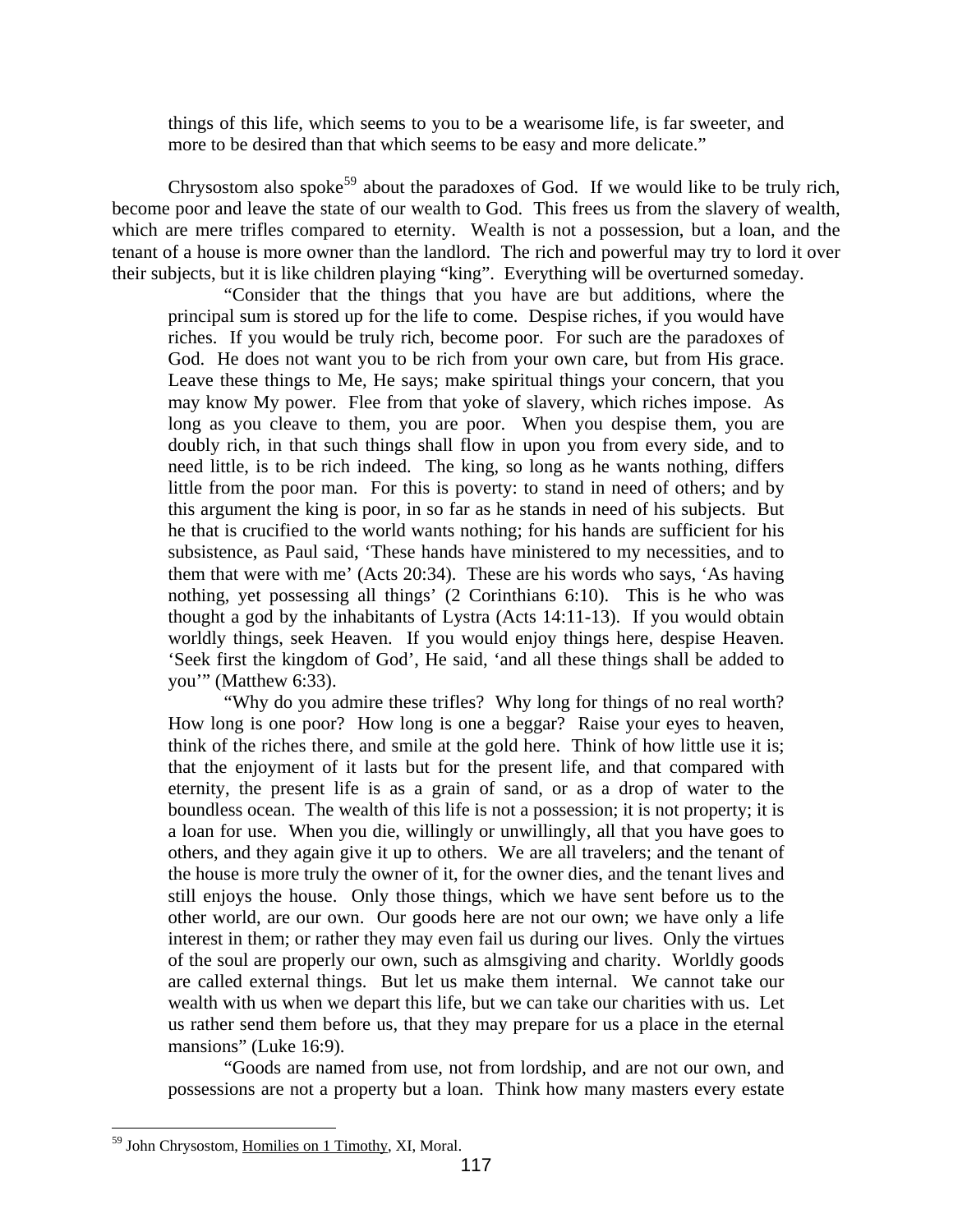things of this life, which seems to you to be a wearisome life, is far sweeter, and more to be desired than that which seems to be easy and more delicate."

Chrysostom also spoke[59] about the paradoxes of God. If we would like to be truly rich, become poor and leave the state of our wealth to God. This frees us from the slavery of wealth, which are mere trifles compared to eternity. Wealth is not a possession, but a loan, and the tenant of a house is more owner than the landlord. The rich and powerful may try to lord it over their subjects, but it is like children playing "king". Everything will be overturned someday.

> "Consider that the things that you have are but additions, where the principal sum is stored up for the life to come. Despise riches, if you would have riches. If you would be truly rich, become poor. For such are the paradoxes of God. He does not want you to be rich from your own care, but from His grace. Leave these things to Me, He says; make spiritual things your concern, that you may know My power. Flee from that yoke of slavery, which riches impose. As long as you cleave to them, you are poor. When you despise them, you are doubly rich, in that such things shall flow in upon you from every side, and to need little, is to be rich indeed. The king, so long as he wants nothing, differs little from the poor man. For this is poverty: to stand in need of others; and by this argument the king is poor, in so far as he stands in need of his subjects. But he that is crucified to the world wants nothing; for his hands are sufficient for his subsistence, as Paul said, 'These hands have ministered to my necessities, and to them that were with me' (Acts 20:34). These are his words who says, 'As having nothing, yet possessing all things' (2 Corinthians 6:10). This is he who was thought a god by the inhabitants of Lystra (Acts 14:11-13). If you would obtain worldly things, seek Heaven. If you would enjoy things here, despise Heaven. 'Seek first the kingdom of God', He said, 'and all these things shall be added to you'" (Matthew 6:33).
>
> "Why do you admire these trifles? Why long for things of no real worth? How long is one poor? How long is one a beggar? Raise your eyes to heaven, think of the riches there, and smile at the gold here. Think of how little use it is; that the enjoyment of it lasts but for the present life, and that compared with eternity, the present life is as a grain of sand, or as a drop of water to the boundless ocean. The wealth of this life is not a possession; it is not property; it is a loan for use. When you die, willingly or unwillingly, all that you have goes to others, and they again give it up to others. We are all travelers; and the tenant of the house is more truly the owner of it, for the owner dies, and the tenant lives and still enjoys the house. Only those things, which we have sent before us to the other world, are our own. Our goods here are not our own; we have only a life interest in them; or rather they may even fail us during our lives. Only the virtues of the soul are properly our own, such as almsgiving and charity. Worldly goods are called external things. But let us make them internal. We cannot take our wealth with us when we depart this life, but we can take our charities with us. Let us rather send them before us, that they may prepare for us a place in the eternal mansions" (Luke 16:9).
>
> "Goods are named from use, not from lordship, and are not our own, and possessions are not a property but a loan. Think how many masters every estate

---

[59] John Chrysostom, Homilies on 1 Timothy, XI, Moral.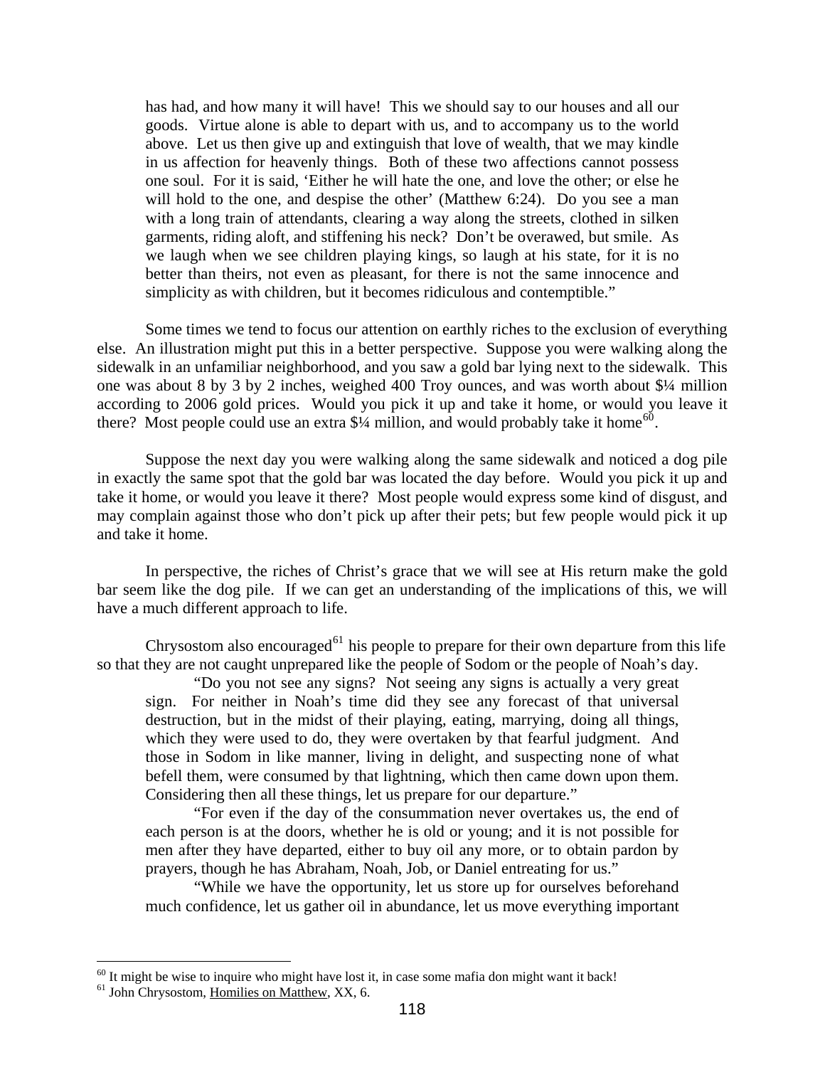> has had, and how many it will have! This we should say to our houses and all our goods. Virtue alone is able to depart with us, and to accompany us to the world above. Let us then give up and extinguish that love of wealth, that we may kindle in us affection for heavenly things. Both of these two affections cannot possess one soul. For it is said, 'Either he will hate the one, and love the other; or else he will hold to the one, and despise the other' (Matthew 6:24). Do you see a man with a long train of attendants, clearing a way along the streets, clothed in silken garments, riding aloft, and stiffening his neck? Don't be overawed, but smile. As we laugh when we see children playing kings, so laugh at his state, for it is no better than theirs, not even as pleasant, for there is not the same innocence and simplicity as with children, but it becomes ridiculous and contemptible."

Some times we tend to focus our attention on earthly riches to the exclusion of everything else. An illustration might put this in a better perspective. Suppose you were walking along the sidewalk in an unfamiliar neighborhood, and you saw a gold bar lying next to the sidewalk. This one was about 8 by 3 by 2 inches, weighed 400 Troy ounces, and was worth about $¼ million according to 2006 gold prices. Would you pick it up and take it home, or would you leave it there? Most people could use an extra $¼ million, and would probably take it home[60].

Suppose the next day you were walking along the same sidewalk and noticed a dog pile in exactly the same spot that the gold bar was located the day before. Would you pick it up and take it home, or would you leave it there? Most people would express some kind of disgust, and may complain against those who don't pick up after their pets; but few people would pick it up and take it home.

In perspective, the riches of Christ's grace that we will see at His return make the gold bar seem like the dog pile. If we can get an understanding of the implications of this, we will have a much different approach to life.

Chrysostom also encouraged[61] his people to prepare for their own departure from this life so that they are not caught unprepared like the people of Sodom or the people of Noah's day.

> "Do you not see any signs? Not seeing any signs is actually a very great sign. For neither in Noah's time did they see any forecast of that universal destruction, but in the midst of their playing, eating, marrying, doing all things, which they were used to do, they were overtaken by that fearful judgment. And those in Sodom in like manner, living in delight, and suspecting none of what befell them, were consumed by that lightning, which then came down upon them. Considering then all these things, let us prepare for our departure."
>
> "For even if the day of the consummation never overtakes us, the end of each person is at the doors, whether he is old or young; and it is not possible for men after they have departed, either to buy oil any more, or to obtain pardon by prayers, though he has Abraham, Noah, Job, or Daniel entreating for us."
>
> "While we have the opportunity, let us store up for ourselves beforehand much confidence, let us gather oil in abundance, let us move everything important

---

[60] It might be wise to inquire who might have lost it, in case some mafia don might want it back!

[61] John Chrysostom, Homilies on Matthew, XX, 6.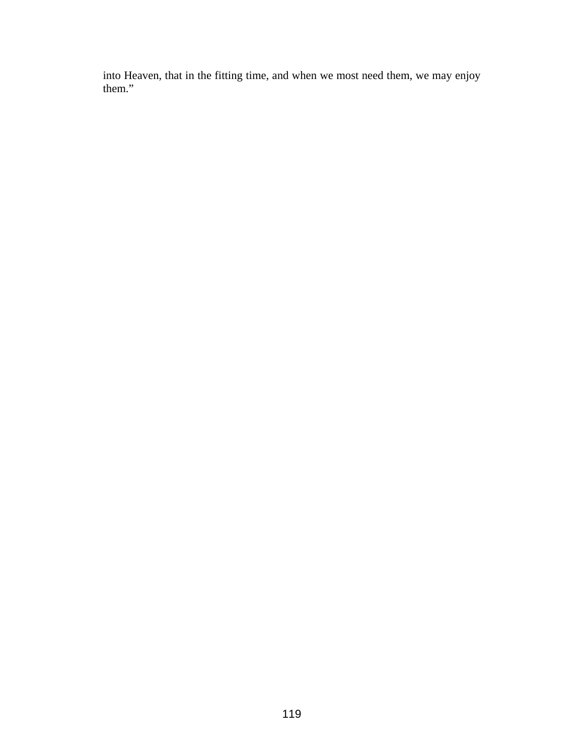into Heaven, that in the fitting time, and when we most need them, we may enjoy them."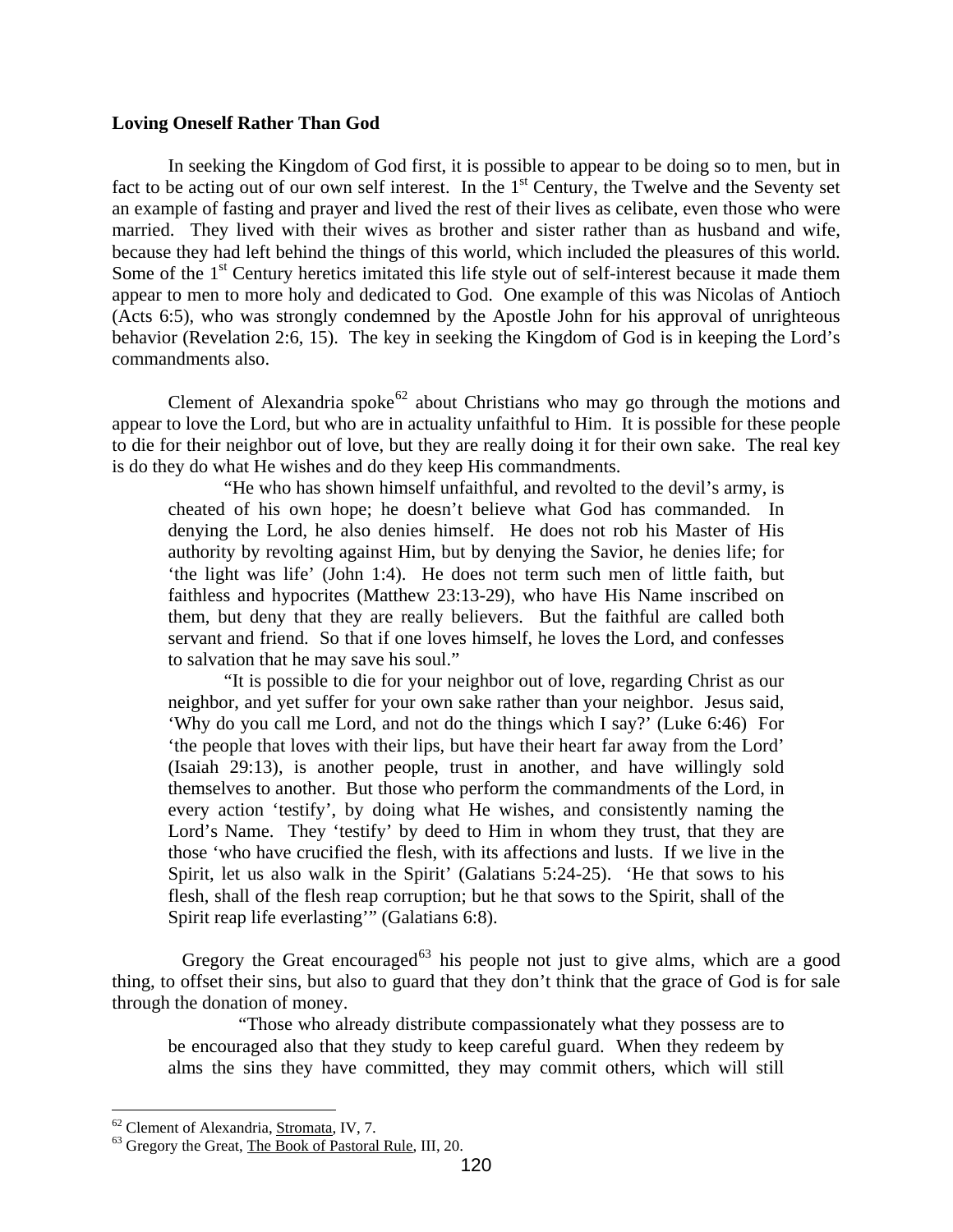**Loving Oneself Rather Than God**

In seeking the Kingdom of God first, it is possible to appear to be doing so to men, but in fact to be acting out of our own self interest. In the 1st Century, the Twelve and the Seventy set an example of fasting and prayer and lived the rest of their lives as celibate, even those who were married. They lived with their wives as brother and sister rather than as husband and wife, because they had left behind the things of this world, which included the pleasures of this world. Some of the 1st Century heretics imitated this life style out of self-interest because it made them appear to men to more holy and dedicated to God. One example of this was Nicolas of Antioch (Acts 6:5), who was strongly condemned by the Apostle John for his approval of unrighteous behavior (Revelation 2:6, 15). The key in seeking the Kingdom of God is in keeping the Lord's commandments also.

Clement of Alexandria spoke[62] about Christians who may go through the motions and appear to love the Lord, but who are in actuality unfaithful to Him. It is possible for these people to die for their neighbor out of love, but they are really doing it for their own sake. The real key is do they do what He wishes and do they keep His commandments.

> "He who has shown himself unfaithful, and revolted to the devil's army, is cheated of his own hope; he doesn't believe what God has commanded. In denying the Lord, he also denies himself. He does not rob his Master of His authority by revolting against Him, but by denying the Savior, he denies life; for 'the light was life' (John 1:4). He does not term such men of little faith, but faithless and hypocrites (Matthew 23:13-29), who have His Name inscribed on them, but deny that they are really believers. But the faithful are called both servant and friend. So that if one loves himself, he loves the Lord, and confesses to salvation that he may save his soul."
>
> "It is possible to die for your neighbor out of love, regarding Christ as our neighbor, and yet suffer for your own sake rather than your neighbor. Jesus said, 'Why do you call me Lord, and not do the things which I say?' (Luke 6:46) For 'the people that loves with their lips, but have their heart far away from the Lord' (Isaiah 29:13), is another people, trust in another, and have willingly sold themselves to another. But those who perform the commandments of the Lord, in every action 'testify', by doing what He wishes, and consistently naming the Lord's Name. They 'testify' by deed to Him in whom they trust, that they are those 'who have crucified the flesh, with its affections and lusts. If we live in the Spirit, let us also walk in the Spirit' (Galatians 5:24-25). 'He that sows to his flesh, shall of the flesh reap corruption; but he that sows to the Spirit, shall of the Spirit reap life everlasting'" (Galatians 6:8).

Gregory the Great encouraged[63] his people not just to give alms, which are a good thing, to offset their sins, but also to guard that they don't think that the grace of God is for sale through the donation of money.

> "Those who already distribute compassionately what they possess are to be encouraged also that they study to keep careful guard. When they redeem by alms the sins they have committed, they may commit others, which will still

---

[62] Clement of Alexandria, Stromata, IV, 7.

[63] Gregory the Great, The Book of Pastoral Rule, III, 20.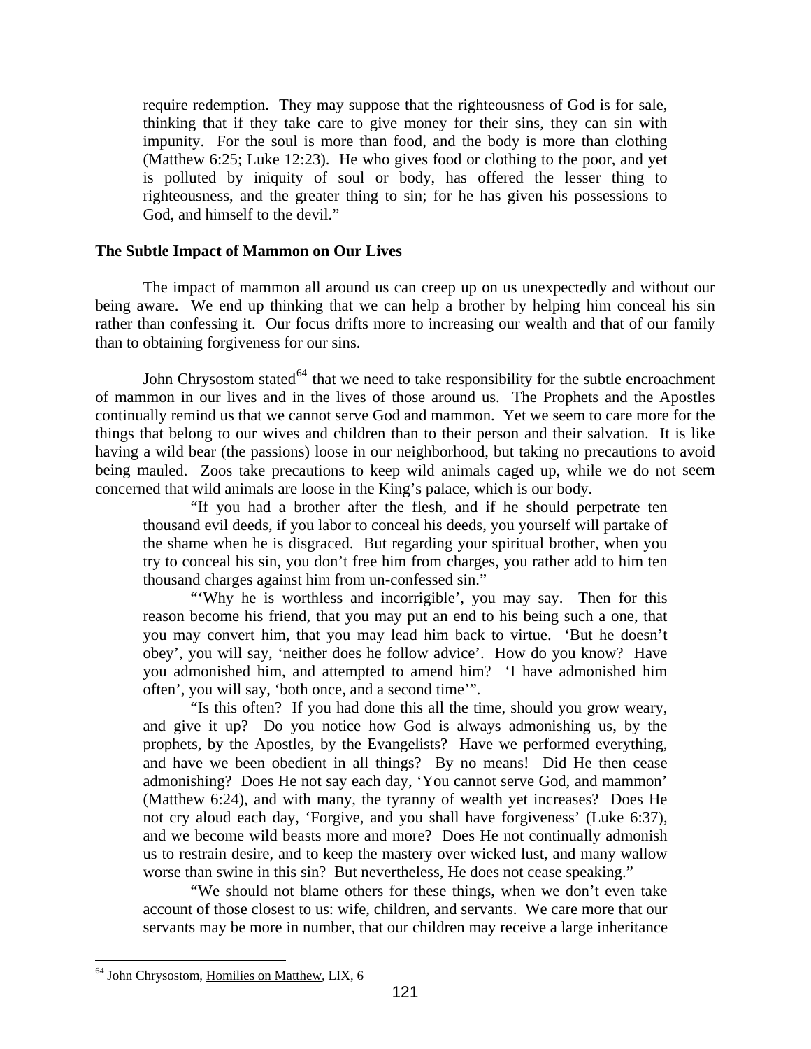require redemption. They may suppose that the righteousness of God is for sale, thinking that if they take care to give money for their sins, they can sin with impunity. For the soul is more than food, and the body is more than clothing (Matthew 6:25; Luke 12:23). He who gives food or clothing to the poor, and yet is polluted by iniquity of soul or body, has offered the lesser thing to righteousness, and the greater thing to sin; for he has given his possessions to God, and himself to the devil."

**The Subtle Impact of Mammon on Our Lives**

The impact of mammon all around us can creep up on us unexpectedly and without our being aware. We end up thinking that we can help a brother by helping him conceal his sin rather than confessing it. Our focus drifts more to increasing our wealth and that of our family than to obtaining forgiveness for our sins.

John Chrysostom stated[64] that we need to take responsibility for the subtle encroachment of mammon in our lives and in the lives of those around us. The Prophets and the Apostles continually remind us that we cannot serve God and mammon. Yet we seem to care more for the things that belong to our wives and children than to their person and their salvation. It is like having a wild bear (the passions) loose in our neighborhood, but taking no precautions to avoid being mauled. Zoos take precautions to keep wild animals caged up, while we do not seem concerned that wild animals are loose in the King's palace, which is our body.

> "If you had a brother after the flesh, and if he should perpetrate ten thousand evil deeds, if you labor to conceal his deeds, you yourself will partake of the shame when he is disgraced. But regarding your spiritual brother, when you try to conceal his sin, you don't free him from charges, you rather add to him ten thousand charges against him from un-confessed sin."
>
> "'Why he is worthless and incorrigible', you may say. Then for this reason become his friend, that you may put an end to his being such a one, that you may convert him, that you may lead him back to virtue. 'But he doesn't obey', you will say, 'neither does he follow advice'. How do you know? Have you admonished him, and attempted to amend him? 'I have admonished him often', you will say, 'both once, and a second time'".
>
> "Is this often? If you had done this all the time, should you grow weary, and give it up? Do you notice how God is always admonishing us, by the prophets, by the Apostles, by the Evangelists? Have we performed everything, and have we been obedient in all things? By no means! Did He then cease admonishing? Does He not say each day, 'You cannot serve God, and mammon' (Matthew 6:24), and with many, the tyranny of wealth yet increases? Does He not cry aloud each day, 'Forgive, and you shall have forgiveness' (Luke 6:37), and we become wild beasts more and more? Does He not continually admonish us to restrain desire, and to keep the mastery over wicked lust, and many wallow worse than swine in this sin? But nevertheless, He does not cease speaking."
>
> "We should not blame others for these things, when we don't even take account of those closest to us: wife, children, and servants. We care more that our servants may be more in number, that our children may receive a large inheritance

[64] John Chrysostom, Homilies on Matthew, LIX, 6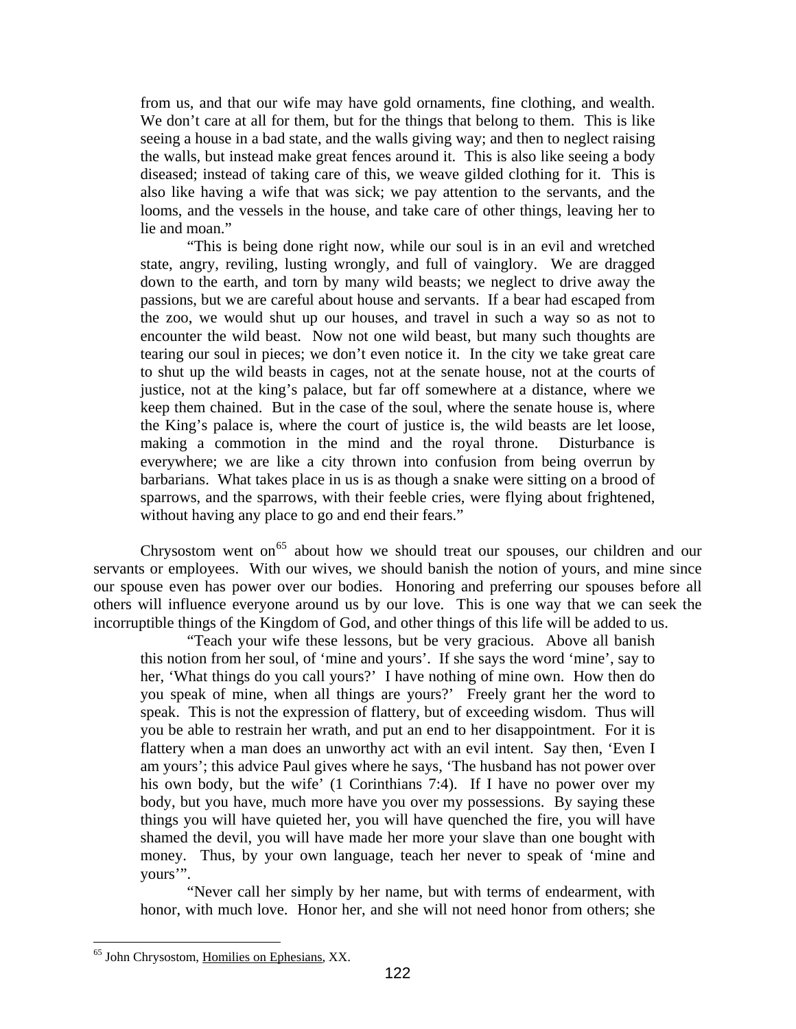from us, and that our wife may have gold ornaments, fine clothing, and wealth. We don't care at all for them, but for the things that belong to them. This is like seeing a house in a bad state, and the walls giving way; and then to neglect raising the walls, but instead make great fences around it. This is also like seeing a body diseased; instead of taking care of this, we weave gilded clothing for it. This is also like having a wife that was sick; we pay attention to the servants, and the looms, and the vessels in the house, and take care of other things, leaving her to lie and moan."

> "This is being done right now, while our soul is in an evil and wretched state, angry, reviling, lusting wrongly, and full of vainglory. We are dragged down to the earth, and torn by many wild beasts; we neglect to drive away the passions, but we are careful about house and servants. If a bear had escaped from the zoo, we would shut up our houses, and travel in such a way so as not to encounter the wild beast. Now not one wild beast, but many such thoughts are tearing our soul in pieces; we don't even notice it. In the city we take great care to shut up the wild beasts in cages, not at the senate house, not at the courts of justice, not at the king's palace, but far off somewhere at a distance, where we keep them chained. But in the case of the soul, where the senate house is, where the King's palace is, where the court of justice is, the wild beasts are let loose, making a commotion in the mind and the royal throne. Disturbance is everywhere; we are like a city thrown into confusion from being overrun by barbarians. What takes place in us is as though a snake were sitting on a brood of sparrows, and the sparrows, with their feeble cries, were flying about frightened, without having any place to go and end their fears."

Chrysostom went on[65] about how we should treat our spouses, our children and our servants or employees. With our wives, we should banish the notion of yours, and mine since our spouse even has power over our bodies. Honoring and preferring our spouses before all others will influence everyone around us by our love. This is one way that we can seek the incorruptible things of the Kingdom of God, and other things of this life will be added to us.

> "Teach your wife these lessons, but be very gracious. Above all banish this notion from her soul, of 'mine and yours'. If she says the word 'mine', say to her, 'What things do you call yours?' I have nothing of mine own. How then do you speak of mine, when all things are yours?' Freely grant her the word to speak. This is not the expression of flattery, but of exceeding wisdom. Thus will you be able to restrain her wrath, and put an end to her disappointment. For it is flattery when a man does an unworthy act with an evil intent. Say then, 'Even I am yours'; this advice Paul gives where he says, 'The husband has not power over his own body, but the wife' (1 Corinthians 7:4). If I have no power over my body, but you have, much more have you over my possessions. By saying these things you will have quieted her, you will have quenched the fire, you will have shamed the devil, you will have made her more your slave than one bought with money. Thus, by your own language, teach her never to speak of 'mine and yours'".

> "Never call her simply by her name, but with terms of endearment, with honor, with much love. Honor her, and she will not need honor from others; she

[65] John Chrysostom, Homilies on Ephesians, XX.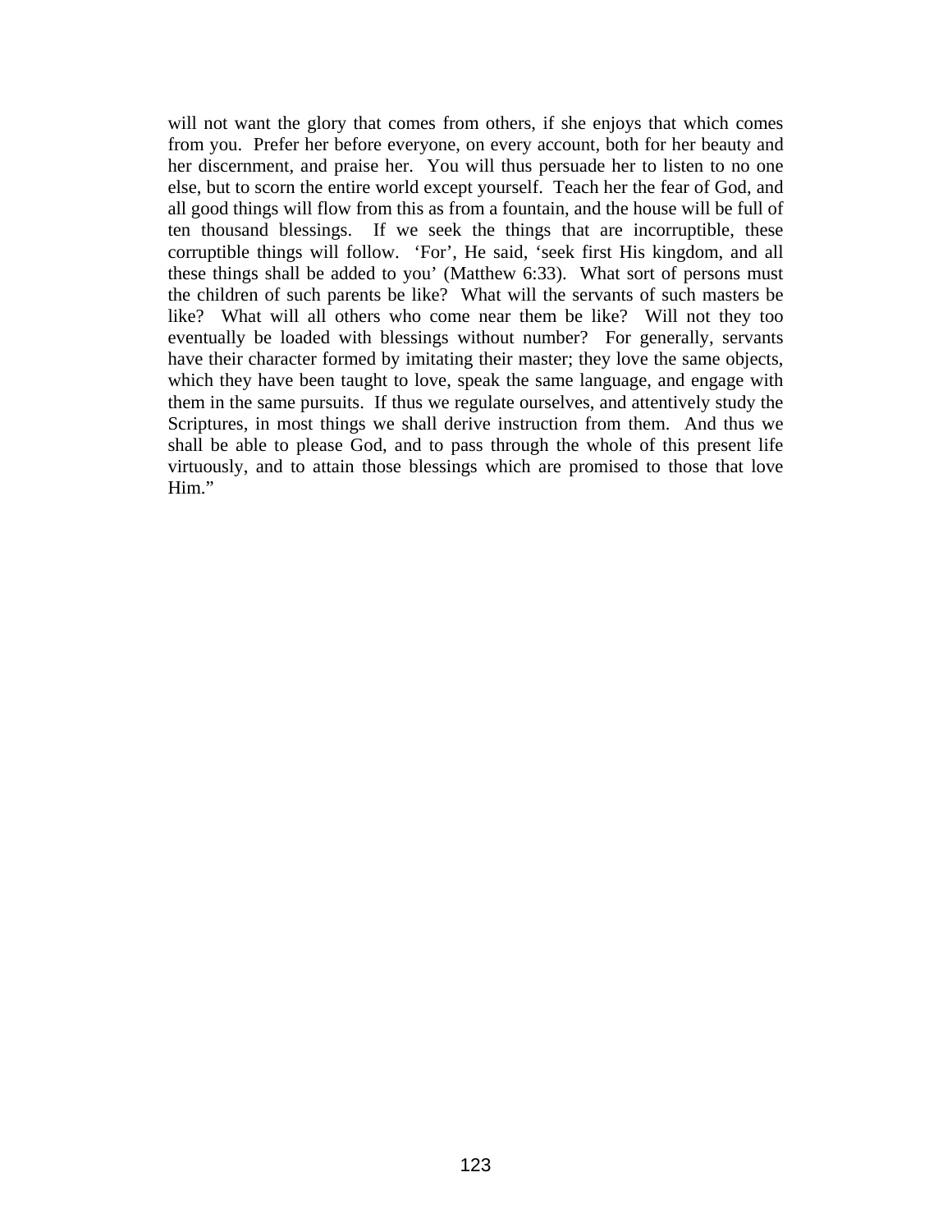will not want the glory that comes from others, if she enjoys that which comes from you. Prefer her before everyone, on every account, both for her beauty and her discernment, and praise her. You will thus persuade her to listen to no one else, but to scorn the entire world except yourself. Teach her the fear of God, and all good things will flow from this as from a fountain, and the house will be full of ten thousand blessings. If we seek the things that are incorruptible, these corruptible things will follow. 'For', He said, 'seek first His kingdom, and all these things shall be added to you' (Matthew 6:33). What sort of persons must the children of such parents be like? What will the servants of such masters be like? What will all others who come near them be like? Will not they too eventually be loaded with blessings without number? For generally, servants have their character formed by imitating their master; they love the same objects, which they have been taught to love, speak the same language, and engage with them in the same pursuits. If thus we regulate ourselves, and attentively study the Scriptures, in most things we shall derive instruction from them. And thus we shall be able to please God, and to pass through the whole of this present life virtuously, and to attain those blessings which are promised to those that love Him."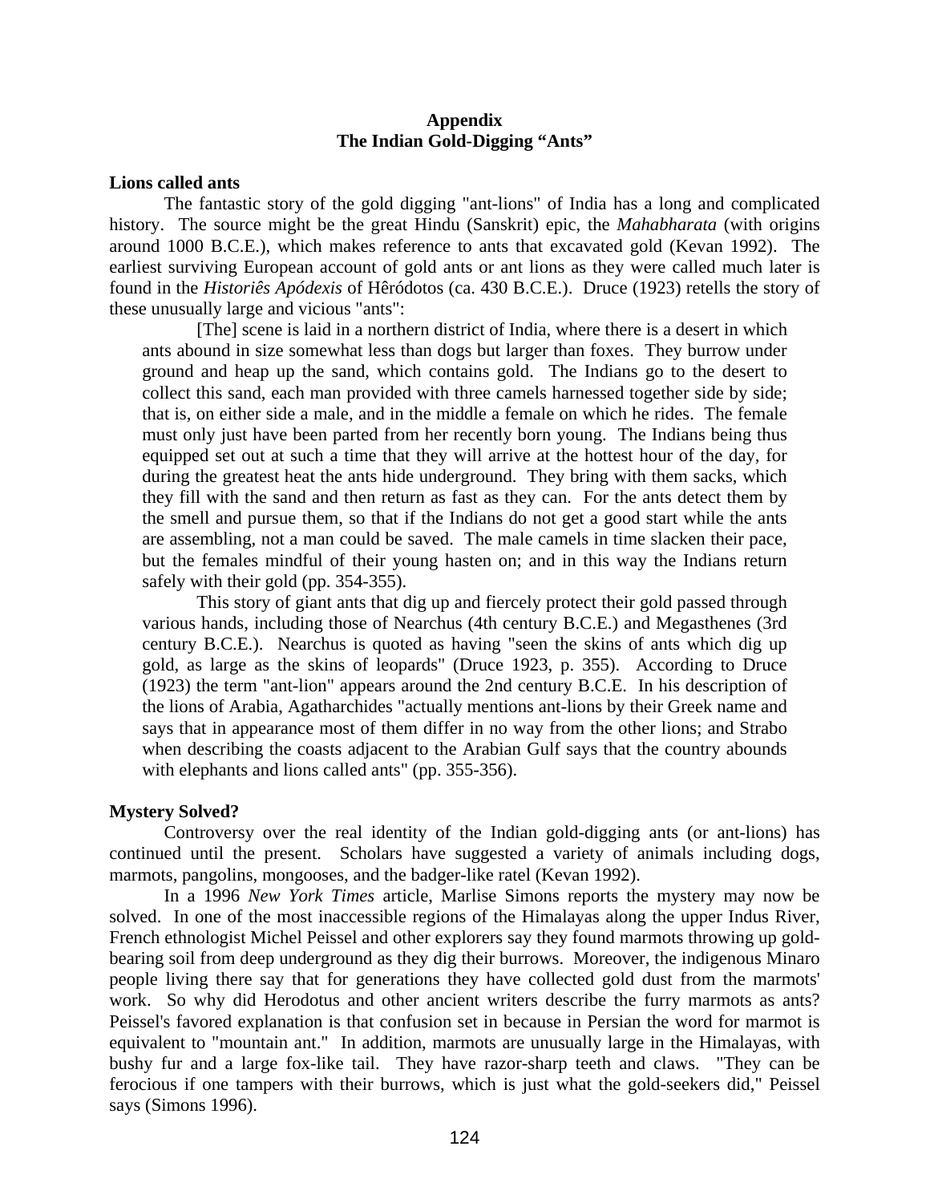# Appendix
# The Indian Gold-Digging "Ants"

**Lions called ants**

The fantastic story of the gold digging "ant-lions" of India has a long and complicated history. The source might be the great Hindu (Sanskrit) epic, the *Mahabharata* (with origins around 1000 B.C.E.), which makes reference to ants that excavated gold (Kevan 1992). The earliest surviving European account of gold ants or ant lions as they were called much later is found in the *Historiês Apódexis* of Hêródotos (ca. 430 B.C.E.). Druce (1923) retells the story of these unusually large and vicious "ants":

> [The] scene is laid in a northern district of India, where there is a desert in which ants abound in size somewhat less than dogs but larger than foxes. They burrow under ground and heap up the sand, which contains gold. The Indians go to the desert to collect this sand, each man provided with three camels harnessed together side by side; that is, on either side a male, and in the middle a female on which he rides. The female must only just have been parted from her recently born young. The Indians being thus equipped set out at such a time that they will arrive at the hottest hour of the day, for during the greatest heat the ants hide underground. They bring with them sacks, which they fill with the sand and then return as fast as they can. For the ants detect them by the smell and pursue them, so that if the Indians do not get a good start while the ants are assembling, not a man could be saved. The male camels in time slacken their pace, but the females mindful of their young hasten on; and in this way the Indians return safely with their gold (pp. 354-355).
>
> This story of giant ants that dig up and fiercely protect their gold passed through various hands, including those of Nearchus (4th century B.C.E.) and Megasthenes (3rd century B.C.E.). Nearchus is quoted as having "seen the skins of ants which dig up gold, as large as the skins of leopards" (Druce 1923, p. 355). According to Druce (1923) the term "ant-lion" appears around the 2nd century B.C.E. In his description of the lions of Arabia, Agatharchides "actually mentions ant-lions by their Greek name and says that in appearance most of them differ in no way from the other lions; and Strabo when describing the coasts adjacent to the Arabian Gulf says that the country abounds with elephants and lions called ants" (pp. 355-356).

**Mystery Solved?**

Controversy over the real identity of the Indian gold-digging ants (or ant-lions) has continued until the present. Scholars have suggested a variety of animals including dogs, marmots, pangolins, mongooses, and the badger-like ratel (Kevan 1992).

In a 1996 *New York Times* article, Marlise Simons reports the mystery may now be solved. In one of the most inaccessible regions of the Himalayas along the upper Indus River, French ethnologist Michel Peissel and other explorers say they found marmots throwing up gold-bearing soil from deep underground as they dig their burrows. Moreover, the indigenous Minaro people living there say that for generations they have collected gold dust from the marmots' work. So why did Herodotus and other ancient writers describe the furry marmots as ants? Peissel's favored explanation is that confusion set in because in Persian the word for marmot is equivalent to "mountain ant." In addition, marmots are unusually large in the Himalayas, with bushy fur and a large fox-like tail. They have razor-sharp teeth and claws. "They can be ferocious if one tampers with their burrows, which is just what the gold-seekers did," Peissel says (Simons 1996).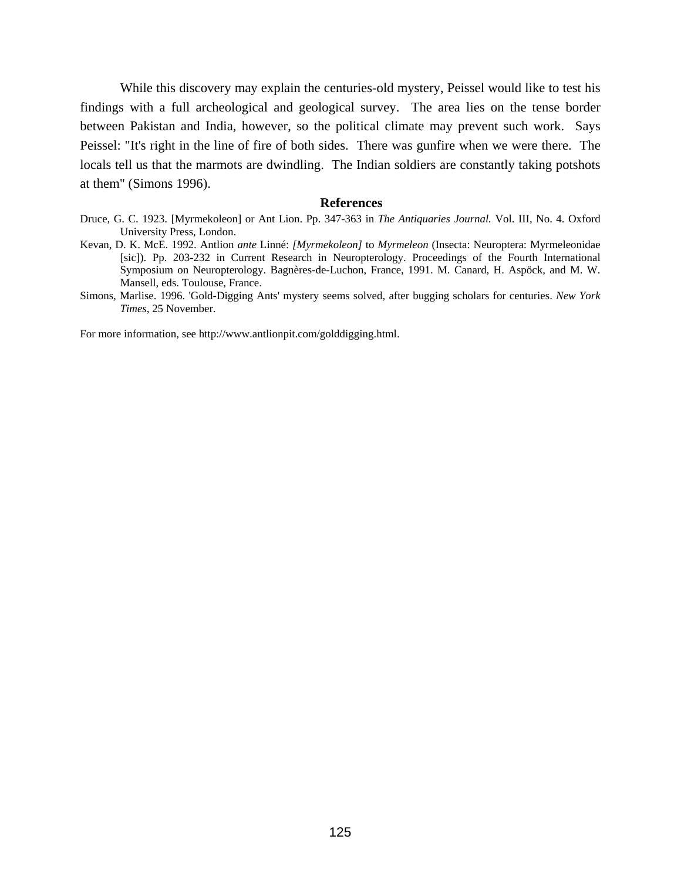While this discovery may explain the centuries-old mystery, Peissel would like to test his findings with a full archeological and geological survey. The area lies on the tense border between Pakistan and India, however, so the political climate may prevent such work. Says Peissel: "It's right in the line of fire of both sides. There was gunfire when we were there. The locals tell us that the marmots are dwindling. The Indian soldiers are constantly taking potshots at them" (Simons 1996).

## References

Druce, G. C. 1923. [Myrmekoleon] or Ant Lion. Pp. 347-363 in *The Antiquaries Journal.* Vol. III, No. 4. Oxford University Press, London.

Kevan, D. K. McE. 1992. Antlion *ante* Linné: *[Myrmekoleon]* to *Myrmeleon* (Insecta: Neuroptera: Myrmeleonidae [sic]). Pp. 203-232 in Current Research in Neuropterology. Proceedings of the Fourth International Symposium on Neuropterology. Bagnères-de-Luchon, France, 1991. M. Canard, H. Aspöck, and M. W. Mansell, eds. Toulouse, France.

Simons, Marlise. 1996. 'Gold-Digging Ants' mystery seems solved, after bugging scholars for centuries. *New York Times*, 25 November.

For more information, see http://www.antlionpit.com/golddigging.html.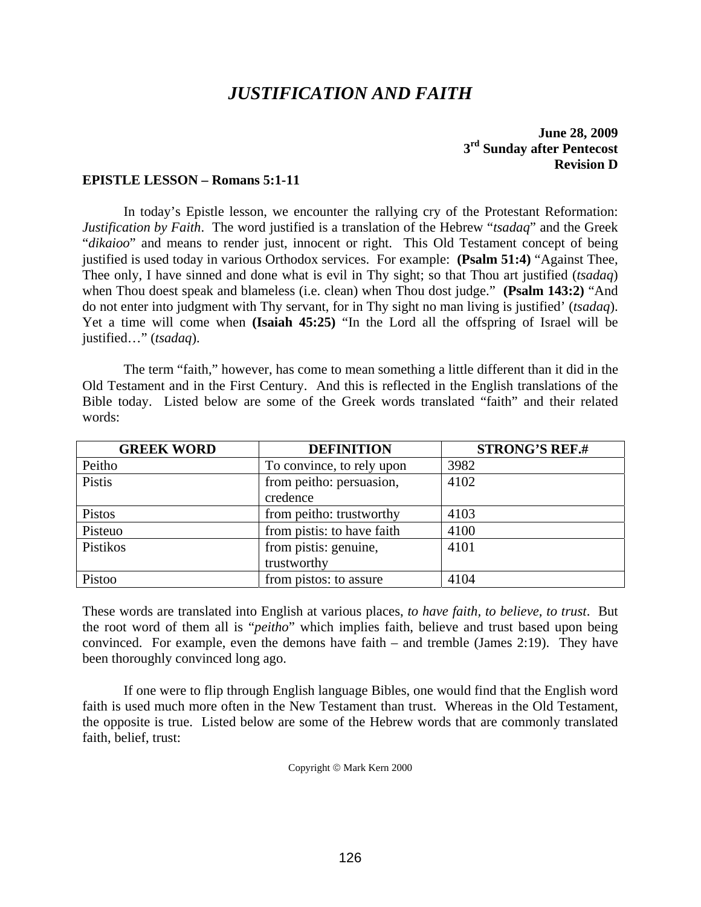# *JUSTIFICATION AND FAITH*

**June 28, 2009**
**3rd Sunday after Pentecost**
**Revision D**

**EPISTLE LESSON – Romans 5:1-11**

In today's Epistle lesson, we encounter the rallying cry of the Protestant Reformation: *Justification by Faith*. The word justified is a translation of the Hebrew "*tsadaq*" and the Greek "*dikaioo*" and means to render just, innocent or right. This Old Testament concept of being justified is used today in various Orthodox services. For example: **(Psalm 51:4)** "Against Thee, Thee only, I have sinned and done what is evil in Thy sight; so that Thou art justified (*tsadaq*) when Thou doest speak and blameless (i.e. clean) when Thou dost judge." **(Psalm 143:2)** "And do not enter into judgment with Thy servant, for in Thy sight no man living is justified' (*tsadaq*). Yet a time will come when **(Isaiah 45:25)** "In the Lord all the offspring of Israel will be justified…" (*tsadaq*).

The term "faith," however, has come to mean something a little different than it did in the Old Testament and in the First Century. And this is reflected in the English translations of the Bible today. Listed below are some of the Greek words translated "faith" and their related words:

| GREEK WORD | DEFINITION | STRONG'S REF.# |
|---|---|---|
| Peitho | To convince, to rely upon | 3982 |
| Pistis | from peitho: persuasion, credence | 4102 |
| Pistos | from peitho: trustworthy | 4103 |
| Pisteuo | from pistis: to have faith | 4100 |
| Pistikos | from pistis: genuine, trustworthy | 4101 |
| Pistoo | from pistos: to assure | 4104 |

These words are translated into English at various places, *to have faith, to believe, to trust*. But the root word of them all is "*peitho*" which implies faith, believe and trust based upon being convinced. For example, even the demons have faith – and tremble (James 2:19). They have been thoroughly convinced long ago.

If one were to flip through English language Bibles, one would find that the English word faith is used much more often in the New Testament than trust. Whereas in the Old Testament, the opposite is true. Listed below are some of the Hebrew words that are commonly translated faith, belief, trust:

Copyright © Mark Kern 2000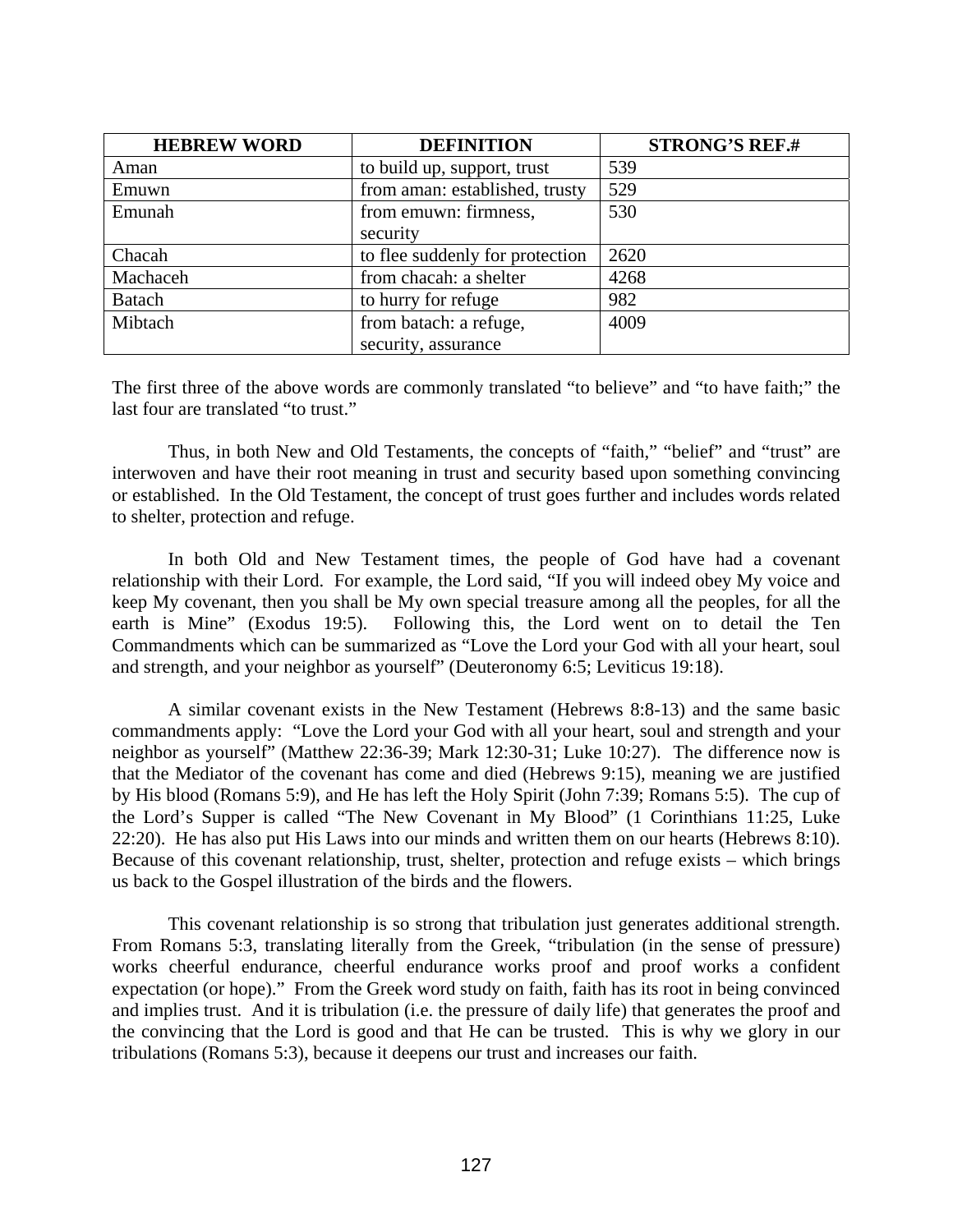| HEBREW WORD | DEFINITION | STRONG'S REF.# |
|---|---|---|
| Aman | to build up, support, trust | 539 |
| Emuwn | from aman: established, trusty | 529 |
| Emunah | from emuwn: firmness, security | 530 |
| Chacah | to flee suddenly for protection | 2620 |
| Machaceh | from chacah: a shelter | 4268 |
| Batach | to hurry for refuge | 982 |
| Mibtach | from batach: a refuge, security, assurance | 4009 |

The first three of the above words are commonly translated "to believe" and "to have faith;" the last four are translated "to trust."

Thus, in both New and Old Testaments, the concepts of "faith," "belief" and "trust" are interwoven and have their root meaning in trust and security based upon something convincing or established. In the Old Testament, the concept of trust goes further and includes words related to shelter, protection and refuge.

In both Old and New Testament times, the people of God have had a covenant relationship with their Lord. For example, the Lord said, "If you will indeed obey My voice and keep My covenant, then you shall be My own special treasure among all the peoples, for all the earth is Mine" (Exodus 19:5). Following this, the Lord went on to detail the Ten Commandments which can be summarized as "Love the Lord your God with all your heart, soul and strength, and your neighbor as yourself" (Deuteronomy 6:5; Leviticus 19:18).

A similar covenant exists in the New Testament (Hebrews 8:8-13) and the same basic commandments apply: "Love the Lord your God with all your heart, soul and strength and your neighbor as yourself" (Matthew 22:36-39; Mark 12:30-31; Luke 10:27). The difference now is that the Mediator of the covenant has come and died (Hebrews 9:15), meaning we are justified by His blood (Romans 5:9), and He has left the Holy Spirit (John 7:39; Romans 5:5). The cup of the Lord's Supper is called "The New Covenant in My Blood" (1 Corinthians 11:25, Luke 22:20). He has also put His Laws into our minds and written them on our hearts (Hebrews 8:10). Because of this covenant relationship, trust, shelter, protection and refuge exists – which brings us back to the Gospel illustration of the birds and the flowers.

This covenant relationship is so strong that tribulation just generates additional strength. From Romans 5:3, translating literally from the Greek, "tribulation (in the sense of pressure) works cheerful endurance, cheerful endurance works proof and proof works a confident expectation (or hope)." From the Greek word study on faith, faith has its root in being convinced and implies trust. And it is tribulation (i.e. the pressure of daily life) that generates the proof and the convincing that the Lord is good and that He can be trusted. This is why we glory in our tribulations (Romans 5:3), because it deepens our trust and increases our faith.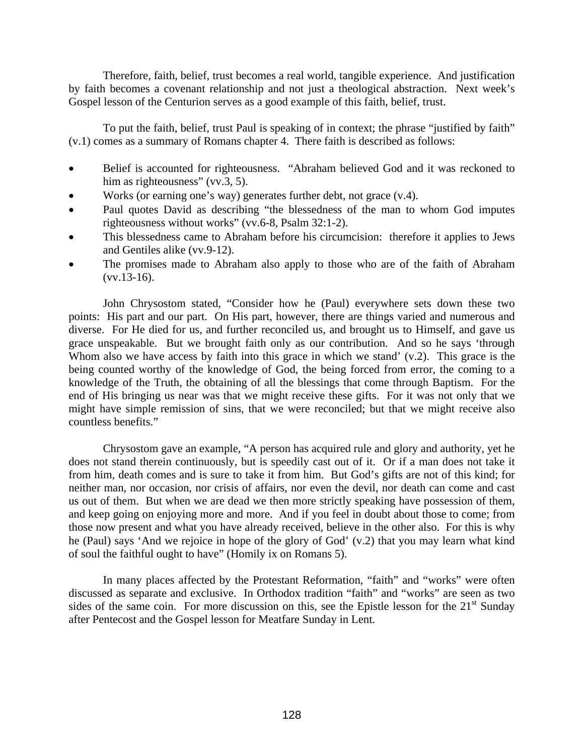Therefore, faith, belief, trust becomes a real world, tangible experience. And justification by faith becomes a covenant relationship and not just a theological abstraction. Next week's Gospel lesson of the Centurion serves as a good example of this faith, belief, trust.

To put the faith, belief, trust Paul is speaking of in context; the phrase "justified by faith" (v.1) comes as a summary of Romans chapter 4. There faith is described as follows:

- Belief is accounted for righteousness. "Abraham believed God and it was reckoned to him as righteousness" (vv.3, 5).
- Works (or earning one's way) generates further debt, not grace (v.4).
- Paul quotes David as describing "the blessedness of the man to whom God imputes righteousness without works" (vv.6-8, Psalm 32:1-2).
- This blessedness came to Abraham before his circumcision: therefore it applies to Jews and Gentiles alike (vv.9-12).
- The promises made to Abraham also apply to those who are of the faith of Abraham (vv.13-16).

John Chrysostom stated, "Consider how he (Paul) everywhere sets down these two points: His part and our part. On His part, however, there are things varied and numerous and diverse. For He died for us, and further reconciled us, and brought us to Himself, and gave us grace unspeakable. But we brought faith only as our contribution. And so he says 'through Whom also we have access by faith into this grace in which we stand' (v.2). This grace is the being counted worthy of the knowledge of God, the being forced from error, the coming to a knowledge of the Truth, the obtaining of all the blessings that come through Baptism. For the end of His bringing us near was that we might receive these gifts. For it was not only that we might have simple remission of sins, that we were reconciled; but that we might receive also countless benefits."

Chrysostom gave an example, "A person has acquired rule and glory and authority, yet he does not stand therein continuously, but is speedily cast out of it. Or if a man does not take it from him, death comes and is sure to take it from him. But God's gifts are not of this kind; for neither man, nor occasion, nor crisis of affairs, nor even the devil, nor death can come and cast us out of them. But when we are dead we then more strictly speaking have possession of them, and keep going on enjoying more and more. And if you feel in doubt about those to come; from those now present and what you have already received, believe in the other also. For this is why he (Paul) says 'And we rejoice in hope of the glory of God' (v.2) that you may learn what kind of soul the faithful ought to have" (Homily ix on Romans 5).

In many places affected by the Protestant Reformation, "faith" and "works" were often discussed as separate and exclusive. In Orthodox tradition "faith" and "works" are seen as two sides of the same coin. For more discussion on this, see the Epistle lesson for the 21st Sunday after Pentecost and the Gospel lesson for Meatfare Sunday in Lent.